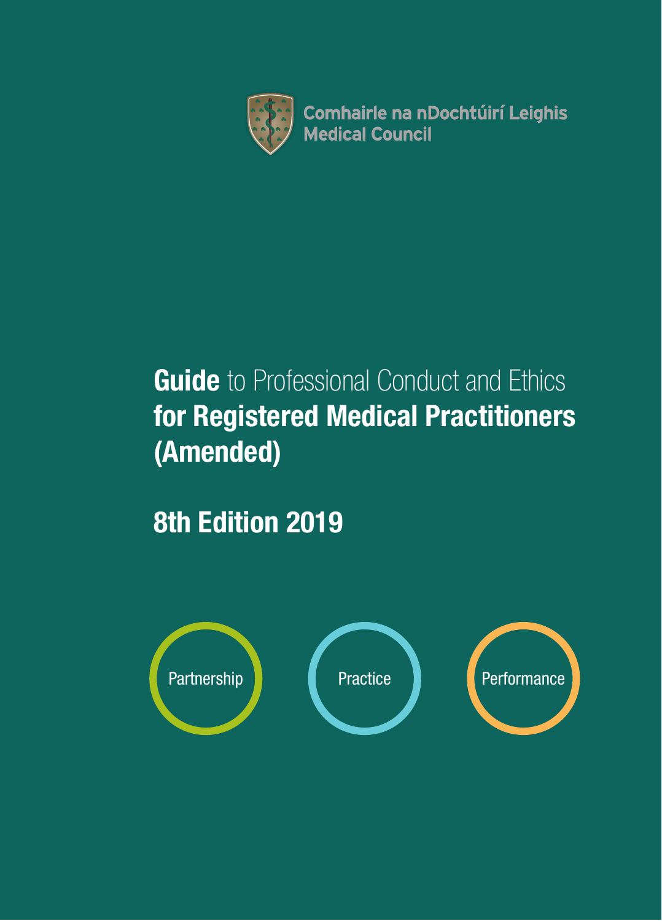Comhairle na nDochtúirí Leighis
Medical Council

# **Guide** to Professional Conduct and Ethics **for Registered Medical Practitioners (Amended)**

## 8th Edition 2019

Partnership

Practice

Performance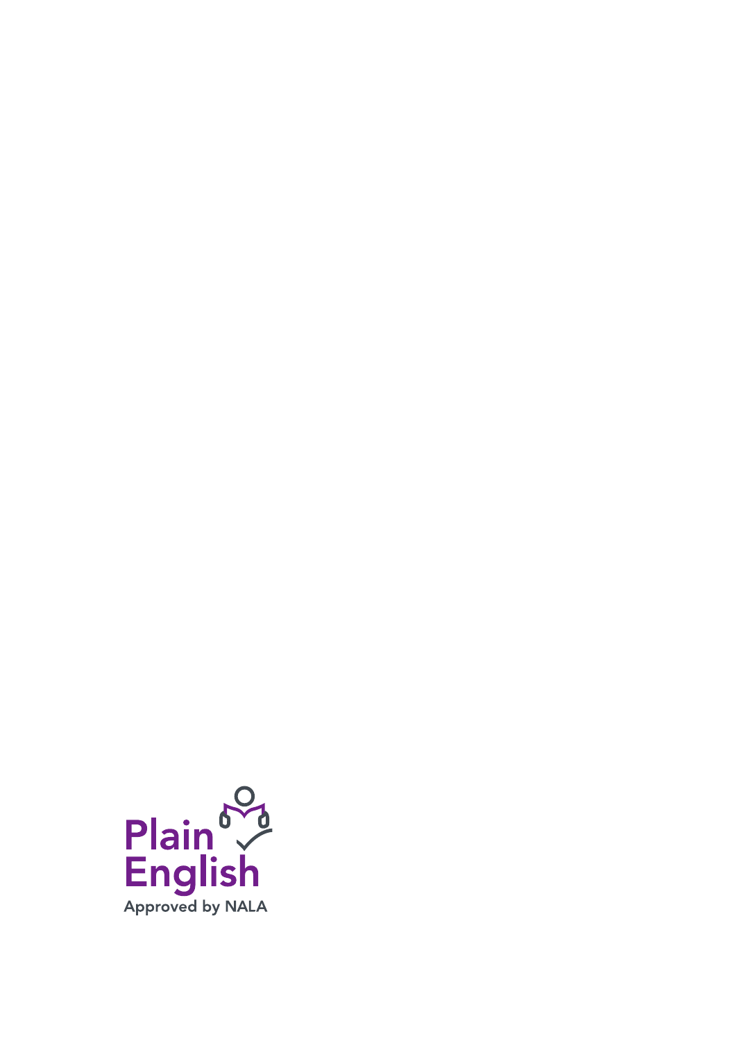Plain English

Approved by NALA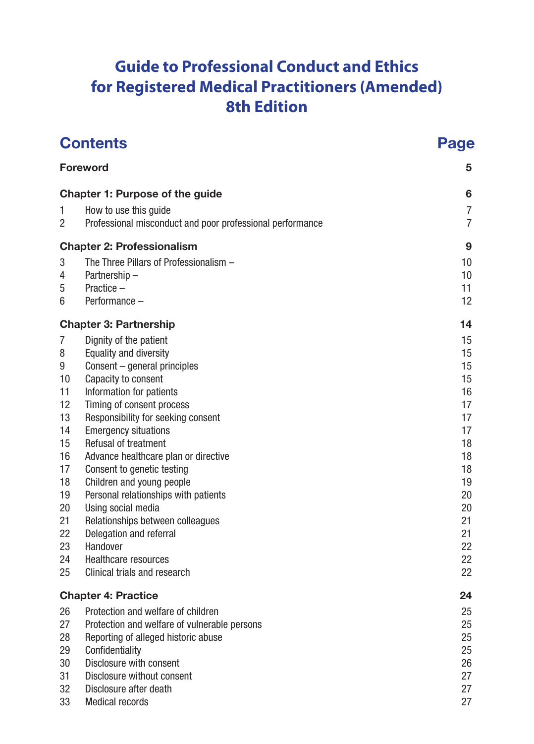# Guide to Professional Conduct and Ethics for Registered Medical Practitioners (Amended) 8th Edition

| Contents | | Page |
|---|---|---|
| **Foreword** | | **5** |
| **Chapter 1: Purpose of the guide** | | **6** |
| 1 | How to use this guide | 7 |
| 2 | Professional misconduct and poor professional performance | 7 |
| **Chapter 2: Professionalism** | | **9** |
| 3 | The Three Pillars of Professionalism – | 10 |
| 4 | Partnership – | 10 |
| 5 | Practice – | 11 |
| 6 | Performance – | 12 |
| **Chapter 3: Partnership** | | **14** |
| 7 | Dignity of the patient | 15 |
| 8 | Equality and diversity | 15 |
| 9 | Consent – general principles | 15 |
| 10 | Capacity to consent | 15 |
| 11 | Information for patients | 16 |
| 12 | Timing of consent process | 17 |
| 13 | Responsibility for seeking consent | 17 |
| 14 | Emergency situations | 17 |
| 15 | Refusal of treatment | 18 |
| 16 | Advance healthcare plan or directive | 18 |
| 17 | Consent to genetic testing | 18 |
| 18 | Children and young people | 19 |
| 19 | Personal relationships with patients | 20 |
| 20 | Using social media | 20 |
| 21 | Relationships between colleagues | 21 |
| 22 | Delegation and referral | 21 |
| 23 | Handover | 22 |
| 24 | Healthcare resources | 22 |
| 25 | Clinical trials and research | 22 |
| **Chapter 4: Practice** | | **24** |
| 26 | Protection and welfare of children | 25 |
| 27 | Protection and welfare of vulnerable persons | 25 |
| 28 | Reporting of alleged historic abuse | 25 |
| 29 | Confidentiality | 25 |
| 30 | Disclosure with consent | 26 |
| 31 | Disclosure without consent | 27 |
| 32 | Disclosure after death | 27 |
| 33 | Medical records | 27 |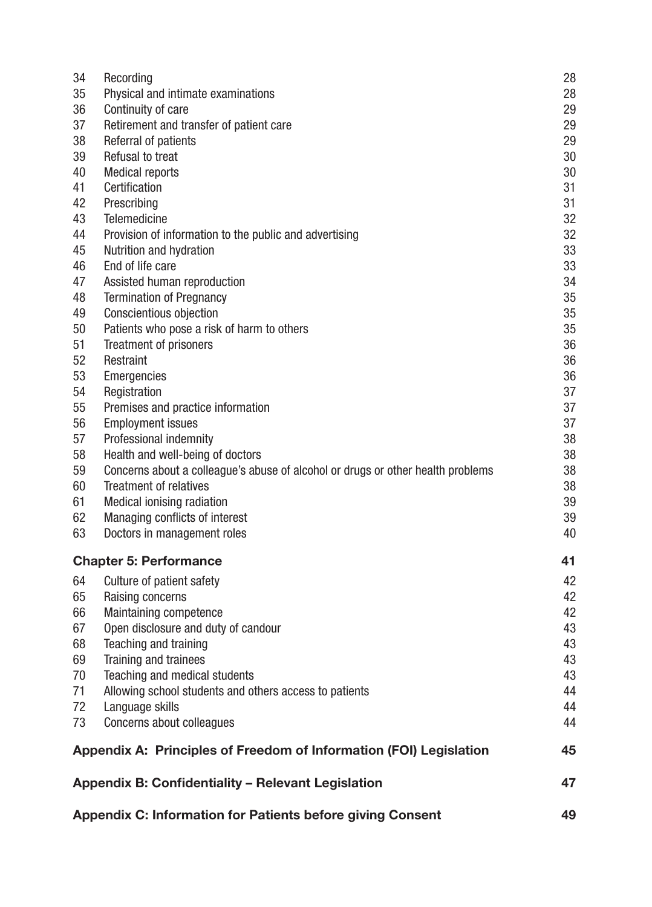| | | |
|---|---|---|
| 34 | Recording | 28 |
| 35 | Physical and intimate examinations | 28 |
| 36 | Continuity of care | 29 |
| 37 | Retirement and transfer of patient care | 29 |
| 38 | Referral of patients | 29 |
| 39 | Refusal to treat | 30 |
| 40 | Medical reports | 30 |
| 41 | Certification | 31 |
| 42 | Prescribing | 31 |
| 43 | Telemedicine | 32 |
| 44 | Provision of information to the public and advertising | 32 |
| 45 | Nutrition and hydration | 33 |
| 46 | End of life care | 33 |
| 47 | Assisted human reproduction | 34 |
| 48 | Termination of Pregnancy | 35 |
| 49 | Conscientious objection | 35 |
| 50 | Patients who pose a risk of harm to others | 35 |
| 51 | Treatment of prisoners | 36 |
| 52 | Restraint | 36 |
| 53 | Emergencies | 36 |
| 54 | Registration | 37 |
| 55 | Premises and practice information | 37 |
| 56 | Employment issues | 37 |
| 57 | Professional indemnity | 38 |
| 58 | Health and well-being of doctors | 38 |
| 59 | Concerns about a colleague's abuse of alcohol or drugs or other health problems | 38 |
| 60 | Treatment of relatives | 38 |
| 61 | Medical ionising radiation | 39 |
| 62 | Managing conflicts of interest | 39 |
| 63 | Doctors in management roles | 40 |
| | **Chapter 5: Performance** | **41** |
| 64 | Culture of patient safety | 42 |
| 65 | Raising concerns | 42 |
| 66 | Maintaining competence | 42 |
| 67 | Open disclosure and duty of candour | 43 |
| 68 | Teaching and training | 43 |
| 69 | Training and trainees | 43 |
| 70 | Teaching and medical students | 43 |
| 71 | Allowing school students and others access to patients | 44 |
| 72 | Language skills | 44 |
| 73 | Concerns about colleagues | 44 |
| | **Appendix A: Principles of Freedom of Information (FOI) Legislation** | **45** |
| | **Appendix B: Confidentiality – Relevant Legislation** | **47** |
| | **Appendix C: Information for Patients before giving Consent** | **49** |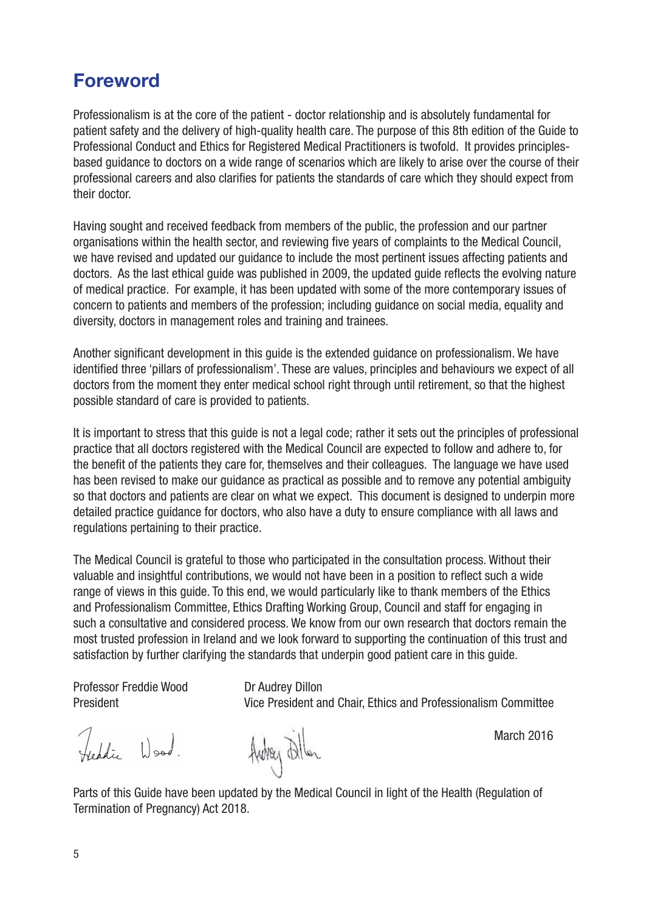# Foreword

Professionalism is at the core of the patient - doctor relationship and is absolutely fundamental for patient safety and the delivery of high-quality health care. The purpose of this 8th edition of the Guide to Professional Conduct and Ethics for Registered Medical Practitioners is twofold. It provides principles-based guidance to doctors on a wide range of scenarios which are likely to arise over the course of their professional careers and also clarifies for patients the standards of care which they should expect from their doctor.

Having sought and received feedback from members of the public, the profession and our partner organisations within the health sector, and reviewing five years of complaints to the Medical Council, we have revised and updated our guidance to include the most pertinent issues affecting patients and doctors. As the last ethical guide was published in 2009, the updated guide reflects the evolving nature of medical practice. For example, it has been updated with some of the more contemporary issues of concern to patients and members of the profession; including guidance on social media, equality and diversity, doctors in management roles and training and trainees.

Another significant development in this guide is the extended guidance on professionalism. We have identified three 'pillars of professionalism'. These are values, principles and behaviours we expect of all doctors from the moment they enter medical school right through until retirement, so that the highest possible standard of care is provided to patients.

It is important to stress that this guide is not a legal code; rather it sets out the principles of professional practice that all doctors registered with the Medical Council are expected to follow and adhere to, for the benefit of the patients they care for, themselves and their colleagues. The language we have used has been revised to make our guidance as practical as possible and to remove any potential ambiguity so that doctors and patients are clear on what we expect. This document is designed to underpin more detailed practice guidance for doctors, who also have a duty to ensure compliance with all laws and regulations pertaining to their practice.

The Medical Council is grateful to those who participated in the consultation process. Without their valuable and insightful contributions, we would not have been in a position to reflect such a wide range of views in this guide. To this end, we would particularly like to thank members of the Ethics and Professionalism Committee, Ethics Drafting Working Group, Council and staff for engaging in such a consultative and considered process. We know from our own research that doctors remain the most trusted profession in Ireland and we look forward to supporting the continuation of this trust and satisfaction by further clarifying the standards that underpin good patient care in this guide.

Professor Freddie Wood
President

Dr Audrey Dillon
Vice President and Chair, Ethics and Professionalism Committee

March 2016

Parts of this Guide have been updated by the Medical Council in light of the Health (Regulation of Termination of Pregnancy) Act 2018.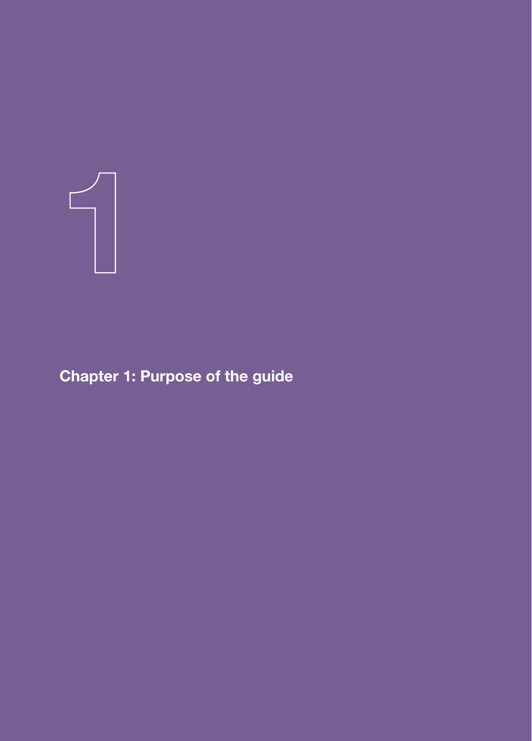# Chapter 1: Purpose of the guide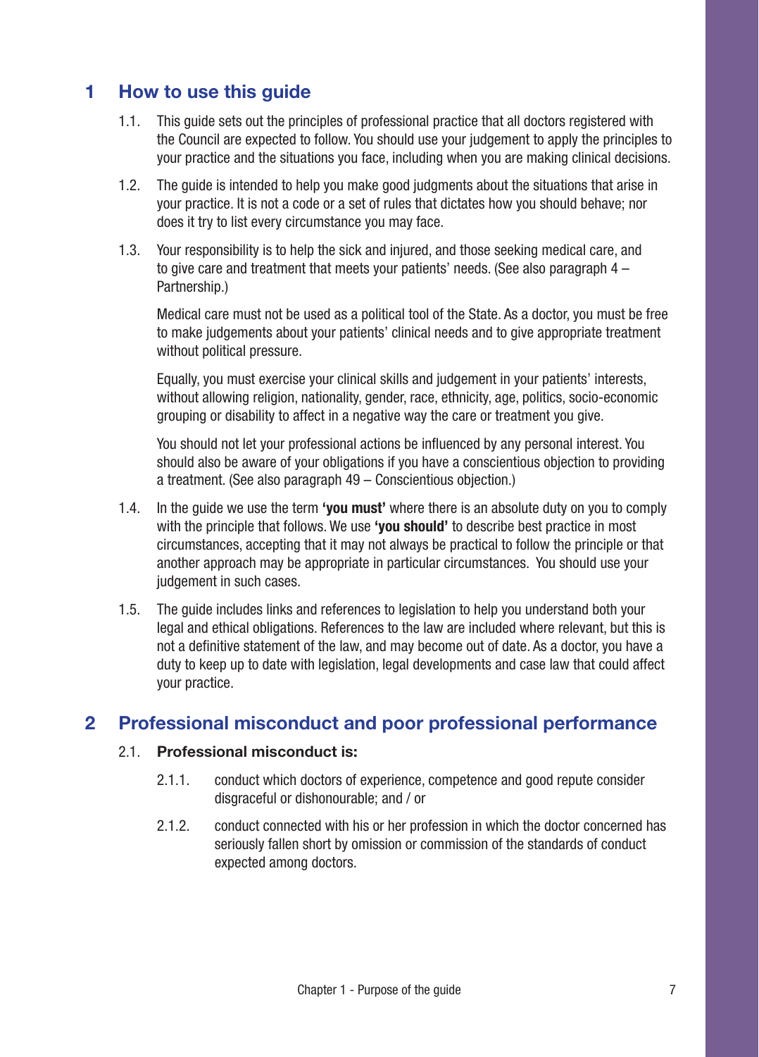# 1 How to use this guide

1.1. This guide sets out the principles of professional practice that all doctors registered with the Council are expected to follow. You should use your judgement to apply the principles to your practice and the situations you face, including when you are making clinical decisions.

1.2. The guide is intended to help you make good judgments about the situations that arise in your practice. It is not a code or a set of rules that dictates how you should behave; nor does it try to list every circumstance you may face.

1.3. Your responsibility is to help the sick and injured, and those seeking medical care, and to give care and treatment that meets your patients' needs. (See also paragraph 4 – Partnership.)

Medical care must not be used as a political tool of the State. As a doctor, you must be free to make judgements about your patients' clinical needs and to give appropriate treatment without political pressure.

Equally, you must exercise your clinical skills and judgement in your patients' interests, without allowing religion, nationality, gender, race, ethnicity, age, politics, socio-economic grouping or disability to affect in a negative way the care or treatment you give.

You should not let your professional actions be influenced by any personal interest. You should also be aware of your obligations if you have a conscientious objection to providing a treatment. (See also paragraph 49 – Conscientious objection.)

1.4. In the guide we use the term **'you must'** where there is an absolute duty on you to comply with the principle that follows. We use **'you should'** to describe best practice in most circumstances, accepting that it may not always be practical to follow the principle or that another approach may be appropriate in particular circumstances. You should use your judgement in such cases.

1.5. The guide includes links and references to legislation to help you understand both your legal and ethical obligations. References to the law are included where relevant, but this is not a definitive statement of the law, and may become out of date. As a doctor, you have a duty to keep up to date with legislation, legal developments and case law that could affect your practice.

# 2 Professional misconduct and poor professional performance

2.1. **Professional misconduct is:**

2.1.1. conduct which doctors of experience, competence and good repute consider disgraceful or dishonourable; and / or

2.1.2. conduct connected with his or her profession in which the doctor concerned has seriously fallen short by omission or commission of the standards of conduct expected among doctors.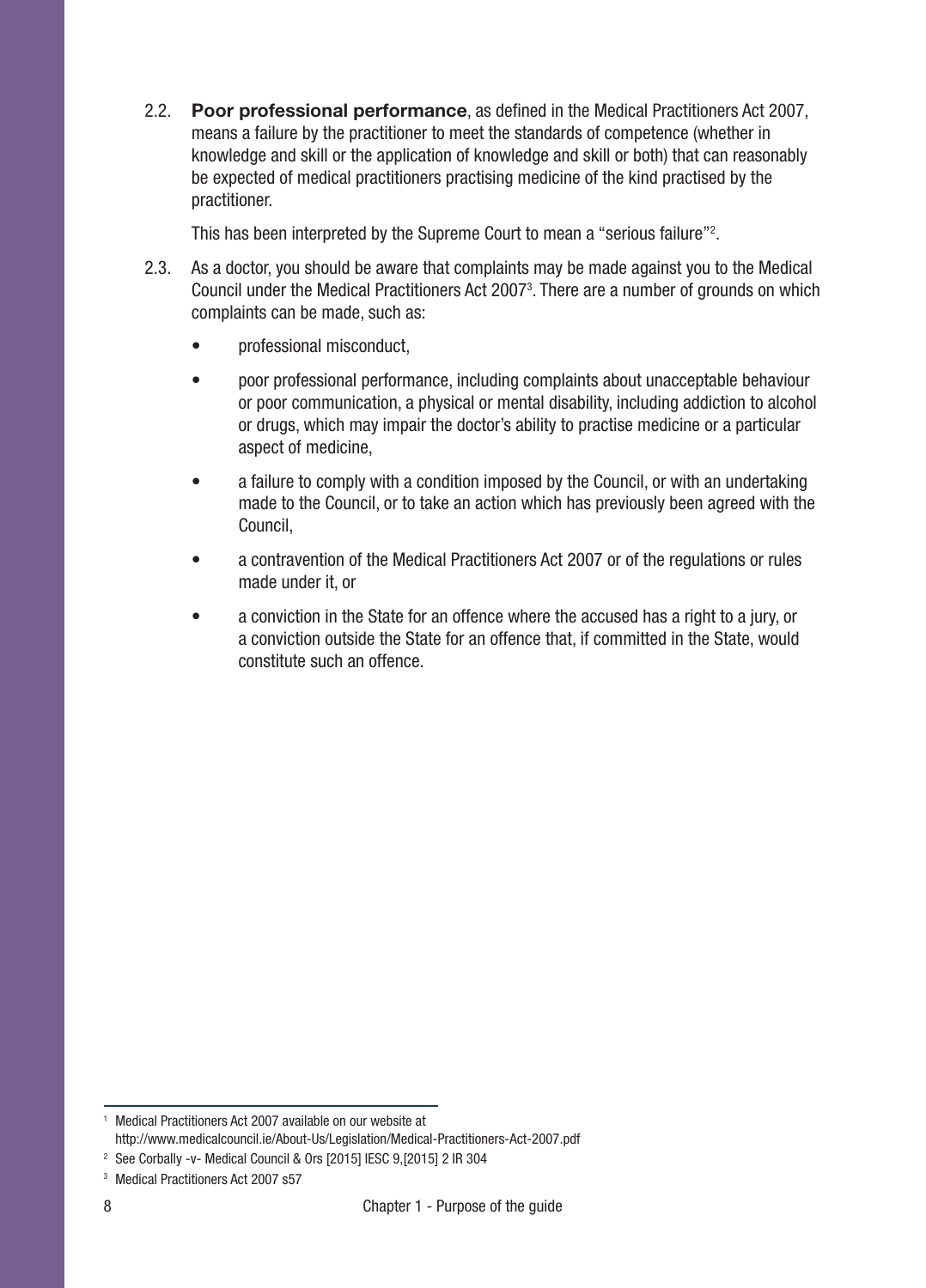2.2. **Poor professional performance**, as defined in the Medical Practitioners Act 2007, means a failure by the practitioner to meet the standards of competence (whether in knowledge and skill or the application of knowledge and skill or both) that can reasonably be expected of medical practitioners practising medicine of the kind practised by the practitioner.

This has been interpreted by the Supreme Court to mean a "serious failure"[2].

2.3. As a doctor, you should be aware that complaints may be made against you to the Medical Council under the Medical Practitioners Act 2007[3]. There are a number of grounds on which complaints can be made, such as:

- professional misconduct,
- poor professional performance, including complaints about unacceptable behaviour or poor communication, a physical or mental disability, including addiction to alcohol or drugs, which may impair the doctor's ability to practise medicine or a particular aspect of medicine,
- a failure to comply with a condition imposed by the Council, or with an undertaking made to the Council, or to take an action which has previously been agreed with the Council,
- a contravention of the Medical Practitioners Act 2007 or of the regulations or rules made under it, or
- a conviction in the State for an offence where the accused has a right to a jury, or a conviction outside the State for an offence that, if committed in the State, would constitute such an offence.

---

[1] Medical Practitioners Act 2007 available on our website at http://www.medicalcouncil.ie/About-Us/Legislation/Medical-Practitioners-Act-2007.pdf

[2] See Corbally -v- Medical Council & Ors [2015] IESC 9,[2015] 2 IR 304

[3] Medical Practitioners Act 2007 s57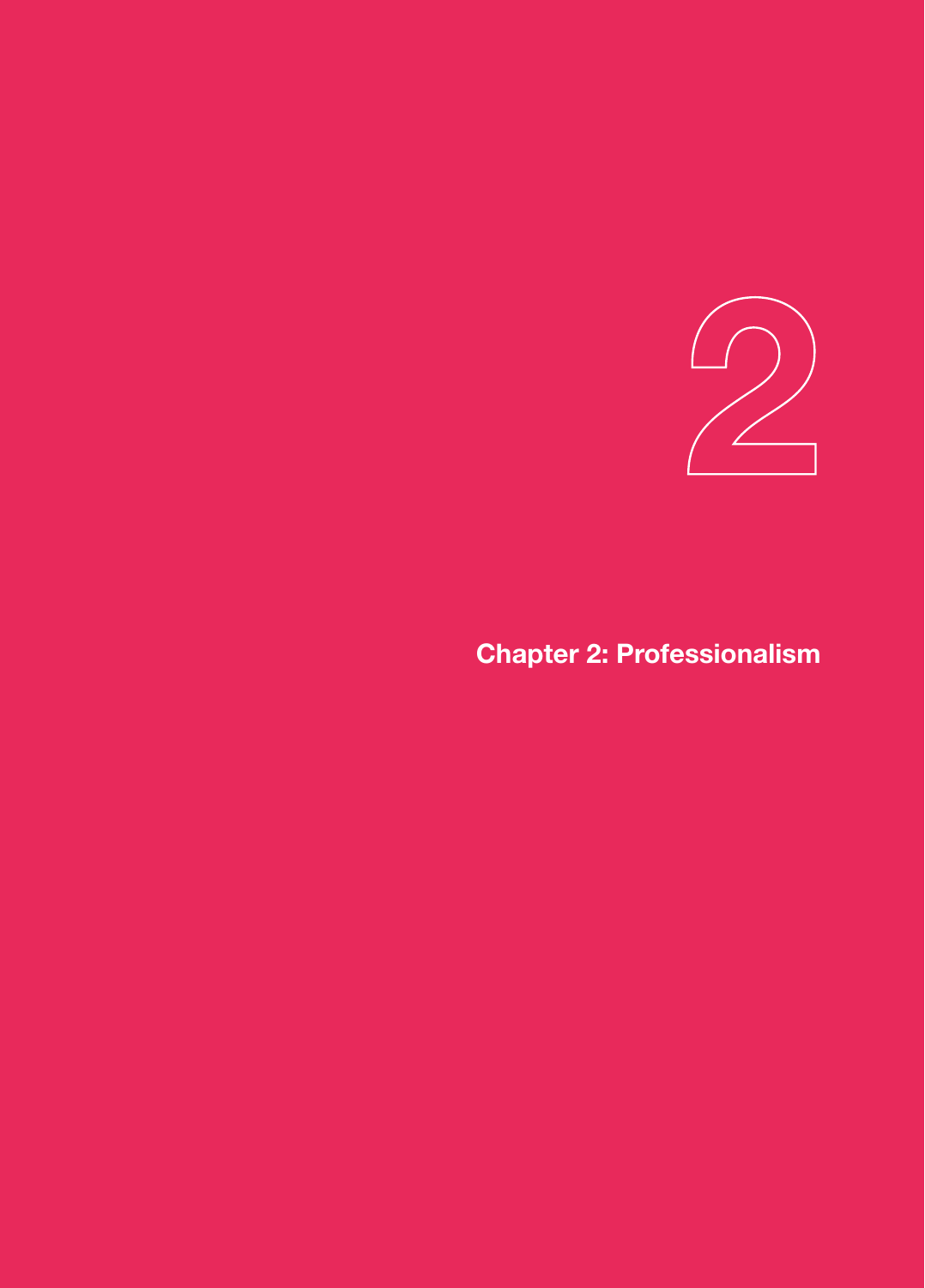2

# Chapter 2: Professionalism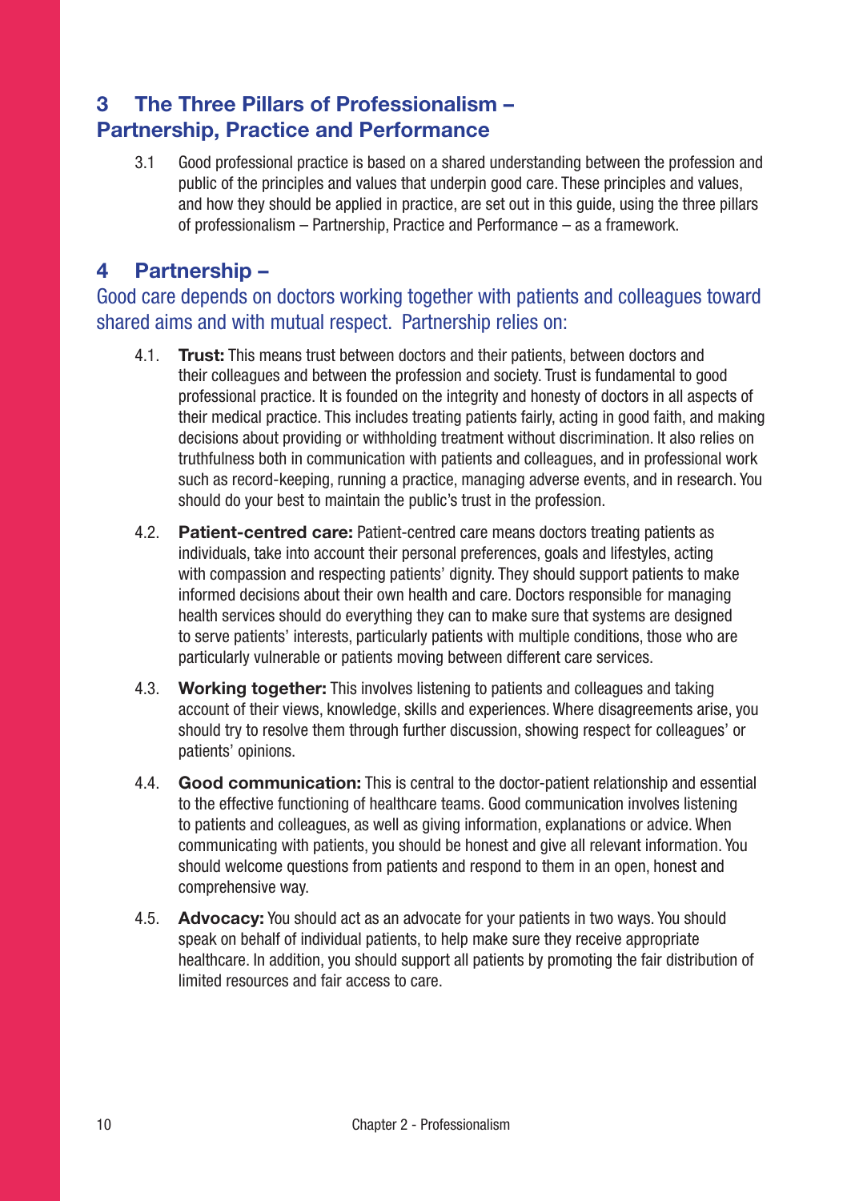## 3 The Three Pillars of Professionalism – Partnership, Practice and Performance

3.1 Good professional practice is based on a shared understanding between the profession and public of the principles and values that underpin good care. These principles and values, and how they should be applied in practice, are set out in this guide, using the three pillars of professionalism – Partnership, Practice and Performance – as a framework.

## 4 Partnership –

Good care depends on doctors working together with patients and colleagues toward shared aims and with mutual respect. Partnership relies on:

4.1. **Trust:** This means trust between doctors and their patients, between doctors and their colleagues and between the profession and society. Trust is fundamental to good professional practice. It is founded on the integrity and honesty of doctors in all aspects of their medical practice. This includes treating patients fairly, acting in good faith, and making decisions about providing or withholding treatment without discrimination. It also relies on truthfulness both in communication with patients and colleagues, and in professional work such as record-keeping, running a practice, managing adverse events, and in research. You should do your best to maintain the public's trust in the profession.

4.2. **Patient-centred care:** Patient-centred care means doctors treating patients as individuals, take into account their personal preferences, goals and lifestyles, acting with compassion and respecting patients' dignity. They should support patients to make informed decisions about their own health and care. Doctors responsible for managing health services should do everything they can to make sure that systems are designed to serve patients' interests, particularly patients with multiple conditions, those who are particularly vulnerable or patients moving between different care services.

4.3. **Working together:** This involves listening to patients and colleagues and taking account of their views, knowledge, skills and experiences. Where disagreements arise, you should try to resolve them through further discussion, showing respect for colleagues' or patients' opinions.

4.4. **Good communication:** This is central to the doctor-patient relationship and essential to the effective functioning of healthcare teams. Good communication involves listening to patients and colleagues, as well as giving information, explanations or advice. When communicating with patients, you should be honest and give all relevant information. You should welcome questions from patients and respond to them in an open, honest and comprehensive way.

4.5. **Advocacy:** You should act as an advocate for your patients in two ways. You should speak on behalf of individual patients, to help make sure they receive appropriate healthcare. In addition, you should support all patients by promoting the fair distribution of limited resources and fair access to care.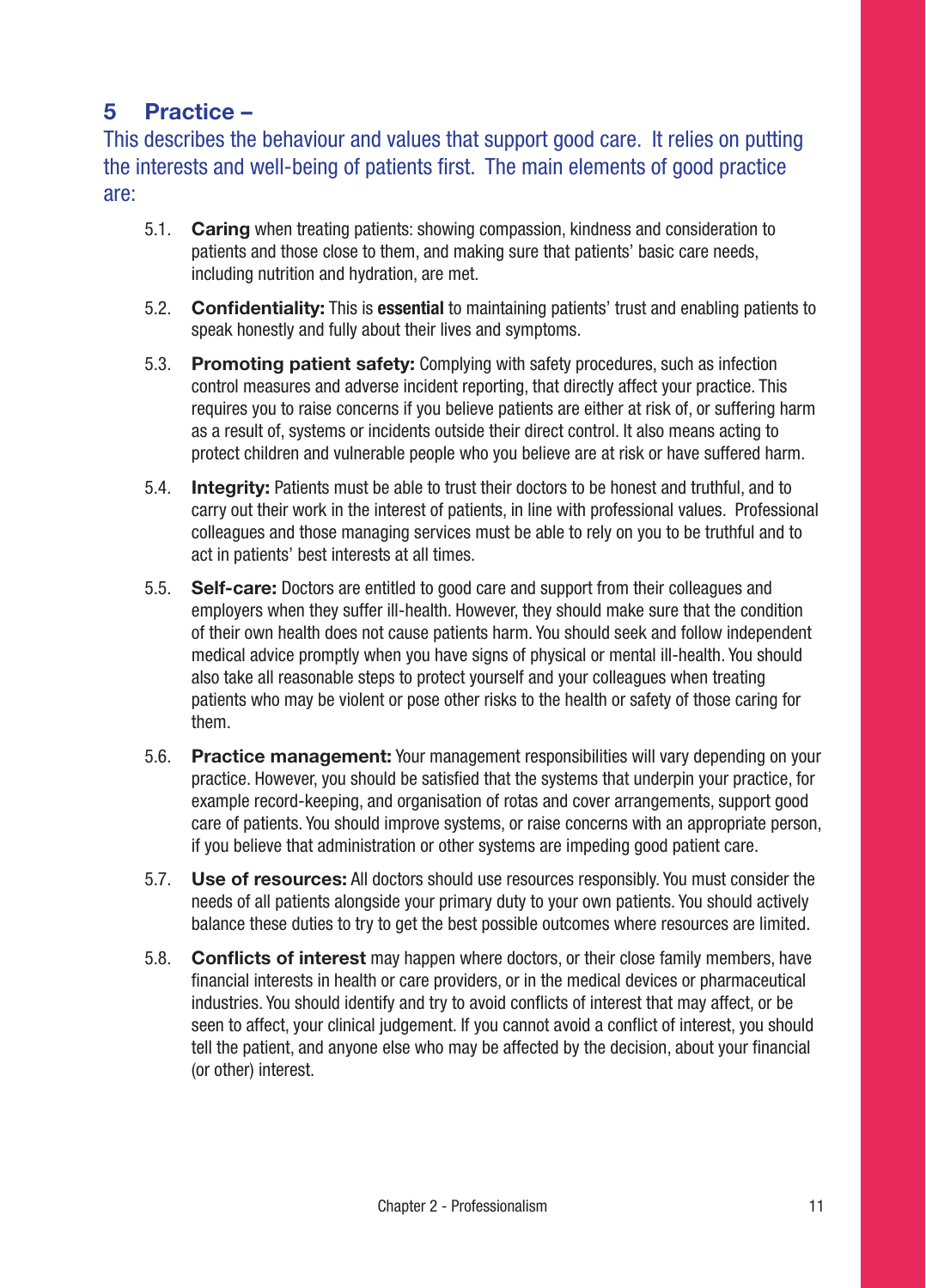## 5 Practice –

This describes the behaviour and values that support good care. It relies on putting the interests and well-being of patients first. The main elements of good practice are:

5.1. **Caring** when treating patients: showing compassion, kindness and consideration to patients and those close to them, and making sure that patients' basic care needs, including nutrition and hydration, are met.

5.2. **Confidentiality:** This is **essential** to maintaining patients' trust and enabling patients to speak honestly and fully about their lives and symptoms.

5.3. **Promoting patient safety:** Complying with safety procedures, such as infection control measures and adverse incident reporting, that directly affect your practice. This requires you to raise concerns if you believe patients are either at risk of, or suffering harm as a result of, systems or incidents outside their direct control. It also means acting to protect children and vulnerable people who you believe are at risk or have suffered harm.

5.4. **Integrity:** Patients must be able to trust their doctors to be honest and truthful, and to carry out their work in the interest of patients, in line with professional values. Professional colleagues and those managing services must be able to rely on you to be truthful and to act in patients' best interests at all times.

5.5. **Self-care:** Doctors are entitled to good care and support from their colleagues and employers when they suffer ill-health. However, they should make sure that the condition of their own health does not cause patients harm. You should seek and follow independent medical advice promptly when you have signs of physical or mental ill-health. You should also take all reasonable steps to protect yourself and your colleagues when treating patients who may be violent or pose other risks to the health or safety of those caring for them.

5.6. **Practice management:** Your management responsibilities will vary depending on your practice. However, you should be satisfied that the systems that underpin your practice, for example record-keeping, and organisation of rotas and cover arrangements, support good care of patients. You should improve systems, or raise concerns with an appropriate person, if you believe that administration or other systems are impeding good patient care.

5.7. **Use of resources:** All doctors should use resources responsibly. You must consider the needs of all patients alongside your primary duty to your own patients. You should actively balance these duties to try to get the best possible outcomes where resources are limited.

5.8. **Conflicts of interest** may happen where doctors, or their close family members, have financial interests in health or care providers, or in the medical devices or pharmaceutical industries. You should identify and try to avoid conflicts of interest that may affect, or be seen to affect, your clinical judgement. If you cannot avoid a conflict of interest, you should tell the patient, and anyone else who may be affected by the decision, about your financial (or other) interest.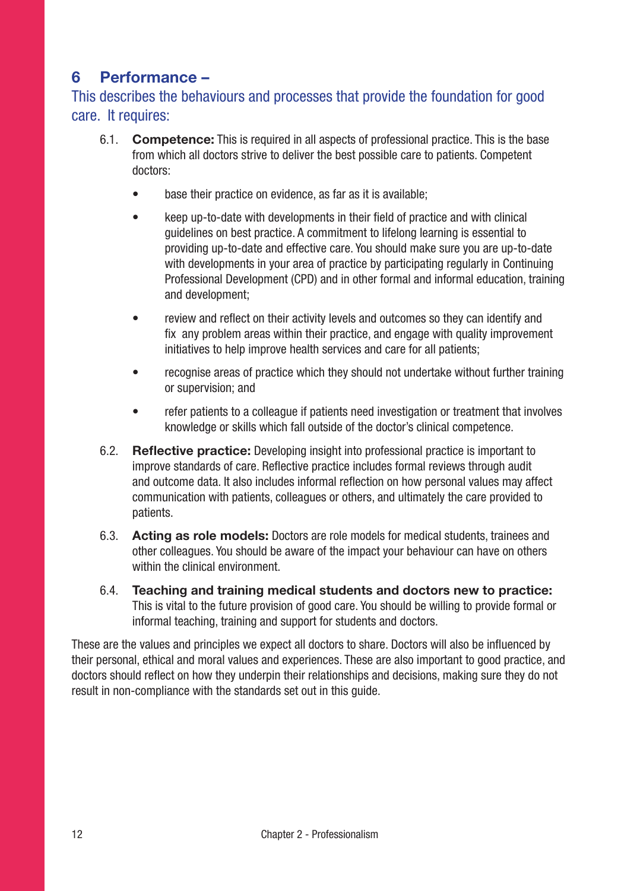## 6 Performance –

This describes the behaviours and processes that provide the foundation for good care. It requires:

6.1. **Competence:** This is required in all aspects of professional practice. This is the base from which all doctors strive to deliver the best possible care to patients. Competent doctors:

- base their practice on evidence, as far as it is available;
- keep up-to-date with developments in their field of practice and with clinical guidelines on best practice. A commitment to lifelong learning is essential to providing up-to-date and effective care. You should make sure you are up-to-date with developments in your area of practice by participating regularly in Continuing Professional Development (CPD) and in other formal and informal education, training and development;
- review and reflect on their activity levels and outcomes so they can identify and fix any problem areas within their practice, and engage with quality improvement initiatives to help improve health services and care for all patients;
- recognise areas of practice which they should not undertake without further training or supervision; and
- refer patients to a colleague if patients need investigation or treatment that involves knowledge or skills which fall outside of the doctor's clinical competence.

6.2. **Reflective practice:** Developing insight into professional practice is important to improve standards of care. Reflective practice includes formal reviews through audit and outcome data. It also includes informal reflection on how personal values may affect communication with patients, colleagues or others, and ultimately the care provided to patients.

6.3. **Acting as role models:** Doctors are role models for medical students, trainees and other colleagues. You should be aware of the impact your behaviour can have on others within the clinical environment.

6.4. **Teaching and training medical students and doctors new to practice:** This is vital to the future provision of good care. You should be willing to provide formal or informal teaching, training and support for students and doctors.

These are the values and principles we expect all doctors to share. Doctors will also be influenced by their personal, ethical and moral values and experiences. These are also important to good practice, and doctors should reflect on how they underpin their relationships and decisions, making sure they do not result in non-compliance with the standards set out in this guide.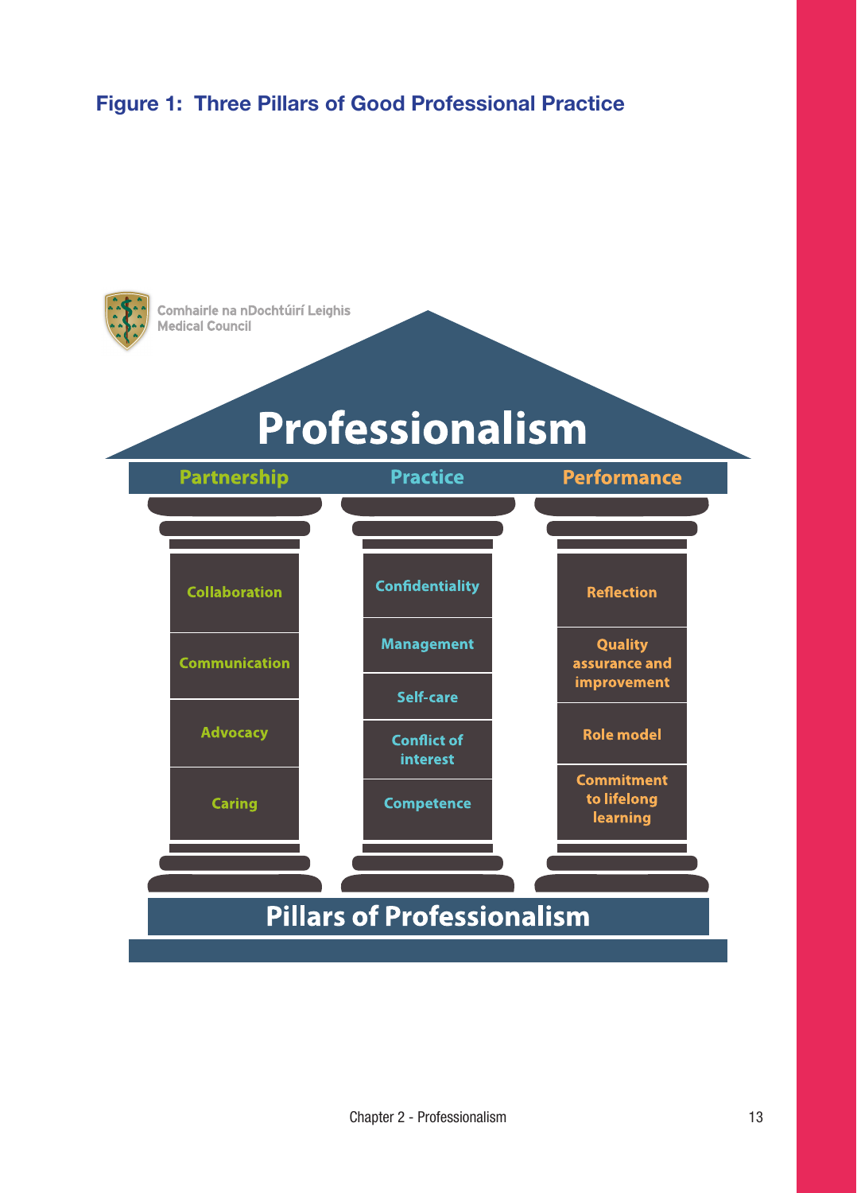**Figure 1: Three Pillars of Good Professional Practice**

Comhairle na nDochtúirí Leighis
Medical Council

# Professionalism

| Partnership | Practice | Performance |
| --- | --- | --- |
| Collaboration | Confidentiality | Reflection |
| Communication | Management | Quality assurance and improvement |
| Advocacy | Self-care | Role model |
| Caring | Conflict of interest | Commitment to lifelong learning |
| | Competence | |

**Pillars of Professionalism**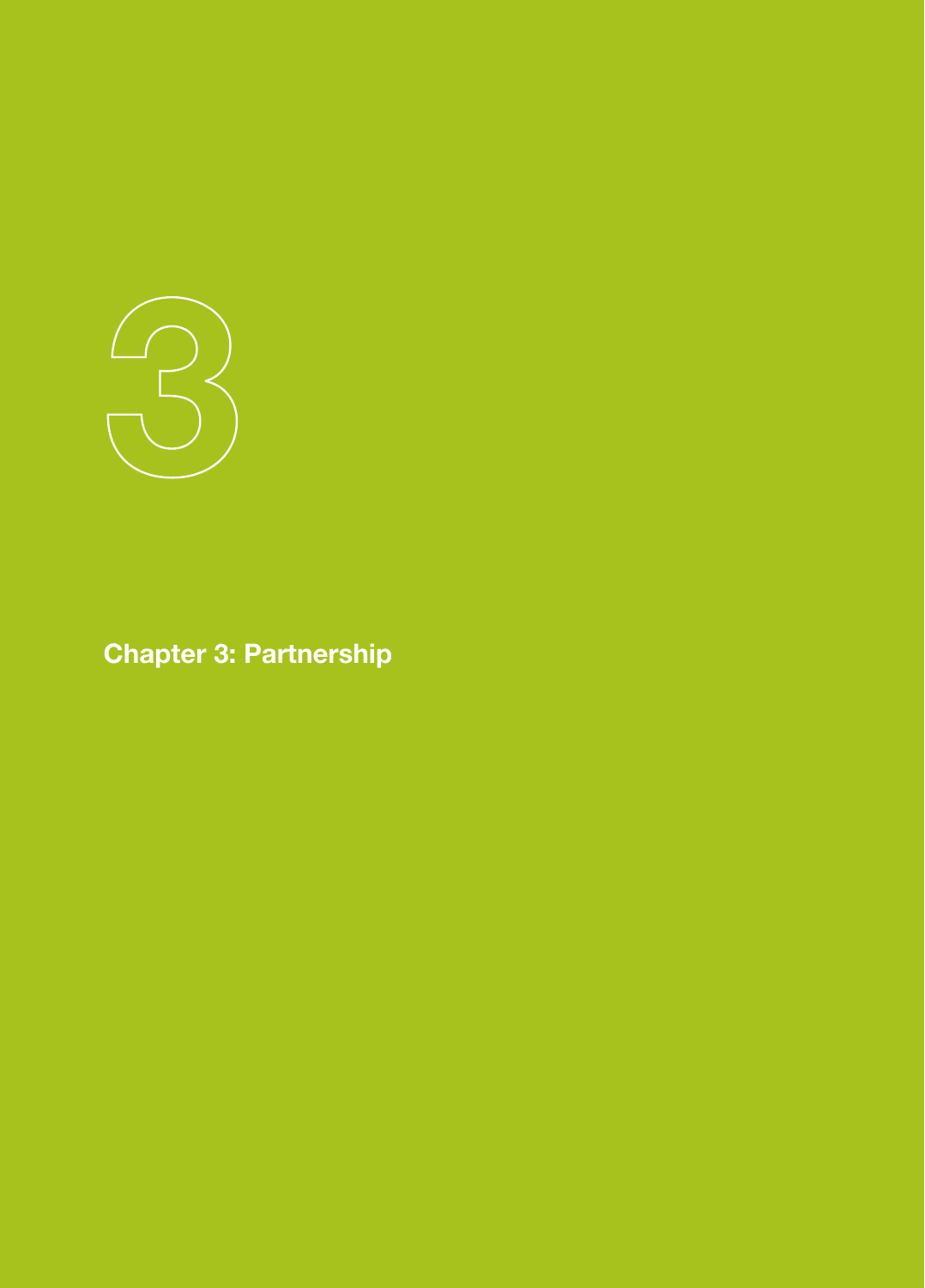# 3

## Chapter 3: Partnership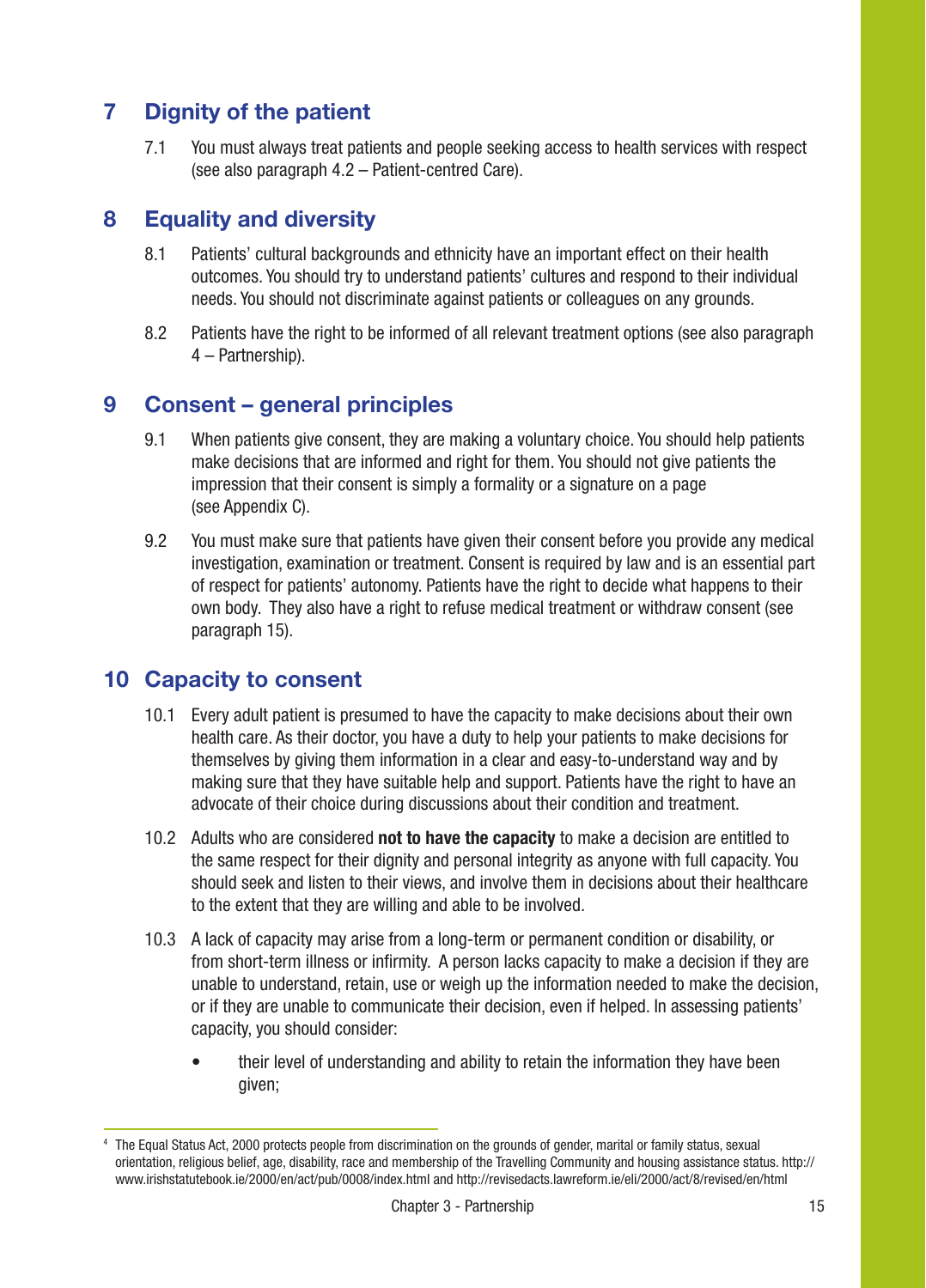## 7 Dignity of the patient

7.1 You must always treat patients and people seeking access to health services with respect (see also paragraph 4.2 – Patient-centred Care).

## 8 Equality and diversity

8.1 Patients' cultural backgrounds and ethnicity have an important effect on their health outcomes. You should try to understand patients' cultures and respond to their individual needs. You should not discriminate against patients or colleagues on any grounds.

8.2 Patients have the right to be informed of all relevant treatment options (see also paragraph 4 – Partnership).

## 9 Consent – general principles

9.1 When patients give consent, they are making a voluntary choice. You should help patients make decisions that are informed and right for them. You should not give patients the impression that their consent is simply a formality or a signature on a page (see Appendix C).

9.2 You must make sure that patients have given their consent before you provide any medical investigation, examination or treatment. Consent is required by law and is an essential part of respect for patients' autonomy. Patients have the right to decide what happens to their own body. They also have a right to refuse medical treatment or withdraw consent (see paragraph 15).

## 10 Capacity to consent

10.1 Every adult patient is presumed to have the capacity to make decisions about their own health care. As their doctor, you have a duty to help your patients to make decisions for themselves by giving them information in a clear and easy-to-understand way and by making sure that they have suitable help and support. Patients have the right to have an advocate of their choice during discussions about their condition and treatment.

10.2 Adults who are considered **not to have the capacity** to make a decision are entitled to the same respect for their dignity and personal integrity as anyone with full capacity. You should seek and listen to their views, and involve them in decisions about their healthcare to the extent that they are willing and able to be involved.

10.3 A lack of capacity may arise from a long-term or permanent condition or disability, or from short-term illness or infirmity. A person lacks capacity to make a decision if they are unable to understand, retain, use or weigh up the information needed to make the decision, or if they are unable to communicate their decision, even if helped. In assessing patients' capacity, you should consider:

- their level of understanding and ability to retain the information they have been given;

---

[4] The Equal Status Act, 2000 protects people from discrimination on the grounds of gender, marital or family status, sexual orientation, religious belief, age, disability, race and membership of the Travelling Community and housing assistance status. http://www.irishstatutebook.ie/2000/en/act/pub/0008/index.html and http://revisedacts.lawreform.ie/eli/2000/act/8/revised/en/html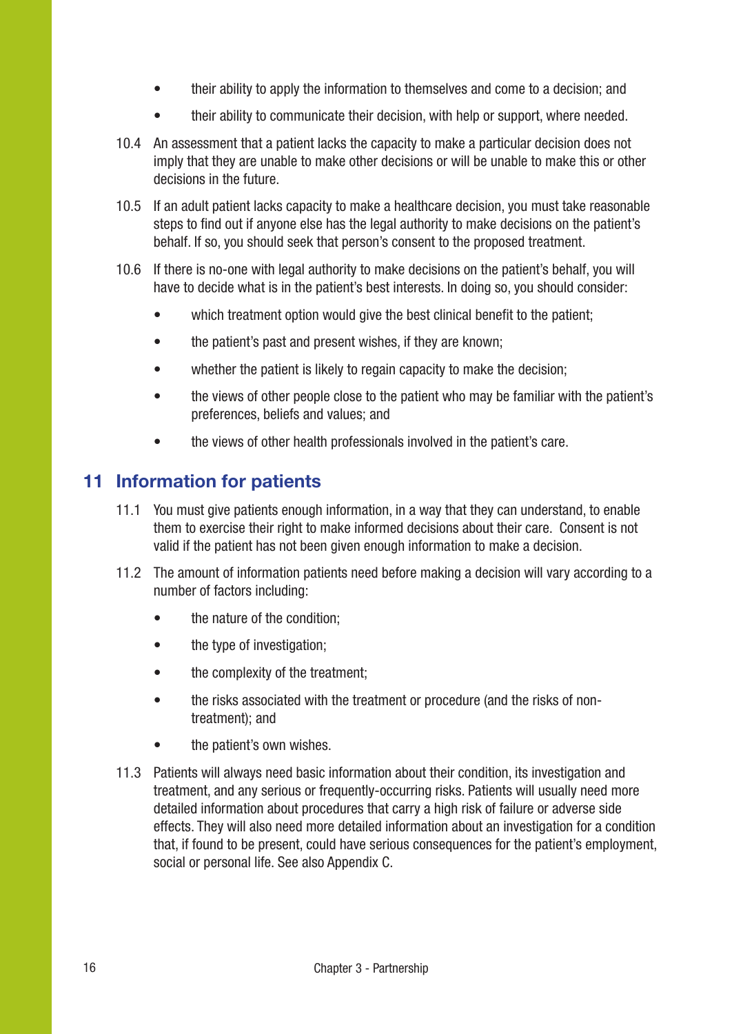- their ability to apply the information to themselves and come to a decision; and
- their ability to communicate their decision, with help or support, where needed.

10.4 An assessment that a patient lacks the capacity to make a particular decision does not imply that they are unable to make other decisions or will be unable to make this or other decisions in the future.

10.5 If an adult patient lacks capacity to make a healthcare decision, you must take reasonable steps to find out if anyone else has the legal authority to make decisions on the patient's behalf. If so, you should seek that person's consent to the proposed treatment.

10.6 If there is no-one with legal authority to make decisions on the patient's behalf, you will have to decide what is in the patient's best interests. In doing so, you should consider:

- which treatment option would give the best clinical benefit to the patient;
- the patient's past and present wishes, if they are known;
- whether the patient is likely to regain capacity to make the decision;
- the views of other people close to the patient who may be familiar with the patient's preferences, beliefs and values; and
- the views of other health professionals involved in the patient's care.

## 11 Information for patients

11.1 You must give patients enough information, in a way that they can understand, to enable them to exercise their right to make informed decisions about their care. Consent is not valid if the patient has not been given enough information to make a decision.

11.2 The amount of information patients need before making a decision will vary according to a number of factors including:

- the nature of the condition;
- the type of investigation;
- the complexity of the treatment;
- the risks associated with the treatment or procedure (and the risks of non-treatment); and
- the patient's own wishes.

11.3 Patients will always need basic information about their condition, its investigation and treatment, and any serious or frequently-occurring risks. Patients will usually need more detailed information about procedures that carry a high risk of failure or adverse side effects. They will also need more detailed information about an investigation for a condition that, if found to be present, could have serious consequences for the patient's employment, social or personal life. See also Appendix C.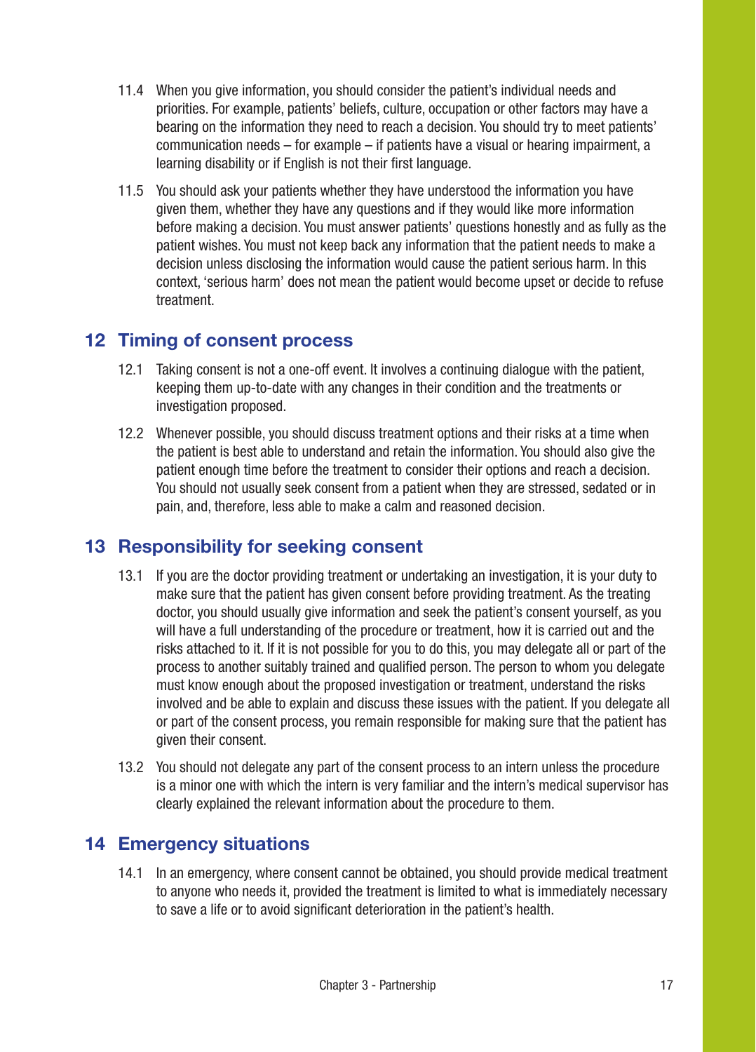11.4 When you give information, you should consider the patient's individual needs and priorities. For example, patients' beliefs, culture, occupation or other factors may have a bearing on the information they need to reach a decision. You should try to meet patients' communication needs – for example – if patients have a visual or hearing impairment, a learning disability or if English is not their first language.

11.5 You should ask your patients whether they have understood the information you have given them, whether they have any questions and if they would like more information before making a decision. You must answer patients' questions honestly and as fully as the patient wishes. You must not keep back any information that the patient needs to make a decision unless disclosing the information would cause the patient serious harm. In this context, 'serious harm' does not mean the patient would become upset or decide to refuse treatment.

## 12 Timing of consent process

12.1 Taking consent is not a one-off event. It involves a continuing dialogue with the patient, keeping them up-to-date with any changes in their condition and the treatments or investigation proposed.

12.2 Whenever possible, you should discuss treatment options and their risks at a time when the patient is best able to understand and retain the information. You should also give the patient enough time before the treatment to consider their options and reach a decision. You should not usually seek consent from a patient when they are stressed, sedated or in pain, and, therefore, less able to make a calm and reasoned decision.

## 13 Responsibility for seeking consent

13.1 If you are the doctor providing treatment or undertaking an investigation, it is your duty to make sure that the patient has given consent before providing treatment. As the treating doctor, you should usually give information and seek the patient's consent yourself, as you will have a full understanding of the procedure or treatment, how it is carried out and the risks attached to it. If it is not possible for you to do this, you may delegate all or part of the process to another suitably trained and qualified person. The person to whom you delegate must know enough about the proposed investigation or treatment, understand the risks involved and be able to explain and discuss these issues with the patient. If you delegate all or part of the consent process, you remain responsible for making sure that the patient has given their consent.

13.2 You should not delegate any part of the consent process to an intern unless the procedure is a minor one with which the intern is very familiar and the intern's medical supervisor has clearly explained the relevant information about the procedure to them.

## 14 Emergency situations

14.1 In an emergency, where consent cannot be obtained, you should provide medical treatment to anyone who needs it, provided the treatment is limited to what is immediately necessary to save a life or to avoid significant deterioration in the patient's health.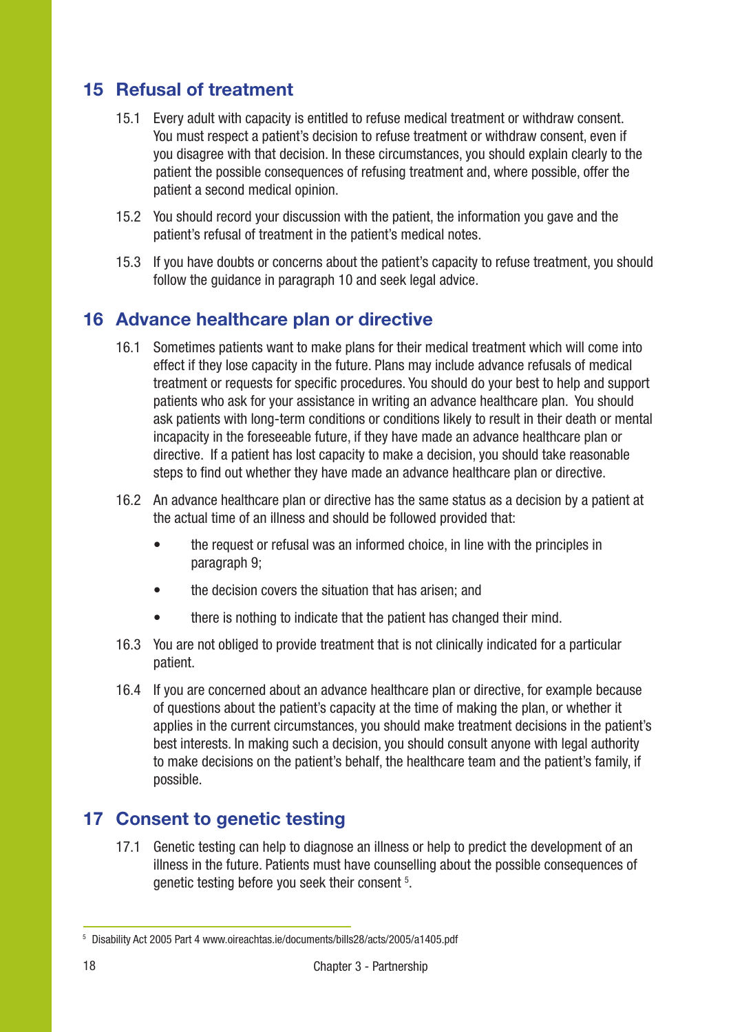## 15 Refusal of treatment

15.1 Every adult with capacity is entitled to refuse medical treatment or withdraw consent. You must respect a patient's decision to refuse treatment or withdraw consent, even if you disagree with that decision. In these circumstances, you should explain clearly to the patient the possible consequences of refusing treatment and, where possible, offer the patient a second medical opinion.

15.2 You should record your discussion with the patient, the information you gave and the patient's refusal of treatment in the patient's medical notes.

15.3 If you have doubts or concerns about the patient's capacity to refuse treatment, you should follow the guidance in paragraph 10 and seek legal advice.

## 16 Advance healthcare plan or directive

16.1 Sometimes patients want to make plans for their medical treatment which will come into effect if they lose capacity in the future. Plans may include advance refusals of medical treatment or requests for specific procedures. You should do your best to help and support patients who ask for your assistance in writing an advance healthcare plan. You should ask patients with long-term conditions or conditions likely to result in their death or mental incapacity in the foreseeable future, if they have made an advance healthcare plan or directive. If a patient has lost capacity to make a decision, you should take reasonable steps to find out whether they have made an advance healthcare plan or directive.

16.2 An advance healthcare plan or directive has the same status as a decision by a patient at the actual time of an illness and should be followed provided that:

- the request or refusal was an informed choice, in line with the principles in paragraph 9;
- the decision covers the situation that has arisen; and
- there is nothing to indicate that the patient has changed their mind.

16.3 You are not obliged to provide treatment that is not clinically indicated for a particular patient.

16.4 If you are concerned about an advance healthcare plan or directive, for example because of questions about the patient's capacity at the time of making the plan, or whether it applies in the current circumstances, you should make treatment decisions in the patient's best interests. In making such a decision, you should consult anyone with legal authority to make decisions on the patient's behalf, the healthcare team and the patient's family, if possible.

## 17 Consent to genetic testing

17.1 Genetic testing can help to diagnose an illness or help to predict the development of an illness in the future. Patients must have counselling about the possible consequences of genetic testing before you seek their consent [5].

[5] Disability Act 2005 Part 4 www.oireachtas.ie/documents/bills28/acts/2005/a1405.pdf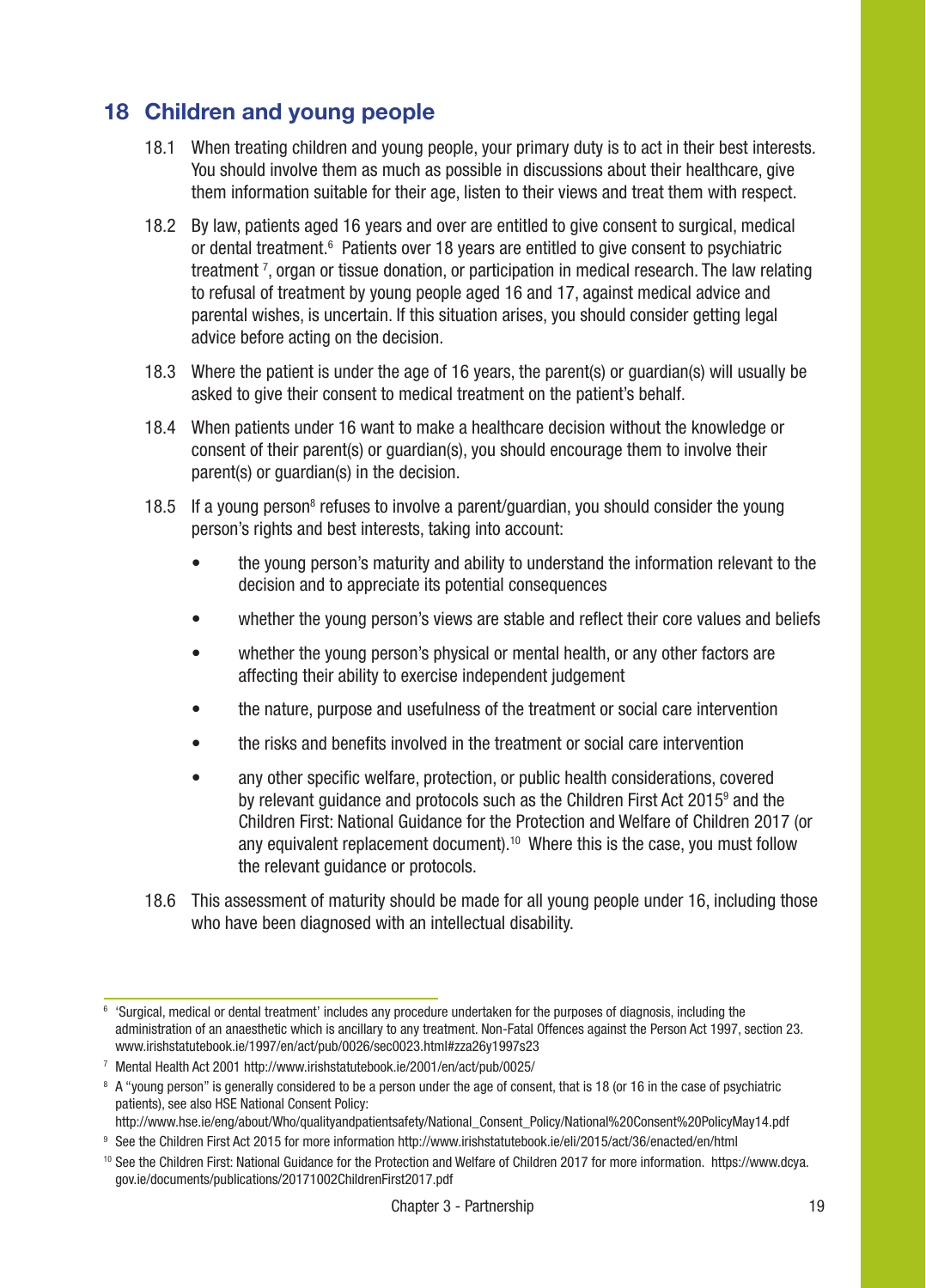## 18 Children and young people

18.1 When treating children and young people, your primary duty is to act in their best interests. You should involve them as much as possible in discussions about their healthcare, give them information suitable for their age, listen to their views and treat them with respect.

18.2 By law, patients aged 16 years and over are entitled to give consent to surgical, medical or dental treatment.[6] Patients over 18 years are entitled to give consent to psychiatric treatment [7], organ or tissue donation, or participation in medical research. The law relating to refusal of treatment by young people aged 16 and 17, against medical advice and parental wishes, is uncertain. If this situation arises, you should consider getting legal advice before acting on the decision.

18.3 Where the patient is under the age of 16 years, the parent(s) or guardian(s) will usually be asked to give their consent to medical treatment on the patient's behalf.

18.4 When patients under 16 want to make a healthcare decision without the knowledge or consent of their parent(s) or guardian(s), you should encourage them to involve their parent(s) or guardian(s) in the decision.

18.5 If a young person[8] refuses to involve a parent/guardian, you should consider the young person's rights and best interests, taking into account:

- the young person's maturity and ability to understand the information relevant to the decision and to appreciate its potential consequences
- whether the young person's views are stable and reflect their core values and beliefs
- whether the young person's physical or mental health, or any other factors are affecting their ability to exercise independent judgement
- the nature, purpose and usefulness of the treatment or social care intervention
- the risks and benefits involved in the treatment or social care intervention
- any other specific welfare, protection, or public health considerations, covered by relevant guidance and protocols such as the Children First Act 2015[9] and the Children First: National Guidance for the Protection and Welfare of Children 2017 (or any equivalent replacement document).[10] Where this is the case, you must follow the relevant guidance or protocols.

18.6 This assessment of maturity should be made for all young people under 16, including those who have been diagnosed with an intellectual disability.

---

[6] 'Surgical, medical or dental treatment' includes any procedure undertaken for the purposes of diagnosis, including the administration of an anaesthetic which is ancillary to any treatment. Non-Fatal Offences against the Person Act 1997, section 23. www.irishstatutebook.ie/1997/en/act/pub/0026/sec0023.html#zza26y1997s23

[7] Mental Health Act 2001 http://www.irishstatutebook.ie/2001/en/act/pub/0025/

[8] A "young person" is generally considered to be a person under the age of consent, that is 18 (or 16 in the case of psychiatric patients), see also HSE National Consent Policy: http://www.hse.ie/eng/about/Who/qualityandpatientsafety/National_Consent_Policy/National%20Consent%20PolicyMay14.pdf

[9] See the Children First Act 2015 for more information http://www.irishstatutebook.ie/eli/2015/act/36/enacted/en/html

[10] See the Children First: National Guidance for the Protection and Welfare of Children 2017 for more information. https://www.dcya.gov.ie/documents/publications/20171002ChildrenFirst2017.pdf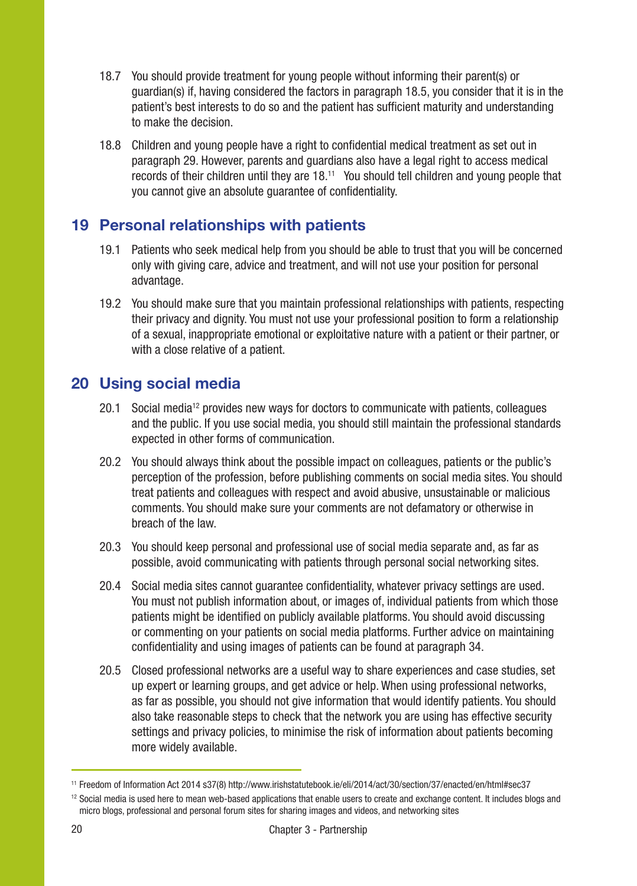18.7 You should provide treatment for young people without informing their parent(s) or guardian(s) if, having considered the factors in paragraph 18.5, you consider that it is in the patient's best interests to do so and the patient has sufficient maturity and understanding to make the decision.

18.8 Children and young people have a right to confidential medical treatment as set out in paragraph 29. However, parents and guardians also have a legal right to access medical records of their children until they are 18.[11] You should tell children and young people that you cannot give an absolute guarantee of confidentiality.

## 19 Personal relationships with patients

19.1 Patients who seek medical help from you should be able to trust that you will be concerned only with giving care, advice and treatment, and will not use your position for personal advantage.

19.2 You should make sure that you maintain professional relationships with patients, respecting their privacy and dignity. You must not use your professional position to form a relationship of a sexual, inappropriate emotional or exploitative nature with a patient or their partner, or with a close relative of a patient.

## 20 Using social media

20.1 Social media[12] provides new ways for doctors to communicate with patients, colleagues and the public. If you use social media, you should still maintain the professional standards expected in other forms of communication.

20.2 You should always think about the possible impact on colleagues, patients or the public's perception of the profession, before publishing comments on social media sites. You should treat patients and colleagues with respect and avoid abusive, unsustainable or malicious comments. You should make sure your comments are not defamatory or otherwise in breach of the law.

20.3 You should keep personal and professional use of social media separate and, as far as possible, avoid communicating with patients through personal social networking sites.

20.4 Social media sites cannot guarantee confidentiality, whatever privacy settings are used. You must not publish information about, or images of, individual patients from which those patients might be identified on publicly available platforms. You should avoid discussing or commenting on your patients on social media platforms. Further advice on maintaining confidentiality and using images of patients can be found at paragraph 34.

20.5 Closed professional networks are a useful way to share experiences and case studies, set up expert or learning groups, and get advice or help. When using professional networks, as far as possible, you should not give information that would identify patients. You should also take reasonable steps to check that the network you are using has effective security settings and privacy policies, to minimise the risk of information about patients becoming more widely available.

---

[11] Freedom of Information Act 2014 s37(8) http://www.irishstatutebook.ie/eli/2014/act/30/section/37/enacted/en/html#sec37

[12] Social media is used here to mean web-based applications that enable users to create and exchange content. It includes blogs and micro blogs, professional and personal forum sites for sharing images and videos, and networking sites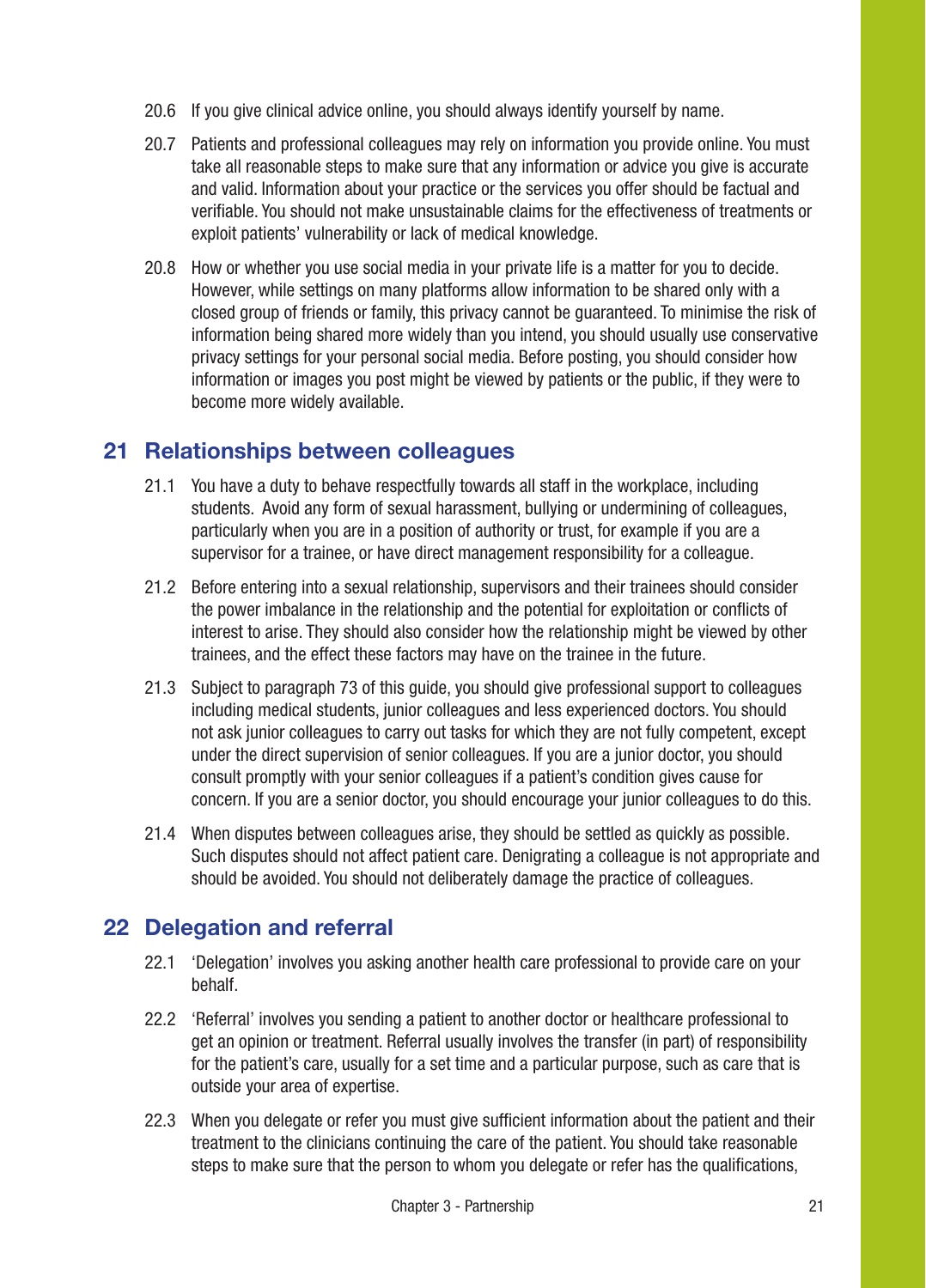20.6 If you give clinical advice online, you should always identify yourself by name.

20.7 Patients and professional colleagues may rely on information you provide online. You must take all reasonable steps to make sure that any information or advice you give is accurate and valid. Information about your practice or the services you offer should be factual and verifiable. You should not make unsustainable claims for the effectiveness of treatments or exploit patients' vulnerability or lack of medical knowledge.

20.8 How or whether you use social media in your private life is a matter for you to decide. However, while settings on many platforms allow information to be shared only with a closed group of friends or family, this privacy cannot be guaranteed. To minimise the risk of information being shared more widely than you intend, you should usually use conservative privacy settings for your personal social media. Before posting, you should consider how information or images you post might be viewed by patients or the public, if they were to become more widely available.

## 21 Relationships between colleagues

21.1 You have a duty to behave respectfully towards all staff in the workplace, including students. Avoid any form of sexual harassment, bullying or undermining of colleagues, particularly when you are in a position of authority or trust, for example if you are a supervisor for a trainee, or have direct management responsibility for a colleague.

21.2 Before entering into a sexual relationship, supervisors and their trainees should consider the power imbalance in the relationship and the potential for exploitation or conflicts of interest to arise. They should also consider how the relationship might be viewed by other trainees, and the effect these factors may have on the trainee in the future.

21.3 Subject to paragraph 73 of this guide, you should give professional support to colleagues including medical students, junior colleagues and less experienced doctors. You should not ask junior colleagues to carry out tasks for which they are not fully competent, except under the direct supervision of senior colleagues. If you are a junior doctor, you should consult promptly with your senior colleagues if a patient's condition gives cause for concern. If you are a senior doctor, you should encourage your junior colleagues to do this.

21.4 When disputes between colleagues arise, they should be settled as quickly as possible. Such disputes should not affect patient care. Denigrating a colleague is not appropriate and should be avoided. You should not deliberately damage the practice of colleagues.

## 22 Delegation and referral

22.1 'Delegation' involves you asking another health care professional to provide care on your behalf.

22.2 'Referral' involves you sending a patient to another doctor or healthcare professional to get an opinion or treatment. Referral usually involves the transfer (in part) of responsibility for the patient's care, usually for a set time and a particular purpose, such as care that is outside your area of expertise.

22.3 When you delegate or refer you must give sufficient information about the patient and their treatment to the clinicians continuing the care of the patient. You should take reasonable steps to make sure that the person to whom you delegate or refer has the qualifications,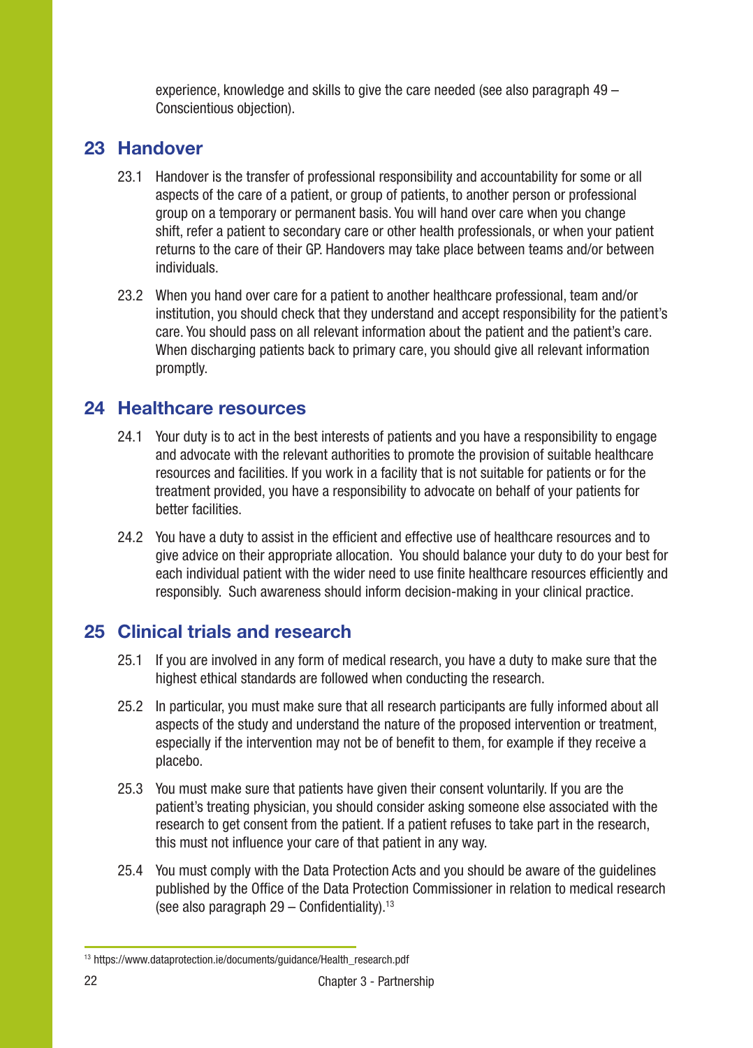experience, knowledge and skills to give the care needed (see also paragraph 49 – Conscientious objection).

## 23 Handover

23.1 Handover is the transfer of professional responsibility and accountability for some or all aspects of the care of a patient, or group of patients, to another person or professional group on a temporary or permanent basis. You will hand over care when you change shift, refer a patient to secondary care or other health professionals, or when your patient returns to the care of their GP. Handovers may take place between teams and/or between individuals.

23.2 When you hand over care for a patient to another healthcare professional, team and/or institution, you should check that they understand and accept responsibility for the patient's care. You should pass on all relevant information about the patient and the patient's care. When discharging patients back to primary care, you should give all relevant information promptly.

## 24 Healthcare resources

24.1 Your duty is to act in the best interests of patients and you have a responsibility to engage and advocate with the relevant authorities to promote the provision of suitable healthcare resources and facilities. If you work in a facility that is not suitable for patients or for the treatment provided, you have a responsibility to advocate on behalf of your patients for better facilities.

24.2 You have a duty to assist in the efficient and effective use of healthcare resources and to give advice on their appropriate allocation. You should balance your duty to do your best for each individual patient with the wider need to use finite healthcare resources efficiently and responsibly. Such awareness should inform decision-making in your clinical practice.

## 25 Clinical trials and research

25.1 If you are involved in any form of medical research, you have a duty to make sure that the highest ethical standards are followed when conducting the research.

25.2 In particular, you must make sure that all research participants are fully informed about all aspects of the study and understand the nature of the proposed intervention or treatment, especially if the intervention may not be of benefit to them, for example if they receive a placebo.

25.3 You must make sure that patients have given their consent voluntarily. If you are the patient's treating physician, you should consider asking someone else associated with the research to get consent from the patient. If a patient refuses to take part in the research, this must not influence your care of that patient in any way.

25.4 You must comply with the Data Protection Acts and you should be aware of the guidelines published by the Office of the Data Protection Commissioner in relation to medical research (see also paragraph 29 – Confidentiality).[13]

[13] https://www.dataprotection.ie/documents/guidance/Health_research.pdf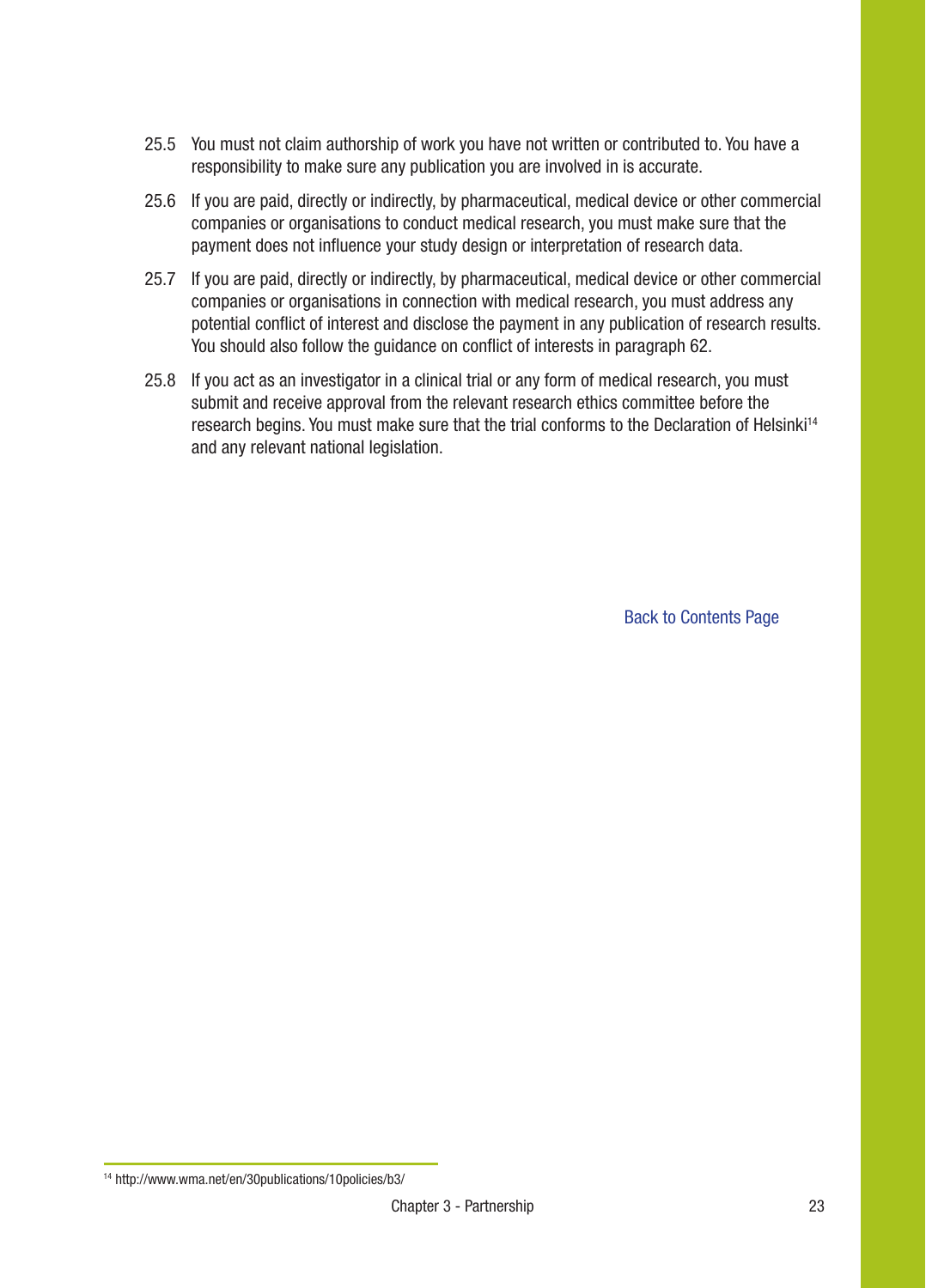25.5 You must not claim authorship of work you have not written or contributed to. You have a responsibility to make sure any publication you are involved in is accurate.

25.6 If you are paid, directly or indirectly, by pharmaceutical, medical device or other commercial companies or organisations to conduct medical research, you must make sure that the payment does not influence your study design or interpretation of research data.

25.7 If you are paid, directly or indirectly, by pharmaceutical, medical device or other commercial companies or organisations in connection with medical research, you must address any potential conflict of interest and disclose the payment in any publication of research results. You should also follow the guidance on conflict of interests in paragraph 62.

25.8 If you act as an investigator in a clinical trial or any form of medical research, you must submit and receive approval from the relevant research ethics committee before the research begins. You must make sure that the trial conforms to the Declaration of Helsinki[14] and any relevant national legislation.

Back to Contents Page

[14] http://www.wma.net/en/30publications/10policies/b3/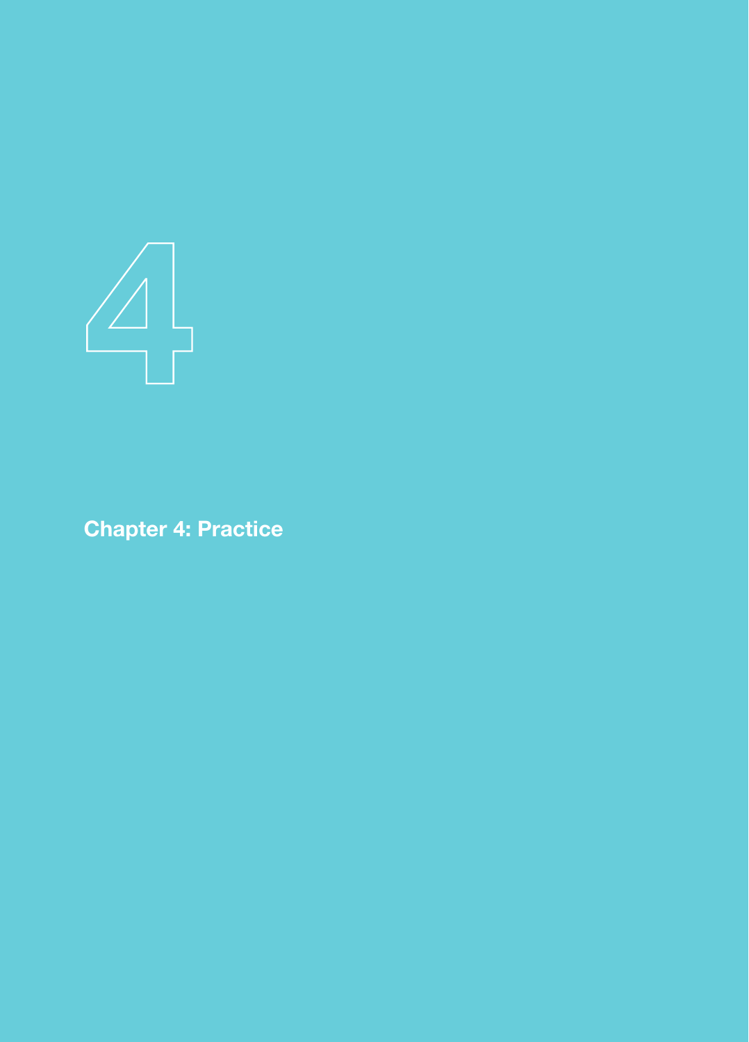4

# Chapter 4: Practice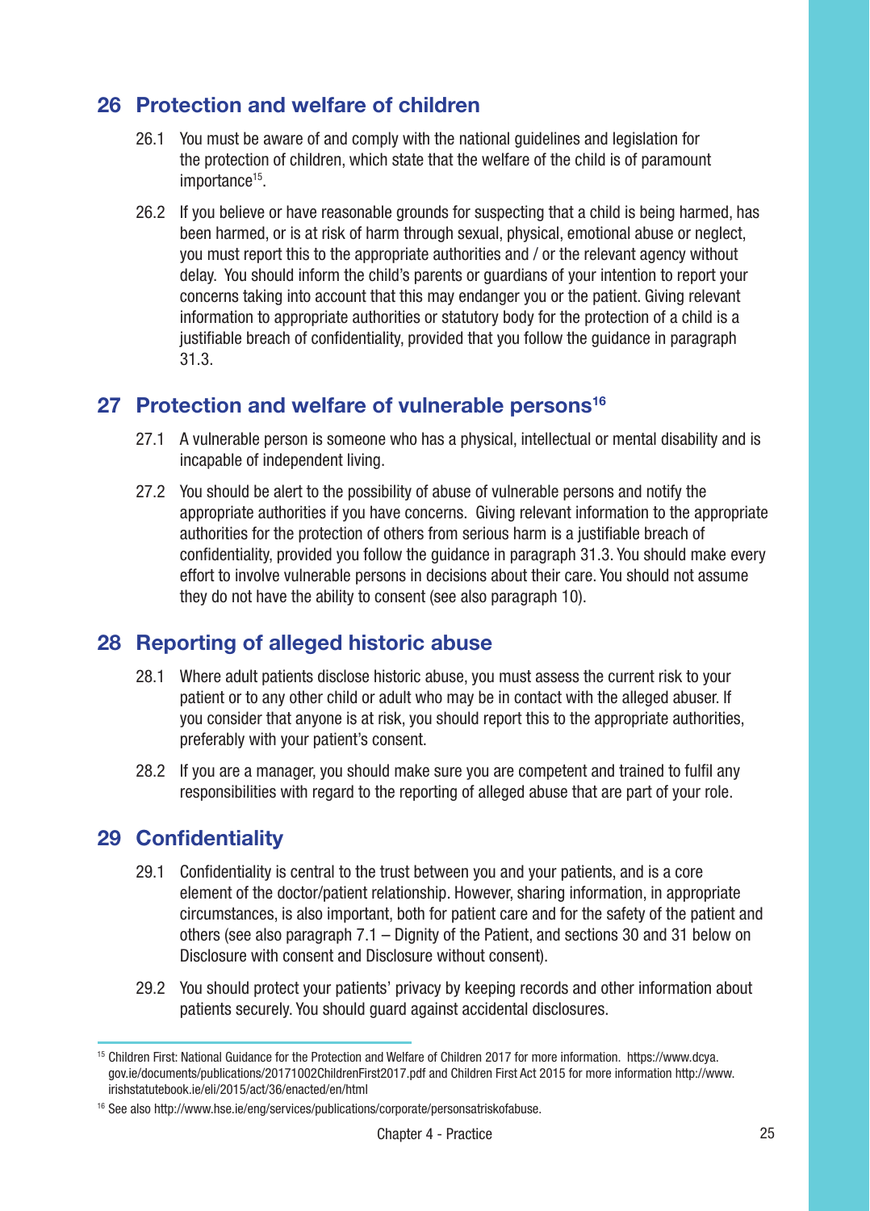## 26 Protection and welfare of children

26.1 You must be aware of and comply with the national guidelines and legislation for the protection of children, which state that the welfare of the child is of paramount importance[15].

26.2 If you believe or have reasonable grounds for suspecting that a child is being harmed, has been harmed, or is at risk of harm through sexual, physical, emotional abuse or neglect, you must report this to the appropriate authorities and / or the relevant agency without delay. You should inform the child's parents or guardians of your intention to report your concerns taking into account that this may endanger you or the patient. Giving relevant information to appropriate authorities or statutory body for the protection of a child is a justifiable breach of confidentiality, provided that you follow the guidance in paragraph 31.3.

## 27 Protection and welfare of vulnerable persons[16]

27.1 A vulnerable person is someone who has a physical, intellectual or mental disability and is incapable of independent living.

27.2 You should be alert to the possibility of abuse of vulnerable persons and notify the appropriate authorities if you have concerns. Giving relevant information to the appropriate authorities for the protection of others from serious harm is a justifiable breach of confidentiality, provided you follow the guidance in paragraph 31.3. You should make every effort to involve vulnerable persons in decisions about their care. You should not assume they do not have the ability to consent (see also paragraph 10).

## 28 Reporting of alleged historic abuse

28.1 Where adult patients disclose historic abuse, you must assess the current risk to your patient or to any other child or adult who may be in contact with the alleged abuser. If you consider that anyone is at risk, you should report this to the appropriate authorities, preferably with your patient's consent.

28.2 If you are a manager, you should make sure you are competent and trained to fulfil any responsibilities with regard to the reporting of alleged abuse that are part of your role.

## 29 Confidentiality

29.1 Confidentiality is central to the trust between you and your patients, and is a core element of the doctor/patient relationship. However, sharing information, in appropriate circumstances, is also important, both for patient care and for the safety of the patient and others (see also paragraph 7.1 – Dignity of the Patient, and sections 30 and 31 below on Disclosure with consent and Disclosure without consent).

29.2 You should protect your patients' privacy by keeping records and other information about patients securely. You should guard against accidental disclosures.

---

[15] Children First: National Guidance for the Protection and Welfare of Children 2017 for more information. https://www.dcya.gov.ie/documents/publications/20171002ChildrenFirst2017.pdf and Children First Act 2015 for more information http://www.irishstatutebook.ie/eli/2015/act/36/enacted/en/html

[16] See also http://www.hse.ie/eng/services/publications/corporate/personsatriskofabuse.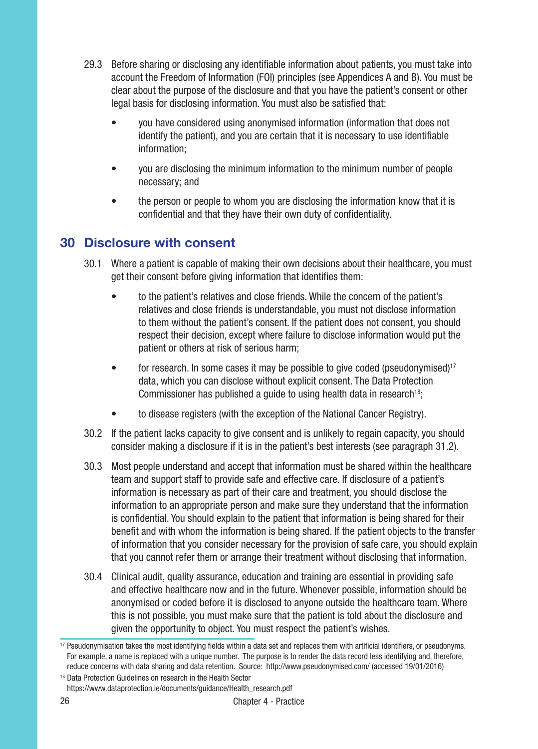29.3 Before sharing or disclosing any identifiable information about patients, you must take into account the Freedom of Information (FOI) principles (see Appendices A and B). You must be clear about the purpose of the disclosure and that you have the patient's consent or other legal basis for disclosing information. You must also be satisfied that:

- you have considered using anonymised information (information that does not identify the patient), and you are certain that it is necessary to use identifiable information;
- you are disclosing the minimum information to the minimum number of people necessary; and
- the person or people to whom you are disclosing the information know that it is confidential and that they have their own duty of confidentiality.

## 30 Disclosure with consent

30.1 Where a patient is capable of making their own decisions about their healthcare, you must get their consent before giving information that identifies them:

- to the patient's relatives and close friends. While the concern of the patient's relatives and close friends is understandable, you must not disclose information to them without the patient's consent. If the patient does not consent, you should respect their decision, except where failure to disclose information would put the patient or others at risk of serious harm;
- for research. In some cases it may be possible to give coded (pseudonymised)[17] data, which you can disclose without explicit consent. The Data Protection Commissioner has published a guide to using health data in research[18];
- to disease registers (with the exception of the National Cancer Registry).

30.2 If the patient lacks capacity to give consent and is unlikely to regain capacity, you should consider making a disclosure if it is in the patient's best interests (see paragraph 31.2).

30.3 Most people understand and accept that information must be shared within the healthcare team and support staff to provide safe and effective care. If disclosure of a patient's information is necessary as part of their care and treatment, you should disclose the information to an appropriate person and make sure they understand that the information is confidential. You should explain to the patient that information is being shared for their benefit and with whom the information is being shared. If the patient objects to the transfer of information that you consider necessary for the provision of safe care, you should explain that you cannot refer them or arrange their treatment without disclosing that information.

30.4 Clinical audit, quality assurance, education and training are essential in providing safe and effective healthcare now and in the future. Whenever possible, information should be anonymised or coded before it is disclosed to anyone outside the healthcare team. Where this is not possible, you must make sure that the patient is told about the disclosure and given the opportunity to object. You must respect the patient's wishes.

---

[17] Pseudonymisation takes the most identifying fields within a data set and replaces them with artificial identifiers, or pseudonyms. For example, a name is replaced with a unique number. The purpose is to render the data record less identifying and, therefore, reduce concerns with data sharing and data retention. Source: http://www.pseudonymised.com/ (accessed 19/01/2016)

[18] Data Protection Guidelines on research in the Health Sector https://www.dataprotection.ie/documents/guidance/Health_research.pdf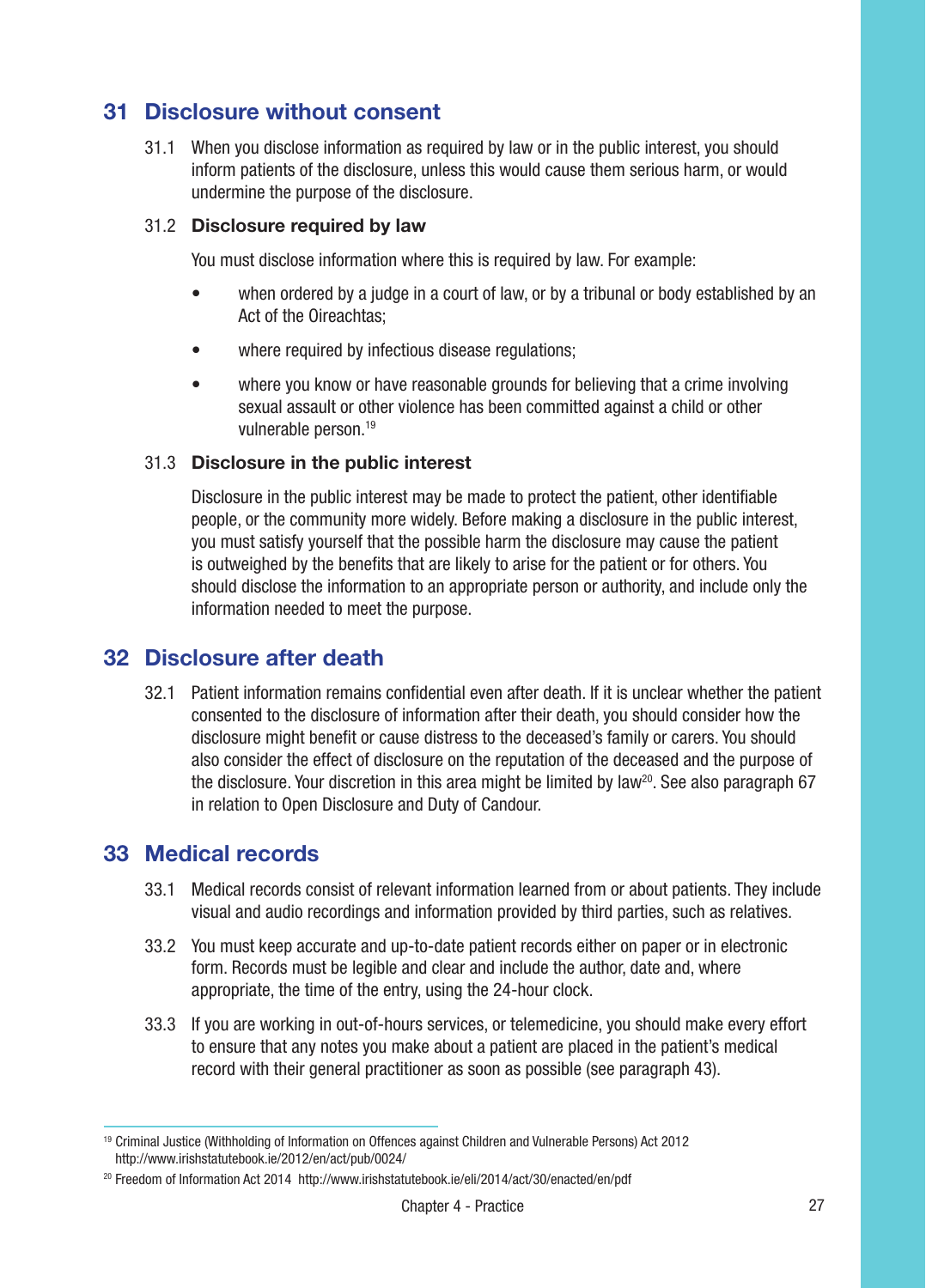## 31 Disclosure without consent

31.1 When you disclose information as required by law or in the public interest, you should inform patients of the disclosure, unless this would cause them serious harm, or would undermine the purpose of the disclosure.

31.2 **Disclosure required by law**

You must disclose information where this is required by law. For example:

- when ordered by a judge in a court of law, or by a tribunal or body established by an Act of the Oireachtas;
- where required by infectious disease regulations;
- where you know or have reasonable grounds for believing that a crime involving sexual assault or other violence has been committed against a child or other vulnerable person.[19]

31.3 **Disclosure in the public interest**

Disclosure in the public interest may be made to protect the patient, other identifiable people, or the community more widely. Before making a disclosure in the public interest, you must satisfy yourself that the possible harm the disclosure may cause the patient is outweighed by the benefits that are likely to arise for the patient or for others. You should disclose the information to an appropriate person or authority, and include only the information needed to meet the purpose.

## 32 Disclosure after death

32.1 Patient information remains confidential even after death. If it is unclear whether the patient consented to the disclosure of information after their death, you should consider how the disclosure might benefit or cause distress to the deceased's family or carers. You should also consider the effect of disclosure on the reputation of the deceased and the purpose of the disclosure. Your discretion in this area might be limited by law[20]. See also paragraph 67 in relation to Open Disclosure and Duty of Candour.

## 33 Medical records

33.1 Medical records consist of relevant information learned from or about patients. They include visual and audio recordings and information provided by third parties, such as relatives.

33.2 You must keep accurate and up-to-date patient records either on paper or in electronic form. Records must be legible and clear and include the author, date and, where appropriate, the time of the entry, using the 24-hour clock.

33.3 If you are working in out-of-hours services, or telemedicine, you should make every effort to ensure that any notes you make about a patient are placed in the patient's medical record with their general practitioner as soon as possible (see paragraph 43).

---

[19] Criminal Justice (Withholding of Information on Offences against Children and Vulnerable Persons) Act 2012 http://www.irishstatutebook.ie/2012/en/act/pub/0024/

[20] Freedom of Information Act 2014 http://www.irishstatutebook.ie/eli/2014/act/30/enacted/en/pdf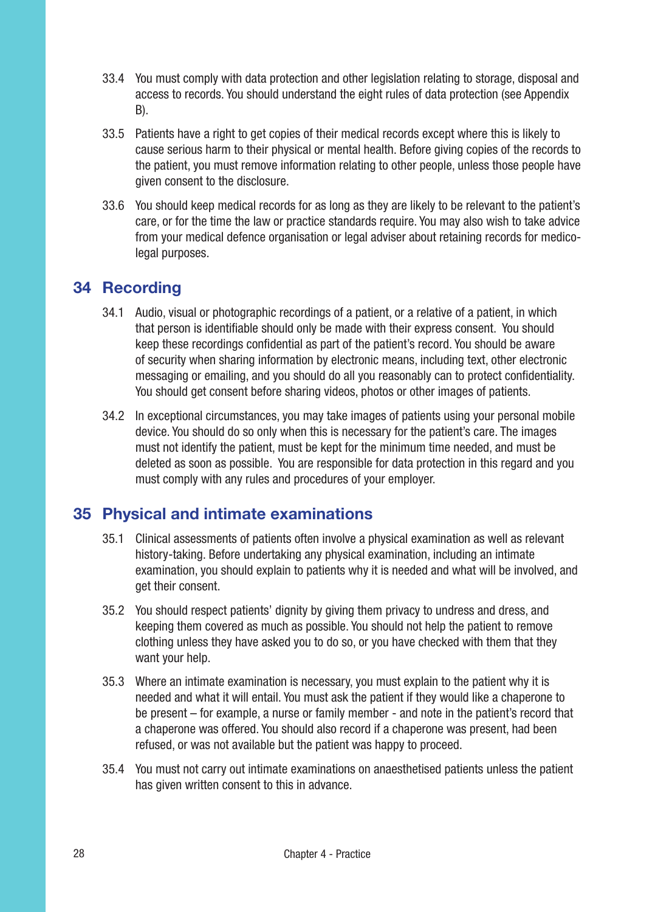33.4 You must comply with data protection and other legislation relating to storage, disposal and access to records. You should understand the eight rules of data protection (see Appendix B).

33.5 Patients have a right to get copies of their medical records except where this is likely to cause serious harm to their physical or mental health. Before giving copies of the records to the patient, you must remove information relating to other people, unless those people have given consent to the disclosure.

33.6 You should keep medical records for as long as they are likely to be relevant to the patient's care, or for the time the law or practice standards require. You may also wish to take advice from your medical defence organisation or legal adviser about retaining records for medico-legal purposes.

## 34 Recording

34.1 Audio, visual or photographic recordings of a patient, or a relative of a patient, in which that person is identifiable should only be made with their express consent. You should keep these recordings confidential as part of the patient's record. You should be aware of security when sharing information by electronic means, including text, other electronic messaging or emailing, and you should do all you reasonably can to protect confidentiality. You should get consent before sharing videos, photos or other images of patients.

34.2 In exceptional circumstances, you may take images of patients using your personal mobile device. You should do so only when this is necessary for the patient's care. The images must not identify the patient, must be kept for the minimum time needed, and must be deleted as soon as possible. You are responsible for data protection in this regard and you must comply with any rules and procedures of your employer.

## 35 Physical and intimate examinations

35.1 Clinical assessments of patients often involve a physical examination as well as relevant history-taking. Before undertaking any physical examination, including an intimate examination, you should explain to patients why it is needed and what will be involved, and get their consent.

35.2 You should respect patients' dignity by giving them privacy to undress and dress, and keeping them covered as much as possible. You should not help the patient to remove clothing unless they have asked you to do so, or you have checked with them that they want your help.

35.3 Where an intimate examination is necessary, you must explain to the patient why it is needed and what it will entail. You must ask the patient if they would like a chaperone to be present – for example, a nurse or family member - and note in the patient's record that a chaperone was offered. You should also record if a chaperone was present, had been refused, or was not available but the patient was happy to proceed.

35.4 You must not carry out intimate examinations on anaesthetised patients unless the patient has given written consent to this in advance.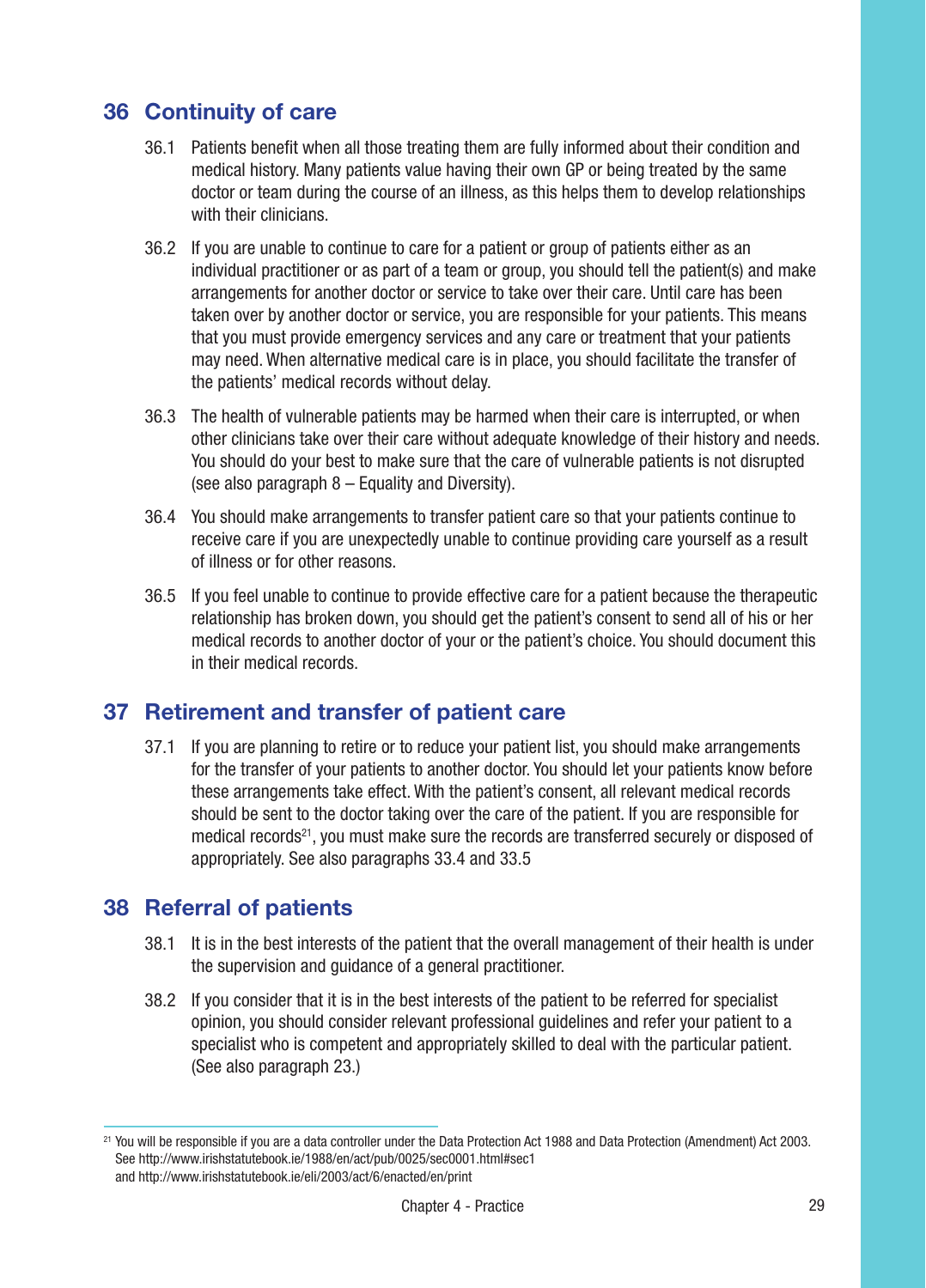## 36 Continuity of care

36.1 Patients benefit when all those treating them are fully informed about their condition and medical history. Many patients value having their own GP or being treated by the same doctor or team during the course of an illness, as this helps them to develop relationships with their clinicians.

36.2 If you are unable to continue to care for a patient or group of patients either as an individual practitioner or as part of a team or group, you should tell the patient(s) and make arrangements for another doctor or service to take over their care. Until care has been taken over by another doctor or service, you are responsible for your patients. This means that you must provide emergency services and any care or treatment that your patients may need. When alternative medical care is in place, you should facilitate the transfer of the patients' medical records without delay.

36.3 The health of vulnerable patients may be harmed when their care is interrupted, or when other clinicians take over their care without adequate knowledge of their history and needs. You should do your best to make sure that the care of vulnerable patients is not disrupted (see also paragraph 8 – Equality and Diversity).

36.4 You should make arrangements to transfer patient care so that your patients continue to receive care if you are unexpectedly unable to continue providing care yourself as a result of illness or for other reasons.

36.5 If you feel unable to continue to provide effective care for a patient because the therapeutic relationship has broken down, you should get the patient's consent to send all of his or her medical records to another doctor of your or the patient's choice. You should document this in their medical records.

## 37 Retirement and transfer of patient care

37.1 If you are planning to retire or to reduce your patient list, you should make arrangements for the transfer of your patients to another doctor. You should let your patients know before these arrangements take effect. With the patient's consent, all relevant medical records should be sent to the doctor taking over the care of the patient. If you are responsible for medical records[21], you must make sure the records are transferred securely or disposed of appropriately. See also paragraphs 33.4 and 33.5

## 38 Referral of patients

38.1 It is in the best interests of the patient that the overall management of their health is under the supervision and guidance of a general practitioner.

38.2 If you consider that it is in the best interests of the patient to be referred for specialist opinion, you should consider relevant professional guidelines and refer your patient to a specialist who is competent and appropriately skilled to deal with the particular patient. (See also paragraph 23.)

---

[21] You will be responsible if you are a data controller under the Data Protection Act 1988 and Data Protection (Amendment) Act 2003. See http://www.irishstatutebook.ie/1988/en/act/pub/0025/sec0001.html#sec1 and http://www.irishstatutebook.ie/eli/2003/act/6/enacted/en/print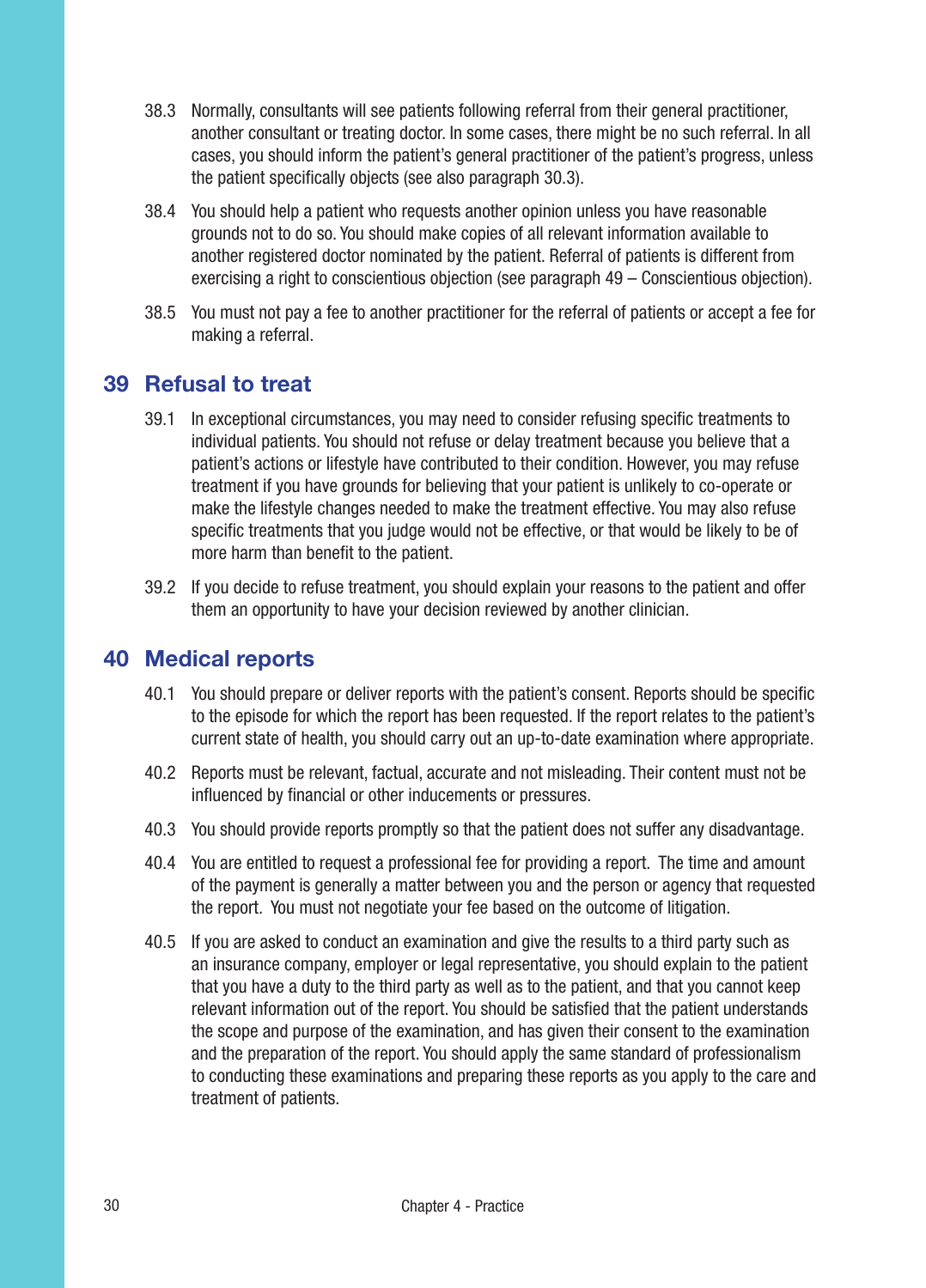38.3 Normally, consultants will see patients following referral from their general practitioner, another consultant or treating doctor. In some cases, there might be no such referral. In all cases, you should inform the patient's general practitioner of the patient's progress, unless the patient specifically objects (see also paragraph 30.3).

38.4 You should help a patient who requests another opinion unless you have reasonable grounds not to do so. You should make copies of all relevant information available to another registered doctor nominated by the patient. Referral of patients is different from exercising a right to conscientious objection (see paragraph 49 – Conscientious objection).

38.5 You must not pay a fee to another practitioner for the referral of patients or accept a fee for making a referral.

## 39 Refusal to treat

39.1 In exceptional circumstances, you may need to consider refusing specific treatments to individual patients. You should not refuse or delay treatment because you believe that a patient's actions or lifestyle have contributed to their condition. However, you may refuse treatment if you have grounds for believing that your patient is unlikely to co-operate or make the lifestyle changes needed to make the treatment effective. You may also refuse specific treatments that you judge would not be effective, or that would be likely to be of more harm than benefit to the patient.

39.2 If you decide to refuse treatment, you should explain your reasons to the patient and offer them an opportunity to have your decision reviewed by another clinician.

## 40 Medical reports

40.1 You should prepare or deliver reports with the patient's consent. Reports should be specific to the episode for which the report has been requested. If the report relates to the patient's current state of health, you should carry out an up-to-date examination where appropriate.

40.2 Reports must be relevant, factual, accurate and not misleading. Their content must not be influenced by financial or other inducements or pressures.

40.3 You should provide reports promptly so that the patient does not suffer any disadvantage.

40.4 You are entitled to request a professional fee for providing a report. The time and amount of the payment is generally a matter between you and the person or agency that requested the report. You must not negotiate your fee based on the outcome of litigation.

40.5 If you are asked to conduct an examination and give the results to a third party such as an insurance company, employer or legal representative, you should explain to the patient that you have a duty to the third party as well as to the patient, and that you cannot keep relevant information out of the report. You should be satisfied that the patient understands the scope and purpose of the examination, and has given their consent to the examination and the preparation of the report. You should apply the same standard of professionalism to conducting these examinations and preparing these reports as you apply to the care and treatment of patients.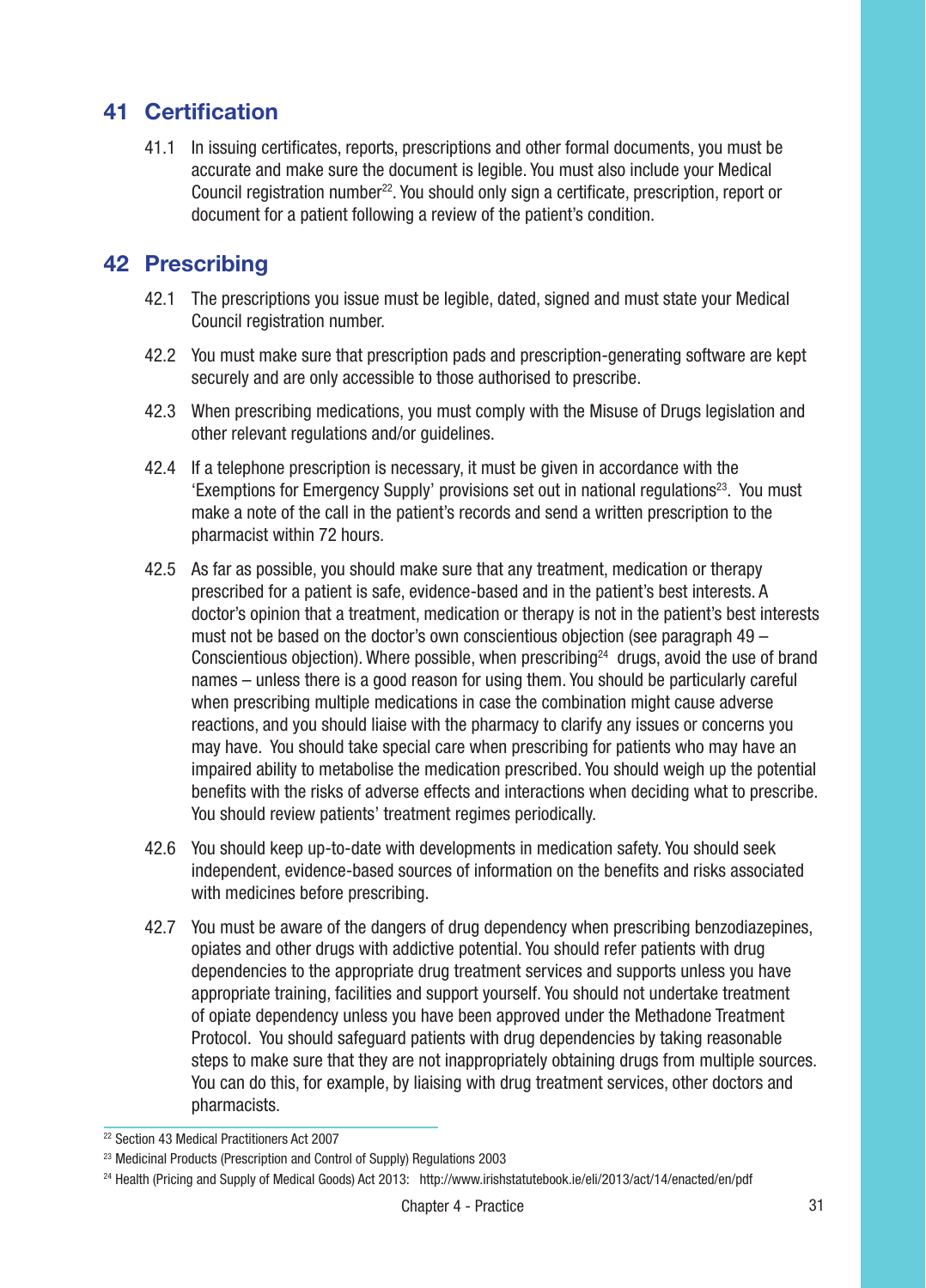## 41 Certification

41.1 In issuing certificates, reports, prescriptions and other formal documents, you must be accurate and make sure the document is legible. You must also include your Medical Council registration number[22]. You should only sign a certificate, prescription, report or document for a patient following a review of the patient's condition.

## 42 Prescribing

42.1 The prescriptions you issue must be legible, dated, signed and must state your Medical Council registration number.

42.2 You must make sure that prescription pads and prescription-generating software are kept securely and are only accessible to those authorised to prescribe.

42.3 When prescribing medications, you must comply with the Misuse of Drugs legislation and other relevant regulations and/or guidelines.

42.4 If a telephone prescription is necessary, it must be given in accordance with the 'Exemptions for Emergency Supply' provisions set out in national regulations[23]. You must make a note of the call in the patient's records and send a written prescription to the pharmacist within 72 hours.

42.5 As far as possible, you should make sure that any treatment, medication or therapy prescribed for a patient is safe, evidence-based and in the patient's best interests. A doctor's opinion that a treatment, medication or therapy is not in the patient's best interests must not be based on the doctor's own conscientious objection (see paragraph 49 – Conscientious objection). Where possible, when prescribing[24] drugs, avoid the use of brand names – unless there is a good reason for using them. You should be particularly careful when prescribing multiple medications in case the combination might cause adverse reactions, and you should liaise with the pharmacy to clarify any issues or concerns you may have. You should take special care when prescribing for patients who may have an impaired ability to metabolise the medication prescribed. You should weigh up the potential benefits with the risks of adverse effects and interactions when deciding what to prescribe. You should review patients' treatment regimes periodically.

42.6 You should keep up-to-date with developments in medication safety. You should seek independent, evidence-based sources of information on the benefits and risks associated with medicines before prescribing.

42.7 You must be aware of the dangers of drug dependency when prescribing benzodiazepines, opiates and other drugs with addictive potential. You should refer patients with drug dependencies to the appropriate drug treatment services and supports unless you have appropriate training, facilities and support yourself. You should not undertake treatment of opiate dependency unless you have been approved under the Methadone Treatment Protocol. You should safeguard patients with drug dependencies by taking reasonable steps to make sure that they are not inappropriately obtaining drugs from multiple sources. You can do this, for example, by liaising with drug treatment services, other doctors and pharmacists.

---

[22] Section 43 Medical Practitioners Act 2007

[23] Medicinal Products (Prescription and Control of Supply) Regulations 2003

[24] Health (Pricing and Supply of Medical Goods) Act 2013: http://www.irishstatutebook.ie/eli/2013/act/14/enacted/en/pdf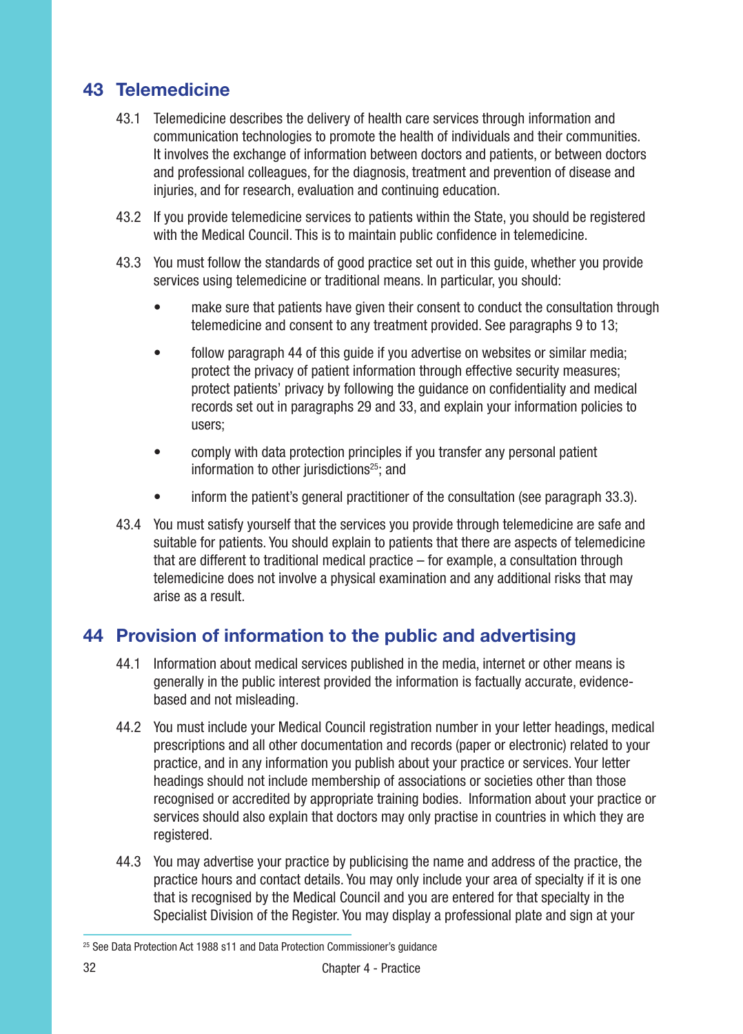## 43 Telemedicine

43.1 Telemedicine describes the delivery of health care services through information and communication technologies to promote the health of individuals and their communities. It involves the exchange of information between doctors and patients, or between doctors and professional colleagues, for the diagnosis, treatment and prevention of disease and injuries, and for research, evaluation and continuing education.

43.2 If you provide telemedicine services to patients within the State, you should be registered with the Medical Council. This is to maintain public confidence in telemedicine.

43.3 You must follow the standards of good practice set out in this guide, whether you provide services using telemedicine or traditional means. In particular, you should:

- make sure that patients have given their consent to conduct the consultation through telemedicine and consent to any treatment provided. See paragraphs 9 to 13;
- follow paragraph 44 of this guide if you advertise on websites or similar media; protect the privacy of patient information through effective security measures; protect patients' privacy by following the guidance on confidentiality and medical records set out in paragraphs 29 and 33, and explain your information policies to users;
- comply with data protection principles if you transfer any personal patient information to other jurisdictions[25]; and
- inform the patient's general practitioner of the consultation (see paragraph 33.3).

43.4 You must satisfy yourself that the services you provide through telemedicine are safe and suitable for patients. You should explain to patients that there are aspects of telemedicine that are different to traditional medical practice – for example, a consultation through telemedicine does not involve a physical examination and any additional risks that may arise as a result.

## 44 Provision of information to the public and advertising

44.1 Information about medical services published in the media, internet or other means is generally in the public interest provided the information is factually accurate, evidence-based and not misleading.

44.2 You must include your Medical Council registration number in your letter headings, medical prescriptions and all other documentation and records (paper or electronic) related to your practice, and in any information you publish about your practice or services. Your letter headings should not include membership of associations or societies other than those recognised or accredited by appropriate training bodies. Information about your practice or services should also explain that doctors may only practise in countries in which they are registered.

44.3 You may advertise your practice by publicising the name and address of the practice, the practice hours and contact details. You may only include your area of specialty if it is one that is recognised by the Medical Council and you are entered for that specialty in the Specialist Division of the Register. You may display a professional plate and sign at your

[25] See Data Protection Act 1988 s11 and Data Protection Commissioner's guidance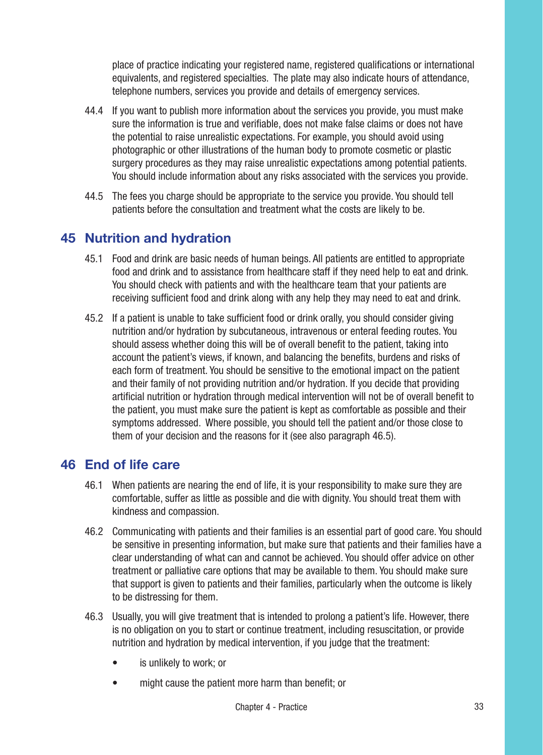place of practice indicating your registered name, registered qualifications or international equivalents, and registered specialties. The plate may also indicate hours of attendance, telephone numbers, services you provide and details of emergency services.

44.4 If you want to publish more information about the services you provide, you must make sure the information is true and verifiable, does not make false claims or does not have the potential to raise unrealistic expectations. For example, you should avoid using photographic or other illustrations of the human body to promote cosmetic or plastic surgery procedures as they may raise unrealistic expectations among potential patients. You should include information about any risks associated with the services you provide.

44.5 The fees you charge should be appropriate to the service you provide. You should tell patients before the consultation and treatment what the costs are likely to be.

## 45 Nutrition and hydration

45.1 Food and drink are basic needs of human beings. All patients are entitled to appropriate food and drink and to assistance from healthcare staff if they need help to eat and drink. You should check with patients and with the healthcare team that your patients are receiving sufficient food and drink along with any help they may need to eat and drink.

45.2 If a patient is unable to take sufficient food or drink orally, you should consider giving nutrition and/or hydration by subcutaneous, intravenous or enteral feeding routes. You should assess whether doing this will be of overall benefit to the patient, taking into account the patient's views, if known, and balancing the benefits, burdens and risks of each form of treatment. You should be sensitive to the emotional impact on the patient and their family of not providing nutrition and/or hydration. If you decide that providing artificial nutrition or hydration through medical intervention will not be of overall benefit to the patient, you must make sure the patient is kept as comfortable as possible and their symptoms addressed. Where possible, you should tell the patient and/or those close to them of your decision and the reasons for it (see also paragraph 46.5).

## 46 End of life care

46.1 When patients are nearing the end of life, it is your responsibility to make sure they are comfortable, suffer as little as possible and die with dignity. You should treat them with kindness and compassion.

46.2 Communicating with patients and their families is an essential part of good care. You should be sensitive in presenting information, but make sure that patients and their families have a clear understanding of what can and cannot be achieved. You should offer advice on other treatment or palliative care options that may be available to them. You should make sure that support is given to patients and their families, particularly when the outcome is likely to be distressing for them.

46.3 Usually, you will give treatment that is intended to prolong a patient's life. However, there is no obligation on you to start or continue treatment, including resuscitation, or provide nutrition and hydration by medical intervention, if you judge that the treatment:

- is unlikely to work; or
- might cause the patient more harm than benefit; or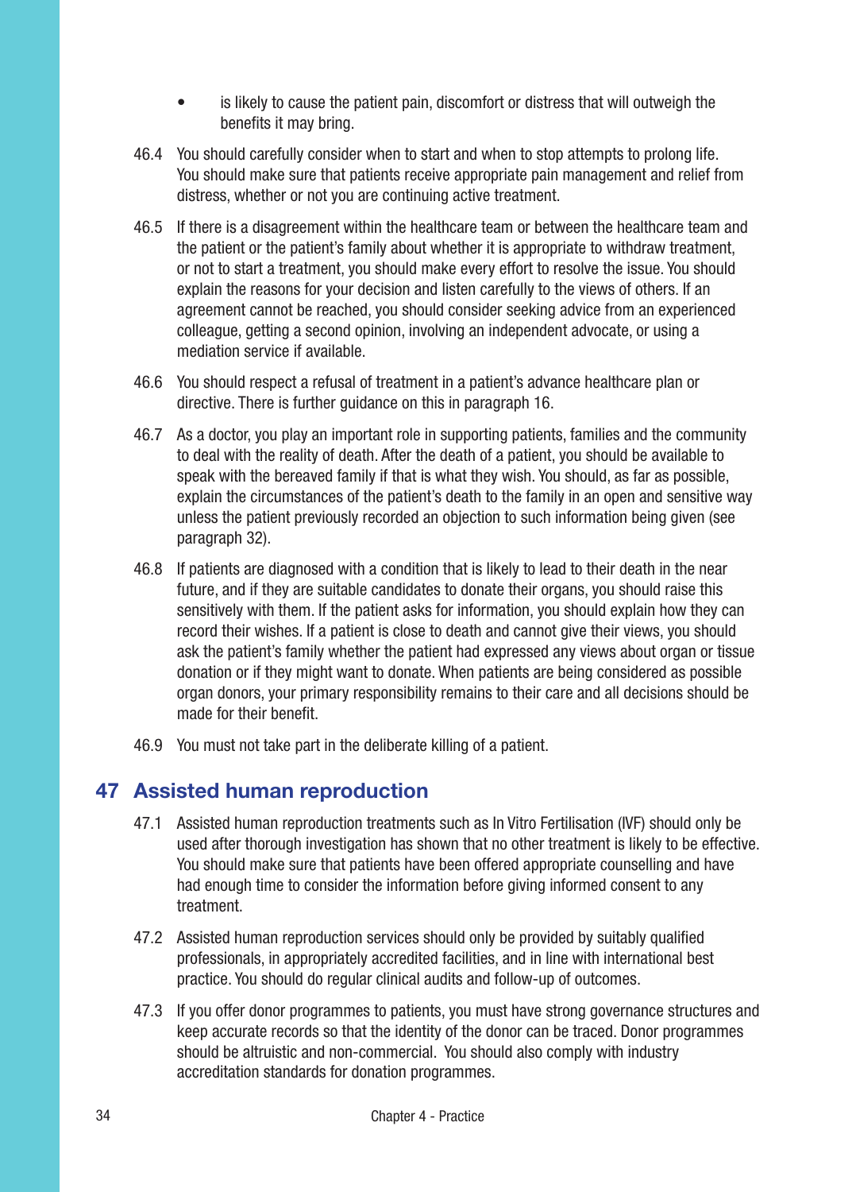- is likely to cause the patient pain, discomfort or distress that will outweigh the benefits it may bring.

46.4 You should carefully consider when to start and when to stop attempts to prolong life. You should make sure that patients receive appropriate pain management and relief from distress, whether or not you are continuing active treatment.

46.5 If there is a disagreement within the healthcare team or between the healthcare team and the patient or the patient's family about whether it is appropriate to withdraw treatment, or not to start a treatment, you should make every effort to resolve the issue. You should explain the reasons for your decision and listen carefully to the views of others. If an agreement cannot be reached, you should consider seeking advice from an experienced colleague, getting a second opinion, involving an independent advocate, or using a mediation service if available.

46.6 You should respect a refusal of treatment in a patient's advance healthcare plan or directive. There is further guidance on this in paragraph 16.

46.7 As a doctor, you play an important role in supporting patients, families and the community to deal with the reality of death. After the death of a patient, you should be available to speak with the bereaved family if that is what they wish. You should, as far as possible, explain the circumstances of the patient's death to the family in an open and sensitive way unless the patient previously recorded an objection to such information being given (see paragraph 32).

46.8 If patients are diagnosed with a condition that is likely to lead to their death in the near future, and if they are suitable candidates to donate their organs, you should raise this sensitively with them. If the patient asks for information, you should explain how they can record their wishes. If a patient is close to death and cannot give their views, you should ask the patient's family whether the patient had expressed any views about organ or tissue donation or if they might want to donate. When patients are being considered as possible organ donors, your primary responsibility remains to their care and all decisions should be made for their benefit.

46.9 You must not take part in the deliberate killing of a patient.

## 47 Assisted human reproduction

47.1 Assisted human reproduction treatments such as In Vitro Fertilisation (IVF) should only be used after thorough investigation has shown that no other treatment is likely to be effective. You should make sure that patients have been offered appropriate counselling and have had enough time to consider the information before giving informed consent to any treatment.

47.2 Assisted human reproduction services should only be provided by suitably qualified professionals, in appropriately accredited facilities, and in line with international best practice. You should do regular clinical audits and follow-up of outcomes.

47.3 If you offer donor programmes to patients, you must have strong governance structures and keep accurate records so that the identity of the donor can be traced. Donor programmes should be altruistic and non-commercial. You should also comply with industry accreditation standards for donation programmes.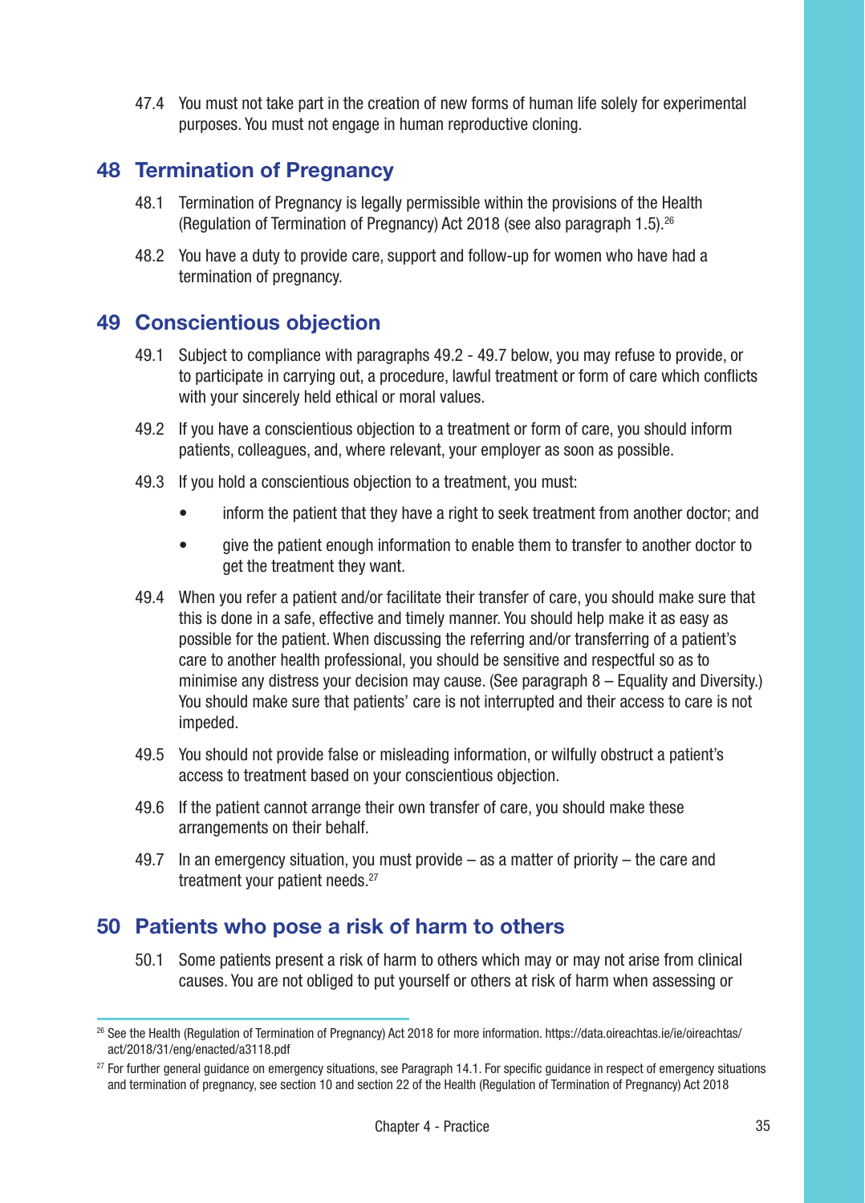47.4 You must not take part in the creation of new forms of human life solely for experimental purposes. You must not engage in human reproductive cloning.

## 48 Termination of Pregnancy

48.1 Termination of Pregnancy is legally permissible within the provisions of the Health (Regulation of Termination of Pregnancy) Act 2018 (see also paragraph 1.5).[26]

48.2 You have a duty to provide care, support and follow-up for women who have had a termination of pregnancy.

## 49 Conscientious objection

49.1 Subject to compliance with paragraphs 49.2 - 49.7 below, you may refuse to provide, or to participate in carrying out, a procedure, lawful treatment or form of care which conflicts with your sincerely held ethical or moral values.

49.2 If you have a conscientious objection to a treatment or form of care, you should inform patients, colleagues, and, where relevant, your employer as soon as possible.

49.3 If you hold a conscientious objection to a treatment, you must:

- inform the patient that they have a right to seek treatment from another doctor; and
- give the patient enough information to enable them to transfer to another doctor to get the treatment they want.

49.4 When you refer a patient and/or facilitate their transfer of care, you should make sure that this is done in a safe, effective and timely manner. You should help make it as easy as possible for the patient. When discussing the referring and/or transferring of a patient's care to another health professional, you should be sensitive and respectful so as to minimise any distress your decision may cause. (See paragraph 8 – Equality and Diversity.) You should make sure that patients' care is not interrupted and their access to care is not impeded.

49.5 You should not provide false or misleading information, or wilfully obstruct a patient's access to treatment based on your conscientious objection.

49.6 If the patient cannot arrange their own transfer of care, you should make these arrangements on their behalf.

49.7 In an emergency situation, you must provide – as a matter of priority – the care and treatment your patient needs.[27]

## 50 Patients who pose a risk of harm to others

50.1 Some patients present a risk of harm to others which may or may not arise from clinical causes. You are not obliged to put yourself or others at risk of harm when assessing or

---

[26] See the Health (Regulation of Termination of Pregnancy) Act 2018 for more information. https://data.oireachtas.ie/ie/oireachtas/act/2018/31/eng/enacted/a3118.pdf

[27] For further general guidance on emergency situations, see Paragraph 14.1. For specific guidance in respect of emergency situations and termination of pregnancy, see section 10 and section 22 of the Health (Regulation of Termination of Pregnancy) Act 2018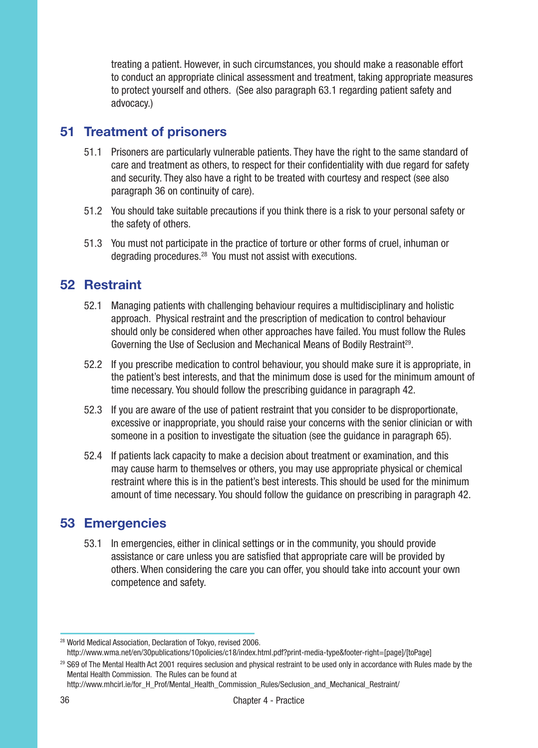treating a patient. However, in such circumstances, you should make a reasonable effort to conduct an appropriate clinical assessment and treatment, taking appropriate measures to protect yourself and others. (See also paragraph 63.1 regarding patient safety and advocacy.)

## 51 Treatment of prisoners

51.1 Prisoners are particularly vulnerable patients. They have the right to the same standard of care and treatment as others, to respect for their confidentiality with due regard for safety and security. They also have a right to be treated with courtesy and respect (see also paragraph 36 on continuity of care).

51.2 You should take suitable precautions if you think there is a risk to your personal safety or the safety of others.

51.3 You must not participate in the practice of torture or other forms of cruel, inhuman or degrading procedures.[28] You must not assist with executions.

## 52 Restraint

52.1 Managing patients with challenging behaviour requires a multidisciplinary and holistic approach. Physical restraint and the prescription of medication to control behaviour should only be considered when other approaches have failed. You must follow the Rules Governing the Use of Seclusion and Mechanical Means of Bodily Restraint[29].

52.2 If you prescribe medication to control behaviour, you should make sure it is appropriate, in the patient's best interests, and that the minimum dose is used for the minimum amount of time necessary. You should follow the prescribing guidance in paragraph 42.

52.3 If you are aware of the use of patient restraint that you consider to be disproportionate, excessive or inappropriate, you should raise your concerns with the senior clinician or with someone in a position to investigate the situation (see the guidance in paragraph 65).

52.4 If patients lack capacity to make a decision about treatment or examination, and this may cause harm to themselves or others, you may use appropriate physical or chemical restraint where this is in the patient's best interests. This should be used for the minimum amount of time necessary. You should follow the guidance on prescribing in paragraph 42.

## 53 Emergencies

53.1 In emergencies, either in clinical settings or in the community, you should provide assistance or care unless you are satisfied that appropriate care will be provided by others. When considering the care you can offer, you should take into account your own competence and safety.

---

[28] World Medical Association, Declaration of Tokyo, revised 2006.
http://www.wma.net/en/30publications/10policies/c18/index.html.pdf?print-media-type&footer-right=[page]/[toPage]

[29] S69 of The Mental Health Act 2001 requires seclusion and physical restraint to be used only in accordance with Rules made by the Mental Health Commission. The Rules can be found at
http://www.mhcirl.ie/for_H_Prof/Mental_Health_Commission_Rules/Seclusion_and_Mechanical_Restraint/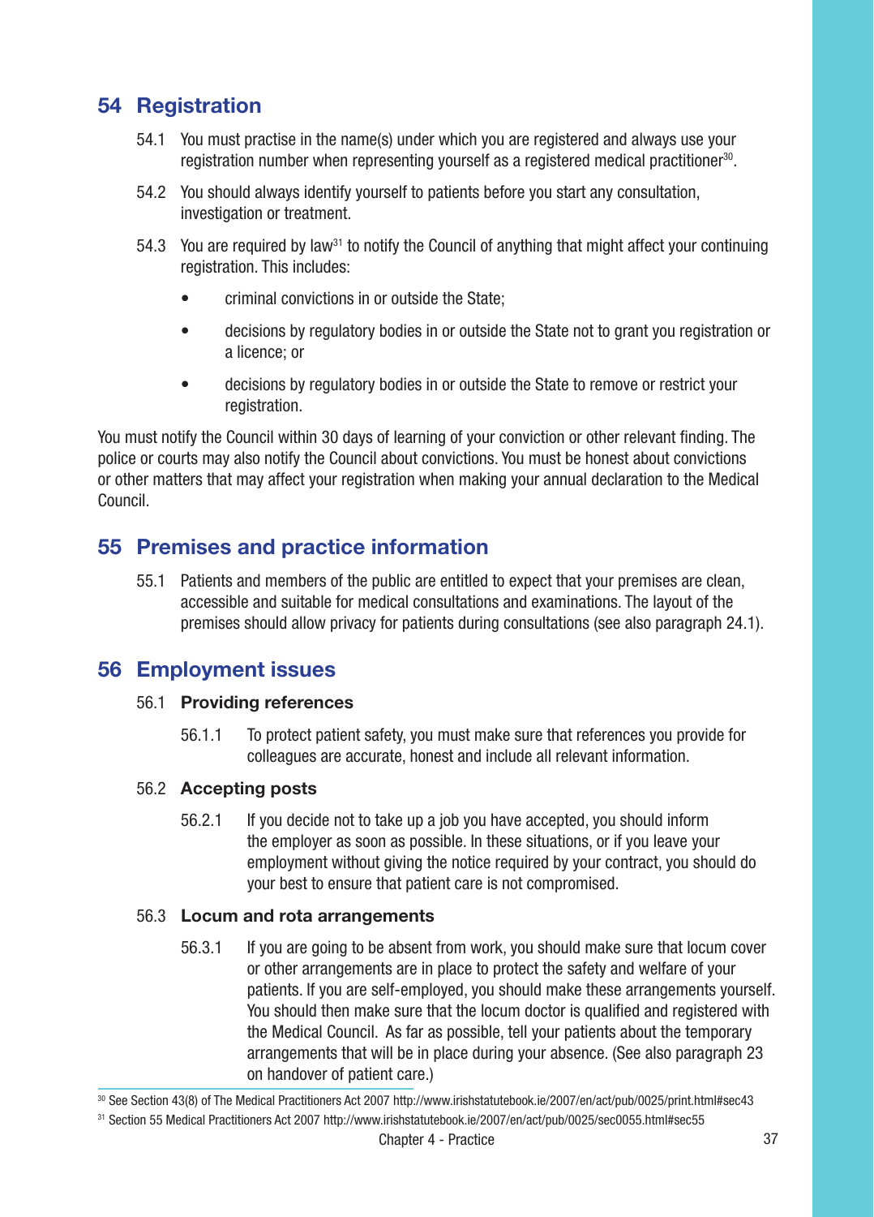## 54 Registration

54.1 You must practise in the name(s) under which you are registered and always use your registration number when representing yourself as a registered medical practitioner[30].

54.2 You should always identify yourself to patients before you start any consultation, investigation or treatment.

54.3 You are required by law[31] to notify the Council of anything that might affect your continuing registration. This includes:

- criminal convictions in or outside the State;
- decisions by regulatory bodies in or outside the State not to grant you registration or a licence; or
- decisions by regulatory bodies in or outside the State to remove or restrict your registration.

You must notify the Council within 30 days of learning of your conviction or other relevant finding. The police or courts may also notify the Council about convictions. You must be honest about convictions or other matters that may affect your registration when making your annual declaration to the Medical Council.

## 55 Premises and practice information

55.1 Patients and members of the public are entitled to expect that your premises are clean, accessible and suitable for medical consultations and examinations. The layout of the premises should allow privacy for patients during consultations (see also paragraph 24.1).

## 56 Employment issues

### 56.1 Providing references

56.1.1 To protect patient safety, you must make sure that references you provide for colleagues are accurate, honest and include all relevant information.

### 56.2 Accepting posts

56.2.1 If you decide not to take up a job you have accepted, you should inform the employer as soon as possible. In these situations, or if you leave your employment without giving the notice required by your contract, you should do your best to ensure that patient care is not compromised.

### 56.3 Locum and rota arrangements

56.3.1 If you are going to be absent from work, you should make sure that locum cover or other arrangements are in place to protect the safety and welfare of your patients. If you are self-employed, you should make these arrangements yourself. You should then make sure that the locum doctor is qualified and registered with the Medical Council. As far as possible, tell your patients about the temporary arrangements that will be in place during your absence. (See also paragraph 23 on handover of patient care.)

---

[30] See Section 43(8) of The Medical Practitioners Act 2007 http://www.irishstatutebook.ie/2007/en/act/pub/0025/print.html#sec43

[31] Section 55 Medical Practitioners Act 2007 http://www.irishstatutebook.ie/2007/en/act/pub/0025/sec0055.html#sec55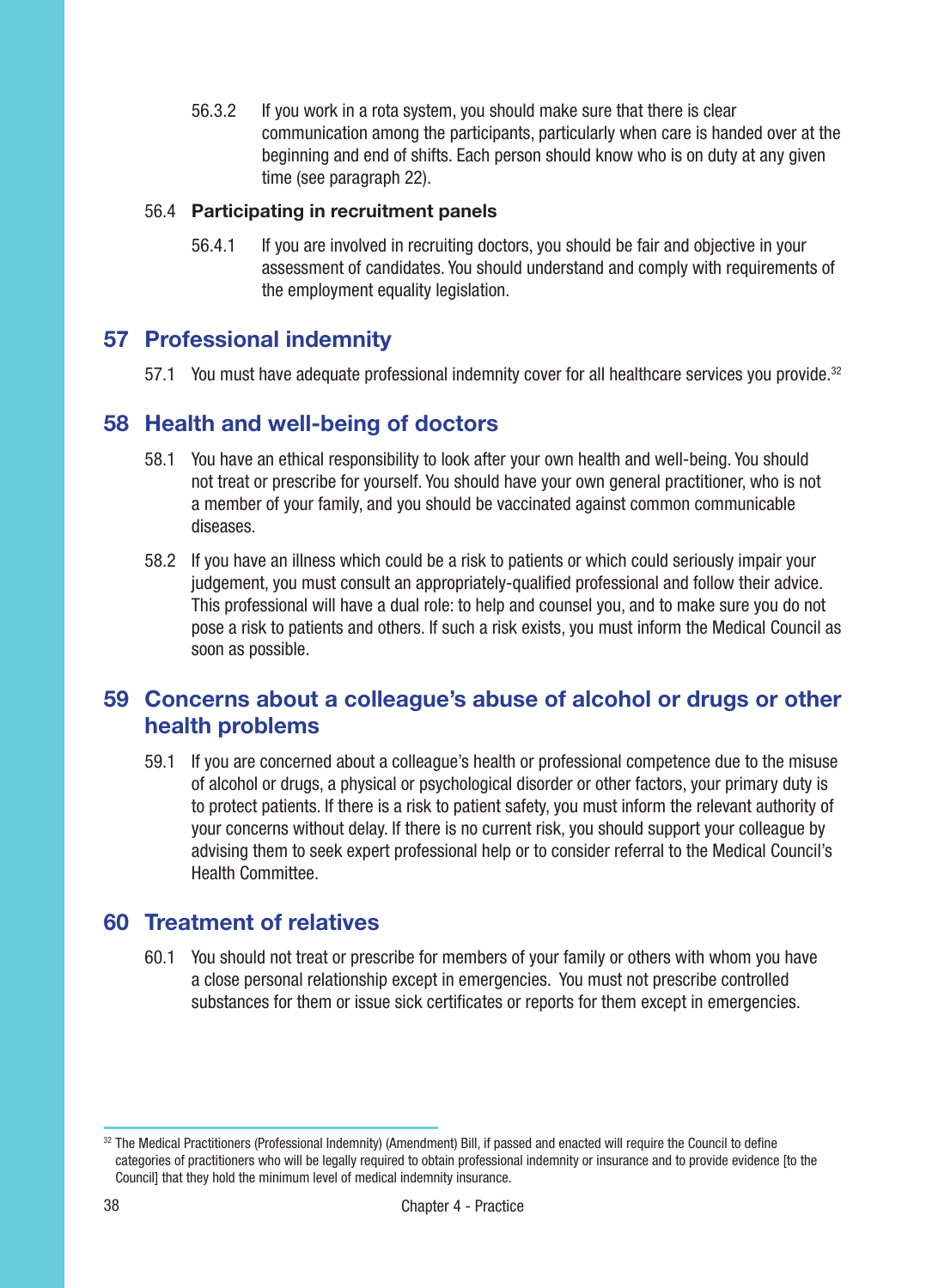56.3.2 If you work in a rota system, you should make sure that there is clear communication among the participants, particularly when care is handed over at the beginning and end of shifts. Each person should know who is on duty at any given time (see paragraph 22).

56.4 **Participating in recruitment panels**

56.4.1 If you are involved in recruiting doctors, you should be fair and objective in your assessment of candidates. You should understand and comply with requirements of the employment equality legislation.

## 57 Professional indemnity

57.1 You must have adequate professional indemnity cover for all healthcare services you provide.[32]

## 58 Health and well-being of doctors

58.1 You have an ethical responsibility to look after your own health and well-being. You should not treat or prescribe for yourself. You should have your own general practitioner, who is not a member of your family, and you should be vaccinated against common communicable diseases.

58.2 If you have an illness which could be a risk to patients or which could seriously impair your judgement, you must consult an appropriately-qualified professional and follow their advice. This professional will have a dual role: to help and counsel you, and to make sure you do not pose a risk to patients and others. If such a risk exists, you must inform the Medical Council as soon as possible.

## 59 Concerns about a colleague's abuse of alcohol or drugs or other health problems

59.1 If you are concerned about a colleague's health or professional competence due to the misuse of alcohol or drugs, a physical or psychological disorder or other factors, your primary duty is to protect patients. If there is a risk to patient safety, you must inform the relevant authority of your concerns without delay. If there is no current risk, you should support your colleague by advising them to seek expert professional help or to consider referral to the Medical Council's Health Committee.

## 60 Treatment of relatives

60.1 You should not treat or prescribe for members of your family or others with whom you have a close personal relationship except in emergencies. You must not prescribe controlled substances for them or issue sick certificates or reports for them except in emergencies.

[32] The Medical Practitioners (Professional Indemnity) (Amendment) Bill, if passed and enacted will require the Council to define categories of practitioners who will be legally required to obtain professional indemnity or insurance and to provide evidence [to the Council] that they hold the minimum level of medical indemnity insurance.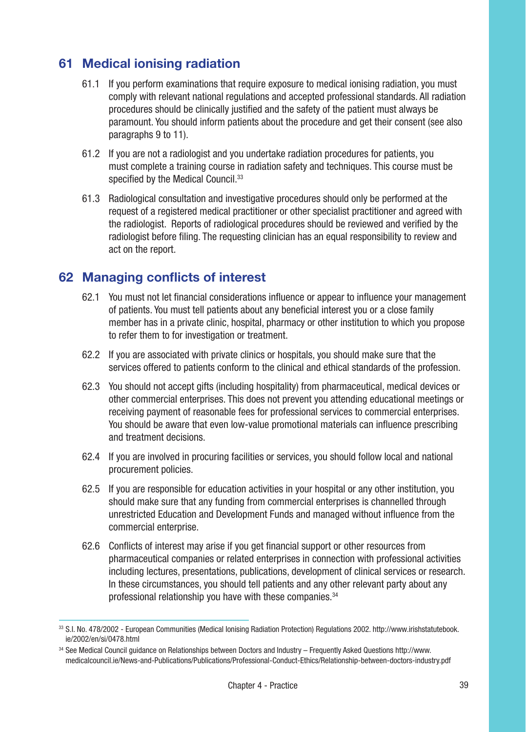## 61 Medical ionising radiation

61.1 If you perform examinations that require exposure to medical ionising radiation, you must comply with relevant national regulations and accepted professional standards. All radiation procedures should be clinically justified and the safety of the patient must always be paramount. You should inform patients about the procedure and get their consent (see also paragraphs 9 to 11).

61.2 If you are not a radiologist and you undertake radiation procedures for patients, you must complete a training course in radiation safety and techniques. This course must be specified by the Medical Council.[33]

61.3 Radiological consultation and investigative procedures should only be performed at the request of a registered medical practitioner or other specialist practitioner and agreed with the radiologist. Reports of radiological procedures should be reviewed and verified by the radiologist before filing. The requesting clinician has an equal responsibility to review and act on the report.

## 62 Managing conflicts of interest

62.1 You must not let financial considerations influence or appear to influence your management of patients. You must tell patients about any beneficial interest you or a close family member has in a private clinic, hospital, pharmacy or other institution to which you propose to refer them to for investigation or treatment.

62.2 If you are associated with private clinics or hospitals, you should make sure that the services offered to patients conform to the clinical and ethical standards of the profession.

62.3 You should not accept gifts (including hospitality) from pharmaceutical, medical devices or other commercial enterprises. This does not prevent you attending educational meetings or receiving payment of reasonable fees for professional services to commercial enterprises. You should be aware that even low-value promotional materials can influence prescribing and treatment decisions.

62.4 If you are involved in procuring facilities or services, you should follow local and national procurement policies.

62.5 If you are responsible for education activities in your hospital or any other institution, you should make sure that any funding from commercial enterprises is channelled through unrestricted Education and Development Funds and managed without influence from the commercial enterprise.

62.6 Conflicts of interest may arise if you get financial support or other resources from pharmaceutical companies or related enterprises in connection with professional activities including lectures, presentations, publications, development of clinical services or research. In these circumstances, you should tell patients and any other relevant party about any professional relationship you have with these companies.[34]

---

[33] S.I. No. 478/2002 - European Communities (Medical Ionising Radiation Protection) Regulations 2002. http://www.irishstatutebook.ie/2002/en/si/0478.html

[34] See Medical Council guidance on Relationships between Doctors and Industry – Frequently Asked Questions http://www.medicalcouncil.ie/News-and-Publications/Publications/Professional-Conduct-Ethics/Relationship-between-doctors-industry.pdf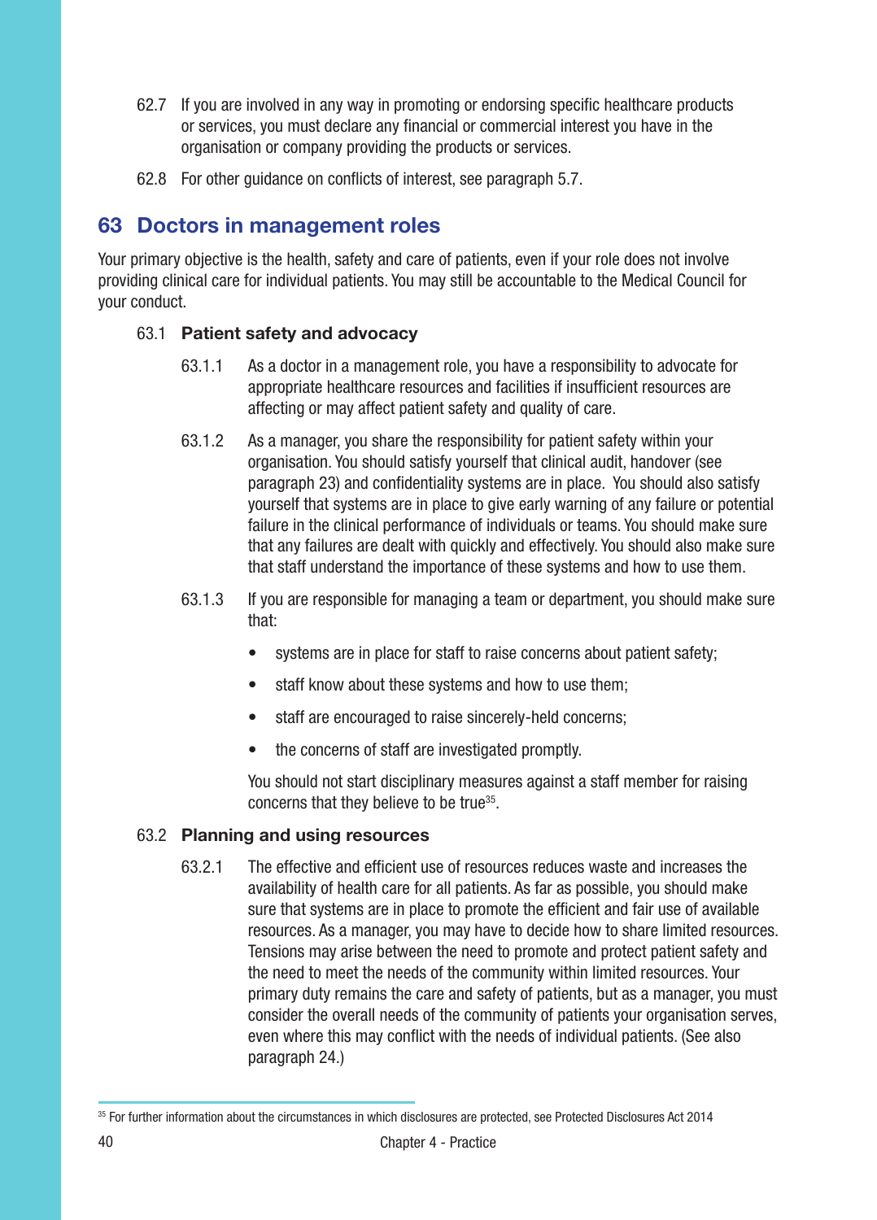62.7 If you are involved in any way in promoting or endorsing specific healthcare products or services, you must declare any financial or commercial interest you have in the organisation or company providing the products or services.

62.8 For other guidance on conflicts of interest, see paragraph 5.7.

## 63 Doctors in management roles

Your primary objective is the health, safety and care of patients, even if your role does not involve providing clinical care for individual patients. You may still be accountable to the Medical Council for your conduct.

### 63.1 Patient safety and advocacy

63.1.1 As a doctor in a management role, you have a responsibility to advocate for appropriate healthcare resources and facilities if insufficient resources are affecting or may affect patient safety and quality of care.

63.1.2 As a manager, you share the responsibility for patient safety within your organisation. You should satisfy yourself that clinical audit, handover (see paragraph 23) and confidentiality systems are in place. You should also satisfy yourself that systems are in place to give early warning of any failure or potential failure in the clinical performance of individuals or teams. You should make sure that any failures are dealt with quickly and effectively. You should also make sure that staff understand the importance of these systems and how to use them.

63.1.3 If you are responsible for managing a team or department, you should make sure that:

- systems are in place for staff to raise concerns about patient safety;
- staff know about these systems and how to use them;
- staff are encouraged to raise sincerely-held concerns;
- the concerns of staff are investigated promptly.

You should not start disciplinary measures against a staff member for raising concerns that they believe to be true[35].

### 63.2 Planning and using resources

63.2.1 The effective and efficient use of resources reduces waste and increases the availability of health care for all patients. As far as possible, you should make sure that systems are in place to promote the efficient and fair use of available resources. As a manager, you may have to decide how to share limited resources. Tensions may arise between the need to promote and protect patient safety and the need to meet the needs of the community within limited resources. Your primary duty remains the care and safety of patients, but as a manager, you must consider the overall needs of the community of patients your organisation serves, even where this may conflict with the needs of individual patients. (See also paragraph 24.)

[35] For further information about the circumstances in which disclosures are protected, see Protected Disclosures Act 2014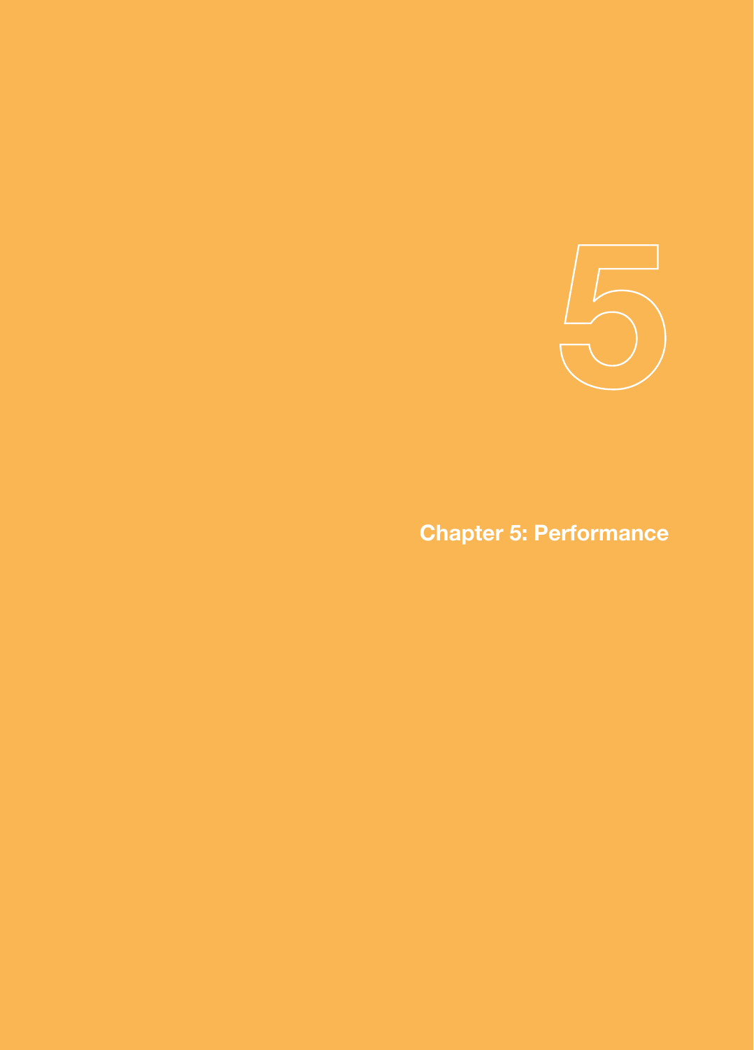# Chapter 5: Performance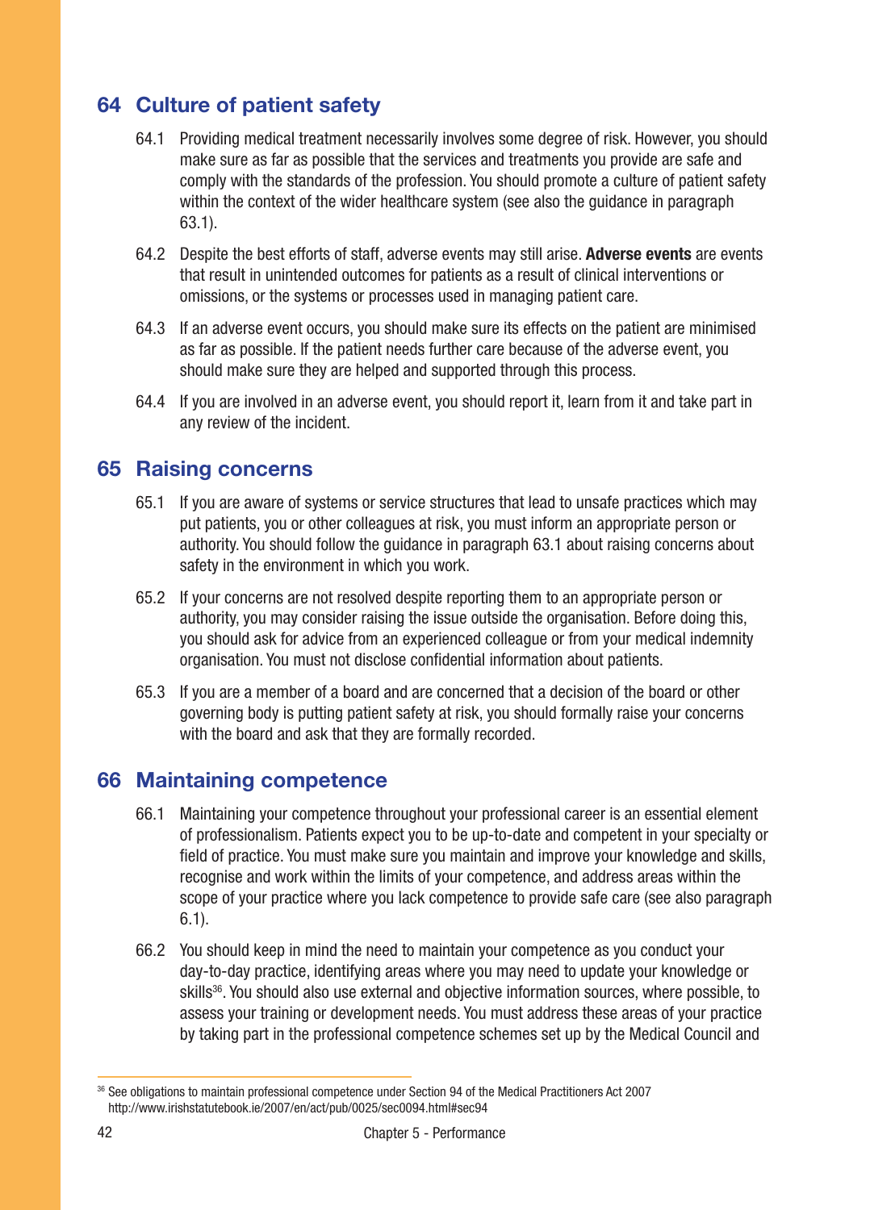## 64 Culture of patient safety

64.1 Providing medical treatment necessarily involves some degree of risk. However, you should make sure as far as possible that the services and treatments you provide are safe and comply with the standards of the profession. You should promote a culture of patient safety within the context of the wider healthcare system (see also the guidance in paragraph 63.1).

64.2 Despite the best efforts of staff, adverse events may still arise. **Adverse events** are events that result in unintended outcomes for patients as a result of clinical interventions or omissions, or the systems or processes used in managing patient care.

64.3 If an adverse event occurs, you should make sure its effects on the patient are minimised as far as possible. If the patient needs further care because of the adverse event, you should make sure they are helped and supported through this process.

64.4 If you are involved in an adverse event, you should report it, learn from it and take part in any review of the incident.

## 65 Raising concerns

65.1 If you are aware of systems or service structures that lead to unsafe practices which may put patients, you or other colleagues at risk, you must inform an appropriate person or authority. You should follow the guidance in paragraph 63.1 about raising concerns about safety in the environment in which you work.

65.2 If your concerns are not resolved despite reporting them to an appropriate person or authority, you may consider raising the issue outside the organisation. Before doing this, you should ask for advice from an experienced colleague or from your medical indemnity organisation. You must not disclose confidential information about patients.

65.3 If you are a member of a board and are concerned that a decision of the board or other governing body is putting patient safety at risk, you should formally raise your concerns with the board and ask that they are formally recorded.

## 66 Maintaining competence

66.1 Maintaining your competence throughout your professional career is an essential element of professionalism. Patients expect you to be up-to-date and competent in your specialty or field of practice. You must make sure you maintain and improve your knowledge and skills, recognise and work within the limits of your competence, and address areas within the scope of your practice where you lack competence to provide safe care (see also paragraph 6.1).

66.2 You should keep in mind the need to maintain your competence as you conduct your day-to-day practice, identifying areas where you may need to update your knowledge or skills[36]. You should also use external and objective information sources, where possible, to assess your training or development needs. You must address these areas of your practice by taking part in the professional competence schemes set up by the Medical Council and

[36] See obligations to maintain professional competence under Section 94 of the Medical Practitioners Act 2007 http://www.irishstatutebook.ie/2007/en/act/pub/0025/sec0094.html#sec94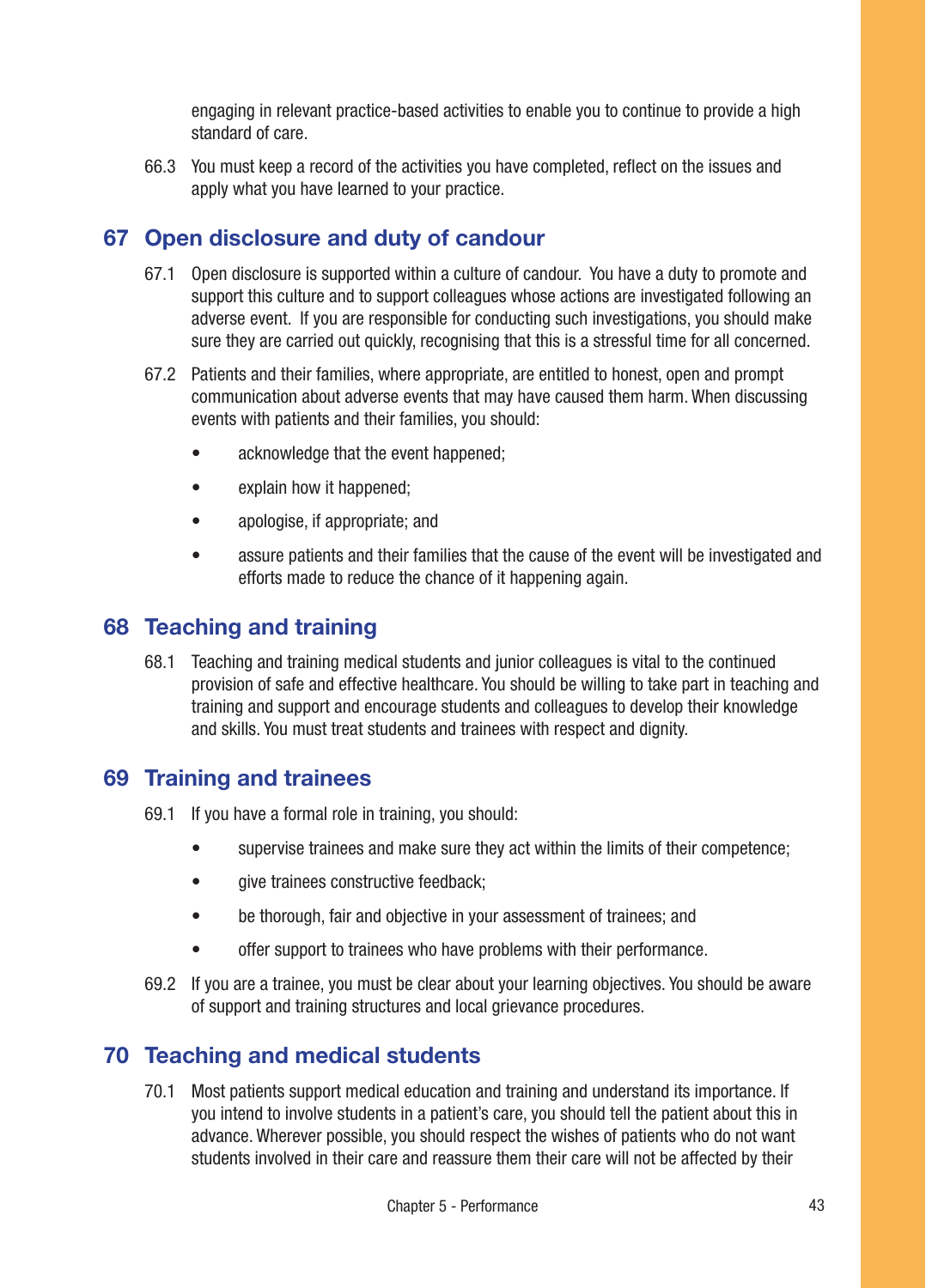engaging in relevant practice-based activities to enable you to continue to provide a high standard of care.

66.3 You must keep a record of the activities you have completed, reflect on the issues and apply what you have learned to your practice.

## 67 Open disclosure and duty of candour

67.1 Open disclosure is supported within a culture of candour. You have a duty to promote and support this culture and to support colleagues whose actions are investigated following an adverse event. If you are responsible for conducting such investigations, you should make sure they are carried out quickly, recognising that this is a stressful time for all concerned.

67.2 Patients and their families, where appropriate, are entitled to honest, open and prompt communication about adverse events that may have caused them harm. When discussing events with patients and their families, you should:

- acknowledge that the event happened;
- explain how it happened;
- apologise, if appropriate; and
- assure patients and their families that the cause of the event will be investigated and efforts made to reduce the chance of it happening again.

## 68 Teaching and training

68.1 Teaching and training medical students and junior colleagues is vital to the continued provision of safe and effective healthcare. You should be willing to take part in teaching and training and support and encourage students and colleagues to develop their knowledge and skills. You must treat students and trainees with respect and dignity.

## 69 Training and trainees

69.1 If you have a formal role in training, you should:

- supervise trainees and make sure they act within the limits of their competence;
- give trainees constructive feedback;
- be thorough, fair and objective in your assessment of trainees; and
- offer support to trainees who have problems with their performance.

69.2 If you are a trainee, you must be clear about your learning objectives. You should be aware of support and training structures and local grievance procedures.

## 70 Teaching and medical students

70.1 Most patients support medical education and training and understand its importance. If you intend to involve students in a patient's care, you should tell the patient about this in advance. Wherever possible, you should respect the wishes of patients who do not want students involved in their care and reassure them their care will not be affected by their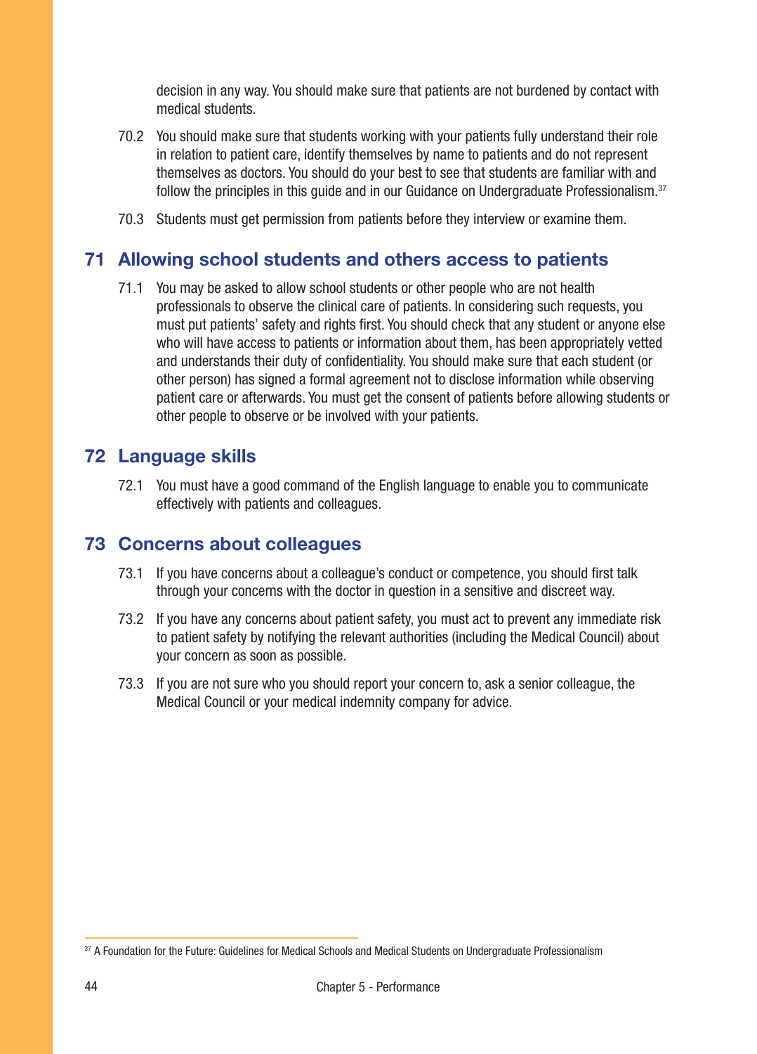decision in any way. You should make sure that patients are not burdened by contact with medical students.

70.2 You should make sure that students working with your patients fully understand their role in relation to patient care, identify themselves by name to patients and do not represent themselves as doctors. You should do your best to see that students are familiar with and follow the principles in this guide and in our Guidance on Undergraduate Professionalism.[37]

70.3 Students must get permission from patients before they interview or examine them.

## 71 Allowing school students and others access to patients

71.1 You may be asked to allow school students or other people who are not health professionals to observe the clinical care of patients. In considering such requests, you must put patients' safety and rights first. You should check that any student or anyone else who will have access to patients or information about them, has been appropriately vetted and understands their duty of confidentiality. You should make sure that each student (or other person) has signed a formal agreement not to disclose information while observing patient care or afterwards. You must get the consent of patients before allowing students or other people to observe or be involved with your patients.

## 72 Language skills

72.1 You must have a good command of the English language to enable you to communicate effectively with patients and colleagues.

## 73 Concerns about colleagues

73.1 If you have concerns about a colleague's conduct or competence, you should first talk through your concerns with the doctor in question in a sensitive and discreet way.

73.2 If you have any concerns about patient safety, you must act to prevent any immediate risk to patient safety by notifying the relevant authorities (including the Medical Council) about your concern as soon as possible.

73.3 If you are not sure who you should report your concern to, ask a senior colleague, the Medical Council or your medical indemnity company for advice.

---

[37] A Foundation for the Future: Guidelines for Medical Schools and Medical Students on Undergraduate Professionalism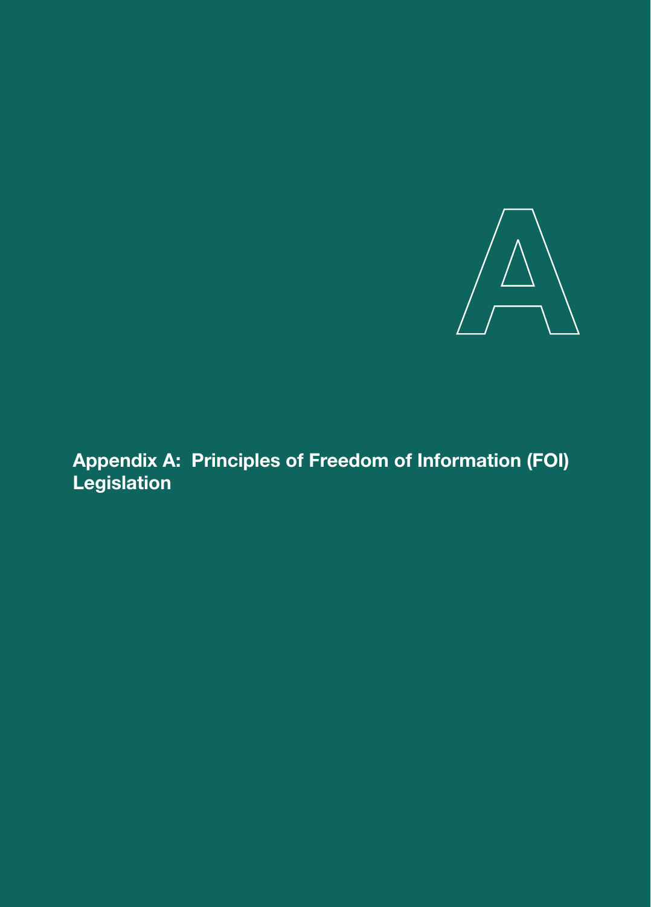# Appendix A: Principles of Freedom of Information (FOI) Legislation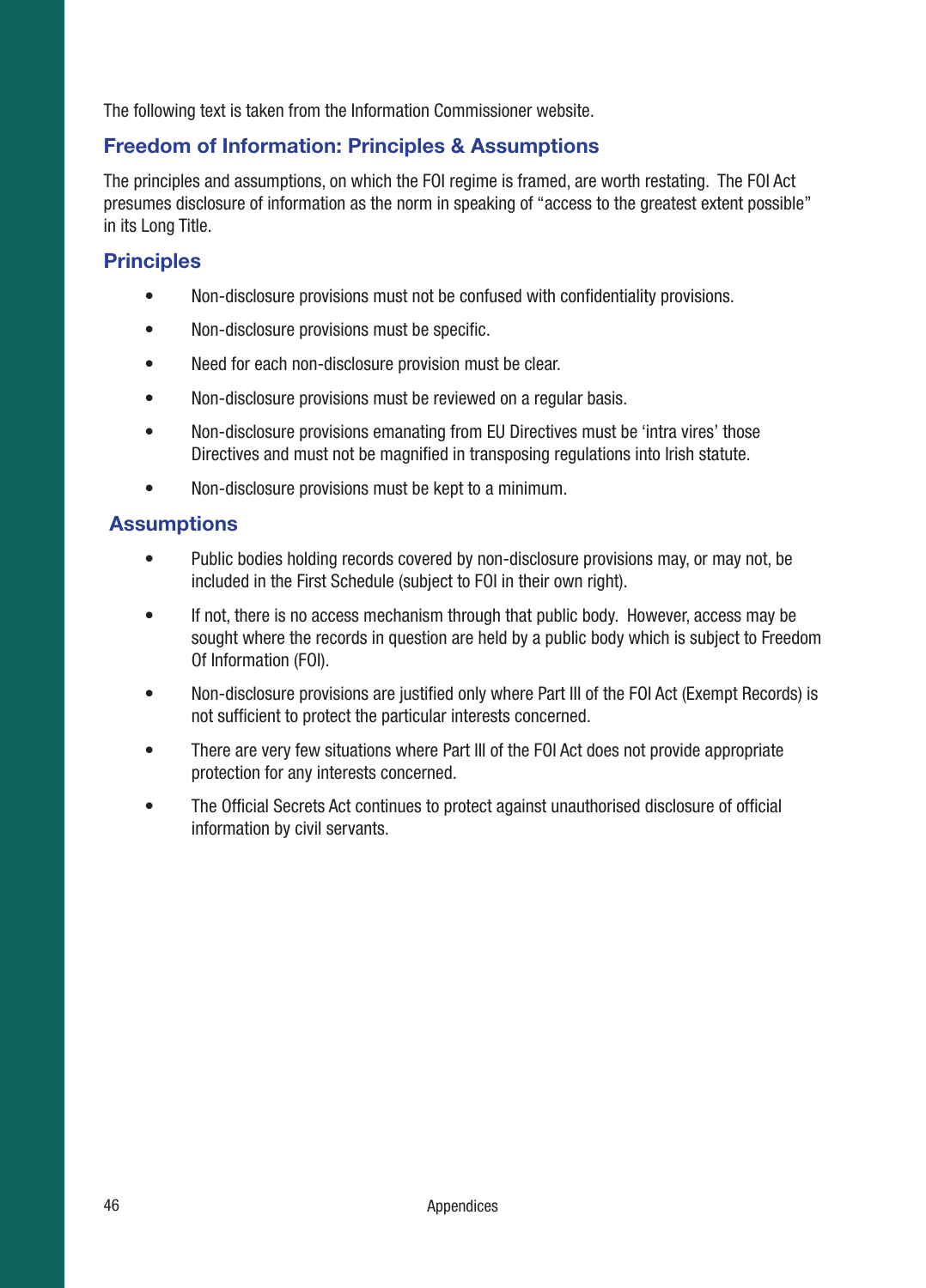The following text is taken from the Information Commissioner website.

## Freedom of Information: Principles & Assumptions

The principles and assumptions, on which the FOI regime is framed, are worth restating. The FOI Act presumes disclosure of information as the norm in speaking of "access to the greatest extent possible" in its Long Title.

## Principles

- Non-disclosure provisions must not be confused with confidentiality provisions.
- Non-disclosure provisions must be specific.
- Need for each non-disclosure provision must be clear.
- Non-disclosure provisions must be reviewed on a regular basis.
- Non-disclosure provisions emanating from EU Directives must be 'intra vires' those Directives and must not be magnified in transposing regulations into Irish statute.
- Non-disclosure provisions must be kept to a minimum.

## Assumptions

- Public bodies holding records covered by non-disclosure provisions may, or may not, be included in the First Schedule (subject to FOI in their own right).
- If not, there is no access mechanism through that public body. However, access may be sought where the records in question are held by a public body which is subject to Freedom Of Information (FOI).
- Non-disclosure provisions are justified only where Part III of the FOI Act (Exempt Records) is not sufficient to protect the particular interests concerned.
- There are very few situations where Part III of the FOI Act does not provide appropriate protection for any interests concerned.
- The Official Secrets Act continues to protect against unauthorised disclosure of official information by civil servants.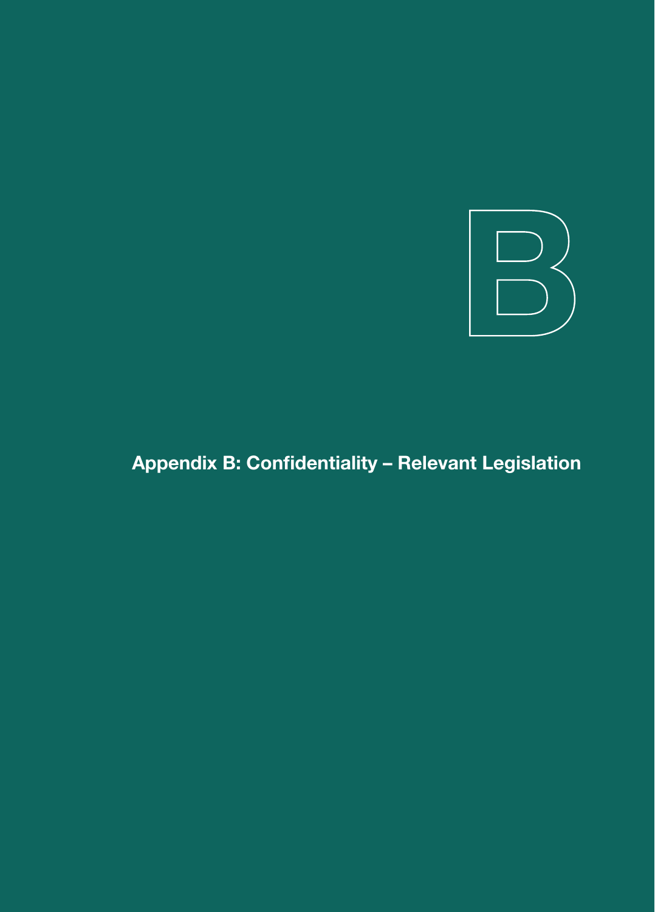# Appendix B: Confidentiality – Relevant Legislation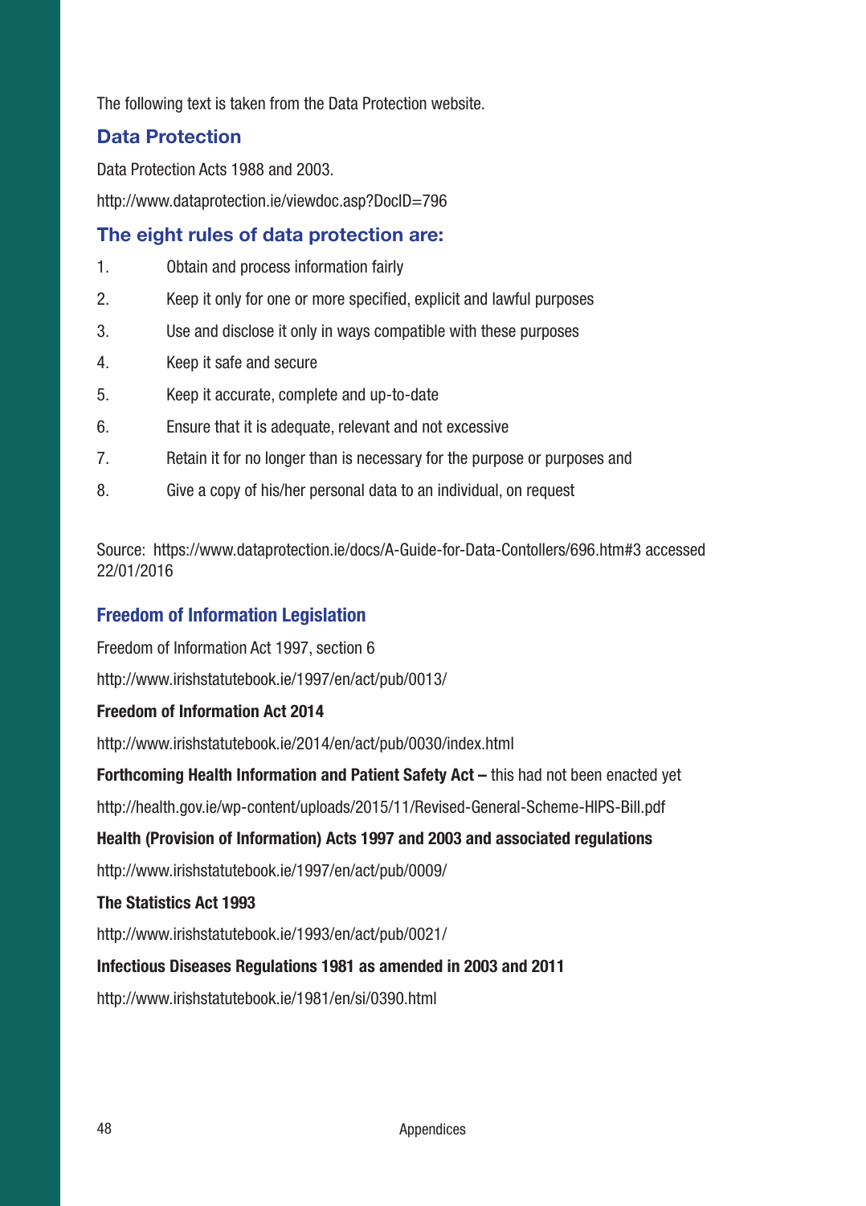The following text is taken from the Data Protection website.

## Data Protection

Data Protection Acts 1988 and 2003.

http://www.dataprotection.ie/viewdoc.asp?DocID=796

## The eight rules of data protection are:

1. Obtain and process information fairly
2. Keep it only for one or more specified, explicit and lawful purposes
3. Use and disclose it only in ways compatible with these purposes
4. Keep it safe and secure
5. Keep it accurate, complete and up-to-date
6. Ensure that it is adequate, relevant and not excessive
7. Retain it for no longer than is necessary for the purpose or purposes and
8. Give a copy of his/her personal data to an individual, on request

Source: https://www.dataprotection.ie/docs/A-Guide-for-Data-Contollers/696.htm#3 accessed 22/01/2016

## Freedom of Information Legislation

Freedom of Information Act 1997, section 6

http://www.irishstatutebook.ie/1997/en/act/pub/0013/

**Freedom of Information Act 2014**

http://www.irishstatutebook.ie/2014/en/act/pub/0030/index.html

**Forthcoming Health Information and Patient Safety Act –** this had not been enacted yet

http://health.gov.ie/wp-content/uploads/2015/11/Revised-General-Scheme-HIPS-Bill.pdf

**Health (Provision of Information) Acts 1997 and 2003 and associated regulations**

http://www.irishstatutebook.ie/1997/en/act/pub/0009/

**The Statistics Act 1993**

http://www.irishstatutebook.ie/1993/en/act/pub/0021/

**Infectious Diseases Regulations 1981 as amended in 2003 and 2011**

http://www.irishstatutebook.ie/1981/en/si/0390.html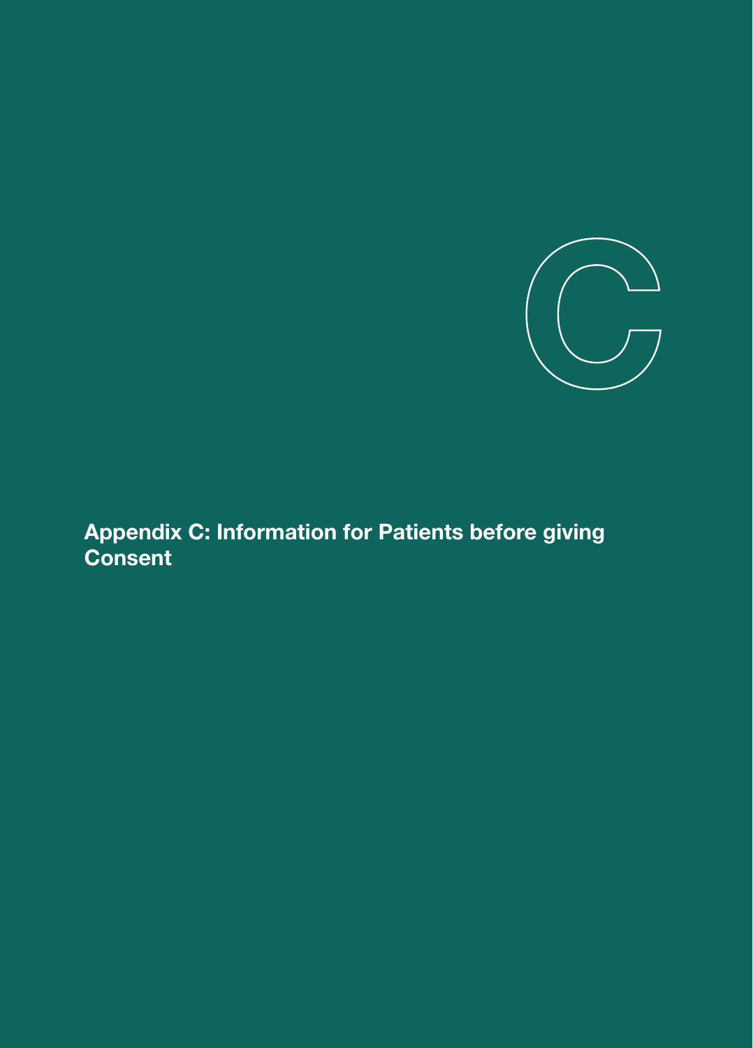# Appendix C: Information for Patients before giving Consent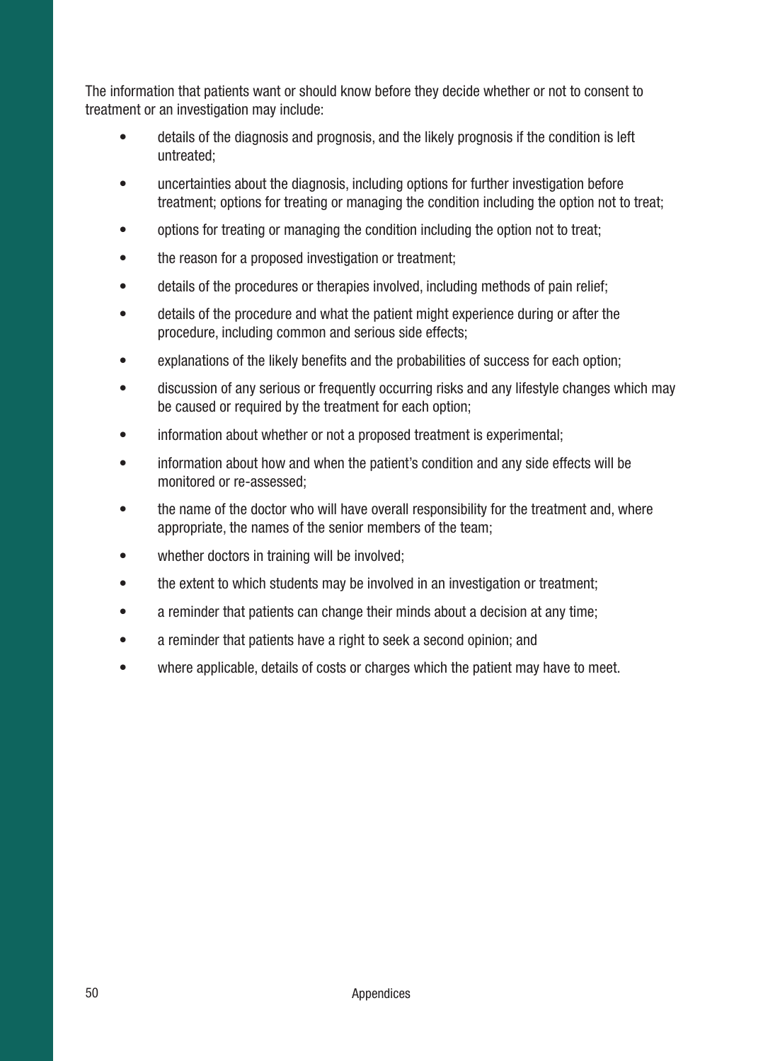The information that patients want or should know before they decide whether or not to consent to treatment or an investigation may include:

- details of the diagnosis and prognosis, and the likely prognosis if the condition is left untreated;
- uncertainties about the diagnosis, including options for further investigation before treatment; options for treating or managing the condition including the option not to treat;
- options for treating or managing the condition including the option not to treat;
- the reason for a proposed investigation or treatment;
- details of the procedures or therapies involved, including methods of pain relief;
- details of the procedure and what the patient might experience during or after the procedure, including common and serious side effects;
- explanations of the likely benefits and the probabilities of success for each option;
- discussion of any serious or frequently occurring risks and any lifestyle changes which may be caused or required by the treatment for each option;
- information about whether or not a proposed treatment is experimental;
- information about how and when the patient's condition and any side effects will be monitored or re-assessed;
- the name of the doctor who will have overall responsibility for the treatment and, where appropriate, the names of the senior members of the team;
- whether doctors in training will be involved;
- the extent to which students may be involved in an investigation or treatment;
- a reminder that patients can change their minds about a decision at any time;
- a reminder that patients have a right to seek a second opinion; and
- where applicable, details of costs or charges which the patient may have to meet.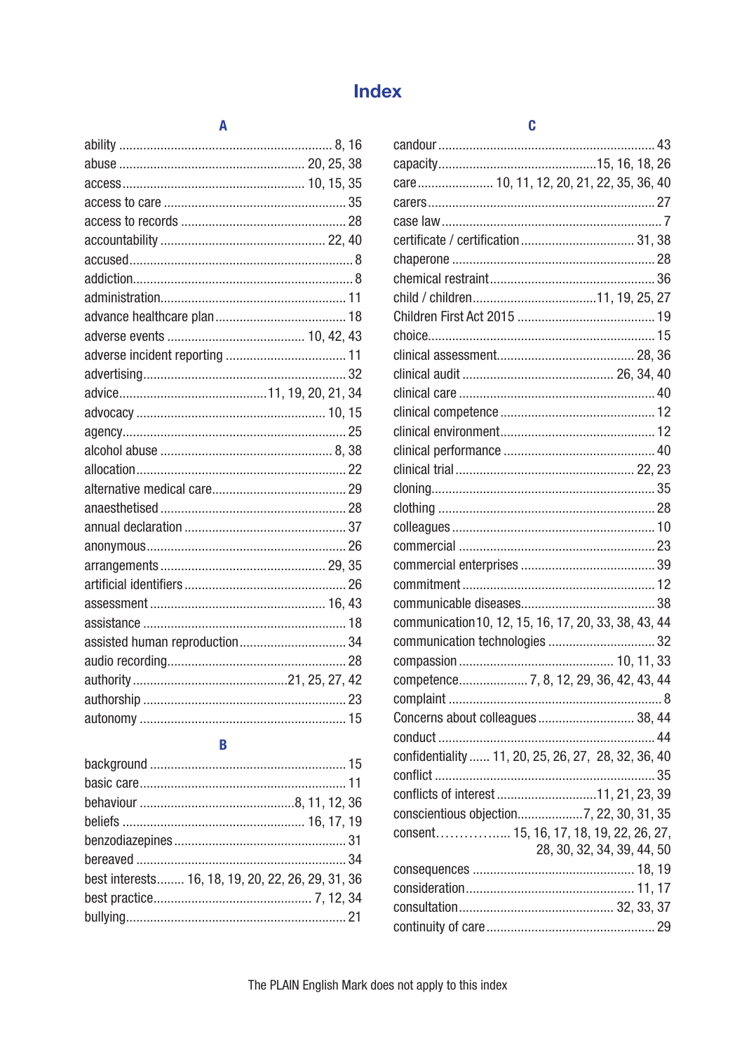# Index

## A

ability ............ 8, 16
abuse ............ 20, 25, 38
access ............ 10, 15, 35
access to care ............ 35
access to records ............ 28
accountability ............ 22, 40
accused ............ 8
addiction ............ 8
administration ............ 11
advance healthcare plan ............ 18
adverse events ............ 10, 42, 43
adverse incident reporting ............ 11
advertising ............ 32
advice ............ 11, 19, 20, 21, 34
advocacy ............ 10, 15
agency ............ 25
alcohol abuse ............ 8, 38
allocation ............ 22
alternative medical care ............ 29
anaesthetised ............ 28
annual declaration ............ 37
anonymous ............ 26
arrangements ............ 29, 35
artificial identifiers ............ 26
assessment ............ 16, 43
assistance ............ 18
assisted human reproduction ............ 34
audio recording ............ 28
authority ............ 21, 25, 27, 42
authorship ............ 23
autonomy ............ 15

## B

background ............ 15
basic care ............ 11
behaviour ............ 8, 11, 12, 36
beliefs ............ 16, 17, 19
benzodiazepines ............ 31
bereaved ............ 34
best interests ............ 16, 18, 19, 20, 22, 26, 29, 31, 36
best practice ............ 7, 12, 34
bullying ............ 21

## C

candour ............ 43
capacity ............ 15, 16, 18, 26
care ............ 10, 11, 12, 20, 21, 22, 35, 36, 40
carers ............ 27
case law ............ 7
certificate / certification ............ 31, 38
chaperone ............ 28
chemical restraint ............ 36
child / children ............ 11, 19, 25, 27
Children First Act 2015 ............ 19
choice ............ 15
clinical assessment ............ 28, 36
clinical audit ............ 26, 34, 40
clinical care ............ 40
clinical competence ............ 12
clinical environment ............ 12
clinical performance ............ 40
clinical trial ............ 22, 23
cloning ............ 35
clothing ............ 28
colleagues ............ 10
commercial ............ 23
commercial enterprises ............ 39
commitment ............ 12
communicable diseases ............ 38
communication ............ 10, 12, 15, 16, 17, 20, 33, 38, 43, 44
communication technologies ............ 32
compassion ............ 10, 11, 33
competence ............ 7, 8, 12, 29, 36, 42, 43, 44
complaint ............ 8
Concerns about colleagues ............ 38, 44
conduct ............ 44
confidentiality ............ 11, 20, 25, 26, 27, 28, 32, 36, 40
conflict ............ 35
conflicts of interest ............ 11, 21, 23, 39
conscientious objection ............ 7, 22, 30, 31, 35
consent ............ 15, 16, 17, 18, 19, 22, 26, 27, 28, 30, 32, 34, 39, 44, 50
consequences ............ 18, 19
consideration ............ 11, 17
consultation ............ 32, 33, 37
continuity of care ............ 29

The PLAIN English Mark does not apply to this index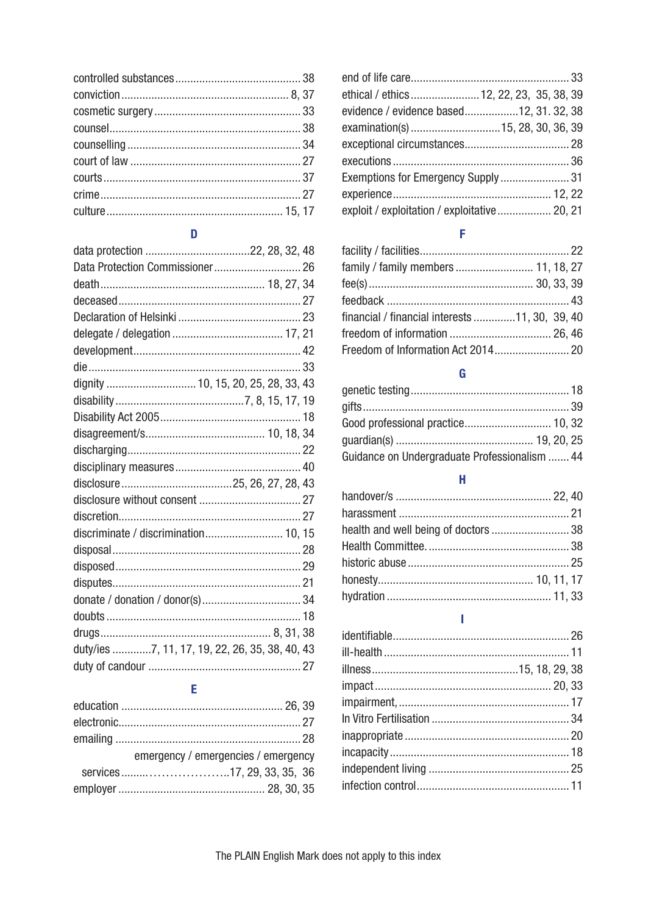controlled substances .......................................... 38
conviction ....................................................... 8, 37
cosmetic surgery ................................................ 33
counsel ............................................................... 38
counselling ......................................................... 34
court of law ........................................................ 27
courts ................................................................. 37
crime .................................................................. 27
culture ........................................................... 15, 17

### D

data protection ...................................22, 28, 32, 48
Data Protection Commissioner ............................. 26
death ....................................................... 18, 27, 34
deceased ............................................................. 27
Declaration of Helsinki ......................................... 23
delegate / delegation ..................................... 17, 21
development ....................................................... 42
die ....................................................................... 33
dignity ............................. 10, 15, 20, 25, 28, 33, 43
disability ...........................................7, 8, 15, 17, 19
Disability Act 2005 ............................................... 18
disagreement/s ........................................ 10, 18, 34
discharging .......................................................... 22
disciplinary measures .......................................... 40
disclosure .....................................25, 26, 27, 28, 43
disclosure without consent .................................. 27
discretion ............................................................. 27
discriminate / discrimination .......................... 10, 15
disposal ............................................................... 28
disposed .............................................................. 29
disputes ............................................................... 21
donate / donation / donor(s) ................................. 34
doubts ................................................................. 18
drugs ................................................................ 8, 31, 38
duty/ies .............7, 11, 17, 19, 22, 26, 35, 38, 40, 43
duty of candour ................................................... 27

### E

education ....................................................... 26, 39
electronic ............................................................. 27
emailing .............................................................. 28
emergency / emergencies / emergency services ....................17, 29, 33, 35, 36
employer ................................................. 28, 30, 35
end of life care ..................................................... 33
ethical / ethics .......................12, 22, 23, 35, 38, 39
evidence / evidence based ..................12, 31. 32, 38
examination(s) .............................15, 28, 30, 36, 39
exceptional circumstances ................................... 28
executions ........................................................... 36
Exemptions for Emergency Supply ....................... 31
experience ..................................................... 12, 22
exploit / exploitation / exploitative .................. 20, 21

### F

facility / facilities ................................................. 22
family / family members .......................... 11, 18, 27
fee(s) ....................................................... 30, 33, 39
feedback ............................................................. 43
financial / financial interests .............11, 30, 39, 40
freedom of information .................................. 26, 46
Freedom of Information Act 2014 ......................... 20

### G

genetic testing ..................................................... 18
gifts ..................................................................... 39
Good professional practice ............................ 10, 32
guardian(s) ............................................. 19, 20, 25
Guidance on Undergraduate Professionalism ....... 44

### H

handover/s .................................................... 22, 40
harassment ......................................................... 21
health and well being of doctors .......................... 38
Health Committee. ............................................... 38
historic abuse ...................................................... 25
honesty ...................................................... 10, 11, 17
hydration ....................................................... 11, 33

### I

identifiable .......................................................... 26
ill-health .............................................................. 11
illness ................................................15, 18, 29, 38
impact .......................................................... 20, 33
impairment, ......................................................... 17
In Vitro Fertilisation ............................................. 34
inappropriate ....................................................... 20
incapacity ............................................................ 18
independent living ............................................... 25
infection control ................................................... 11

The PLAIN English Mark does not apply to this index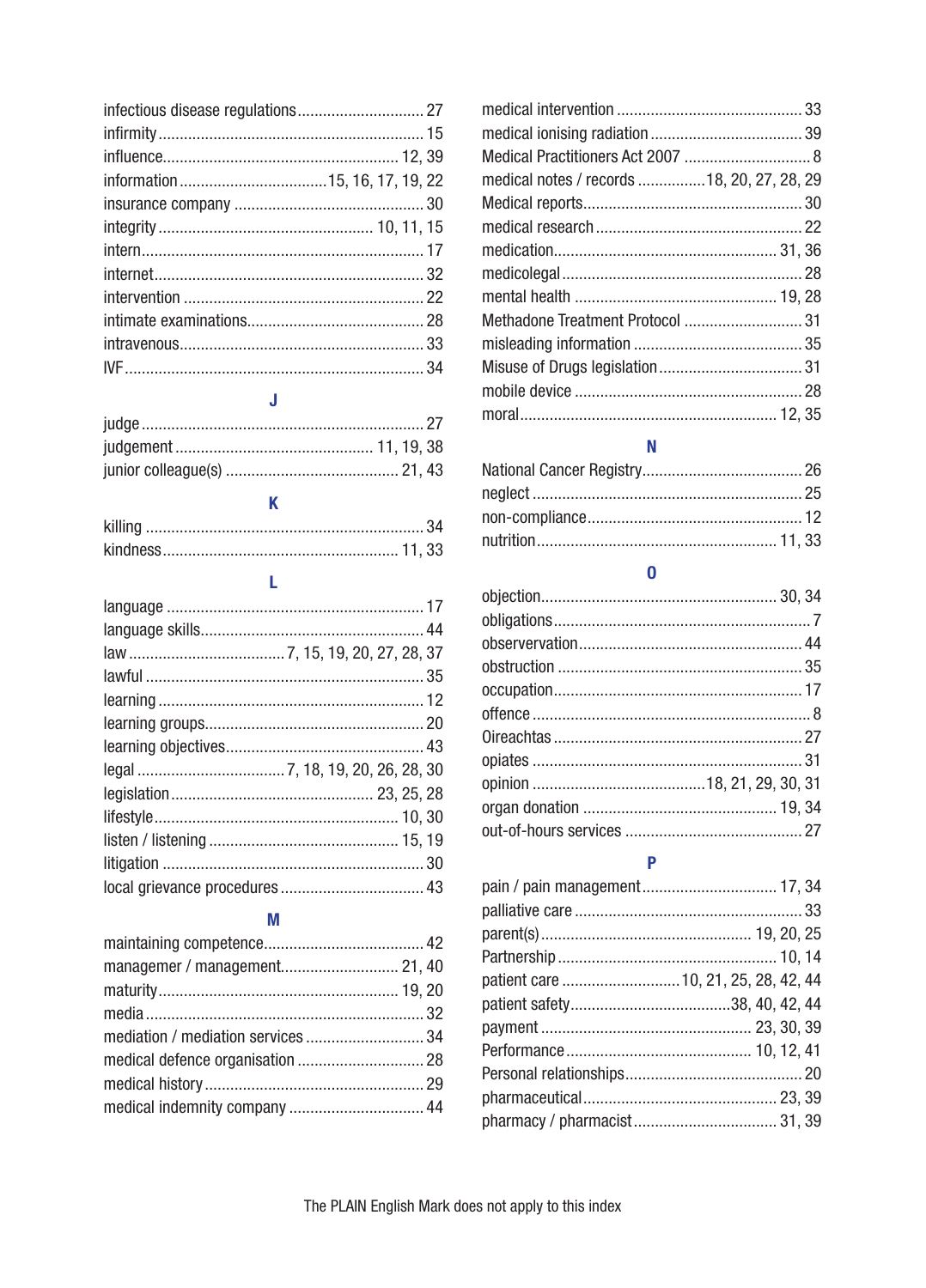infectious disease regulations ..... 27
infirmity ..... 15
influence ..... 12, 39
information ..... 15, 16, 17, 19, 22
insurance company ..... 30
integrity ..... 10, 11, 15
intern ..... 17
internet ..... 32
intervention ..... 22
intimate examinations ..... 28
intravenous ..... 33
IVF ..... 34

## J

judge ..... 27
judgement ..... 11, 19, 38
junior colleague(s) ..... 21, 43

## K

killing ..... 34
kindness ..... 11, 33

## L

language ..... 17
language skills ..... 44
law ..... 7, 15, 19, 20, 27, 28, 37
lawful ..... 35
learning ..... 12
learning groups ..... 20
learning objectives ..... 43
legal ..... 7, 18, 19, 20, 26, 28, 30
legislation ..... 23, 25, 28
lifestyle ..... 10, 30
listen / listening ..... 15, 19
litigation ..... 30
local grievance procedures ..... 43

## M

maintaining competence ..... 42
managemer / management ..... 21, 40
maturity ..... 19, 20
media ..... 32
mediation / mediation services ..... 34
medical defence organisation ..... 28
medical history ..... 29
medical indemnity company ..... 44
medical intervention ..... 33
medical ionising radiation ..... 39
Medical Practitioners Act 2007 ..... 8
medical notes / records ..... 18, 20, 27, 28, 29
Medical reports ..... 30
medical research ..... 22
medication ..... 31, 36
medicolegal ..... 28
mental health ..... 19, 28
Methadone Treatment Protocol ..... 31
misleading information ..... 35
Misuse of Drugs legislation ..... 31
mobile device ..... 28
moral ..... 12, 35

## N

National Cancer Registry ..... 26
neglect ..... 25
non-compliance ..... 12
nutrition ..... 11, 33

## O

objection ..... 30, 34
obligations ..... 7
observervation ..... 44
obstruction ..... 35
occupation ..... 17
offence ..... 8
Oireachtas ..... 27
opiates ..... 31
opinion ..... 18, 21, 29, 30, 31
organ donation ..... 19, 34
out-of-hours services ..... 27

## P

pain / pain management ..... 17, 34
palliative care ..... 33
parent(s) ..... 19, 20, 25
Partnership ..... 10, 14
patient care ..... 10, 21, 25, 28, 42, 44
patient safety ..... 38, 40, 42, 44
payment ..... 23, 30, 39
Performance ..... 10, 12, 41
Personal relationships ..... 20
pharmaceutical ..... 23, 39
pharmacy / pharmacist ..... 31, 39

The PLAIN English Mark does not apply to this index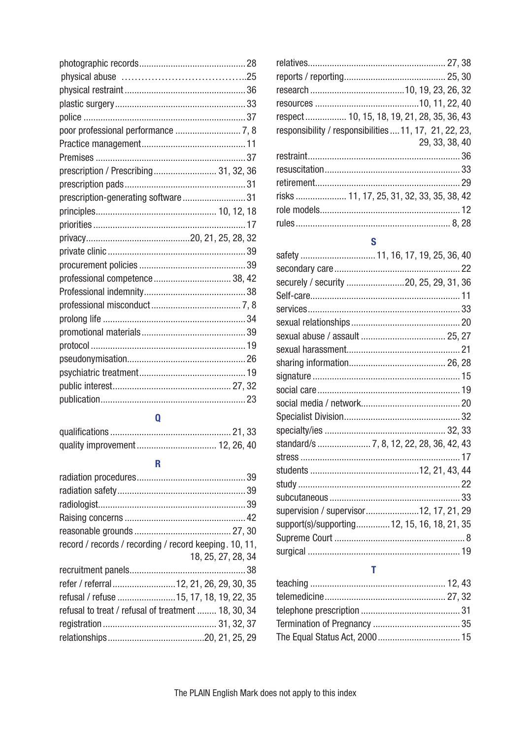photographic records ........ 28
physical abuse ........ 25
physical restraint ........ 36
plastic surgery ........ 33
police ........ 37
poor professional performance ........ 7, 8
Practice management ........ 11
Premises ........ 37
prescription / Prescribing ........ 31, 32, 36
prescription pads ........ 31
prescription-generating software ........ 31
principles ........ 10, 12, 18
priorities ........ 17
privacy ........ 20, 21, 25, 28, 32
private clinic ........ 39
procurement policies ........ 39
professional competence ........ 38, 42
Professional indemnity ........ 38
professional misconduct ........ 7, 8
prolong life ........ 34
promotional materials ........ 39
protocol ........ 19
pseudonymisation ........ 26
psychiatric treatment ........ 19
public interest ........ 27, 32
publication ........ 23

## Q

qualifications ........ 21, 33
quality improvement ........ 12, 26, 40

## R

radiation procedures ........ 39
radiation safety ........ 39
radiologist ........ 39
Raising concerns ........ 42
reasonable grounds ........ 27, 30
record / records / recording / record keeping ........ 10, 11, 18, 25, 27, 28, 34
recruitment panels ........ 38
refer / referral ........ 12, 21, 26, 29, 30, 35
refusal / refuse ........ 15, 17, 18, 19, 22, 35
refusal to treat / refusal of treatment ........ 18, 30, 34
registration ........ 31, 32, 37
relationships ........ 20, 21, 25, 29
relatives ........ 27, 38
reports / reporting ........ 25, 30
research ........ 10, 19, 23, 26, 32
resources ........ 10, 11, 22, 40
respect ........ 10, 15, 18, 19, 21, 28, 35, 36, 43
responsibility / responsibilities ........ 11, 17, 21, 22, 23, 29, 33, 38, 40
restraint ........ 36
resuscitation ........ 33
retirement ........ 29
risks ........ 11, 17, 25, 31, 32, 33, 35, 38, 42
role models ........ 12
rules ........ 8, 28

## S

safety ........ 11, 16, 17, 19, 25, 36, 40
secondary care ........ 22
securely / security ........ 20, 25, 29, 31, 36
Self-care ........ 11
services ........ 33
sexual relationships ........ 20
sexual abuse / assault ........ 25, 27
sexual harassment ........ 21
sharing information ........ 26, 28
signature ........ 15
social care ........ 19
social media / network ........ 20
Specialist Division ........ 32
specialty/ies ........ 32, 33
standard/s ........ 7, 8, 12, 22, 28, 36, 42, 43
stress ........ 17
students ........ 12, 21, 43, 44
study ........ 22
subcutaneous ........ 33
supervision / supervisor ........ 12, 17, 21, 29
support(s)/supporting ........ 12, 15, 16, 18, 21, 35
Supreme Court ........ 8
surgical ........ 19

## T

teaching ........ 12, 43
telemedicine ........ 27, 32
telephone prescription ........ 31
Termination of Pregnancy ........ 35
The Equal Status Act, 2000 ........ 15

The PLAIN English Mark does not apply to this index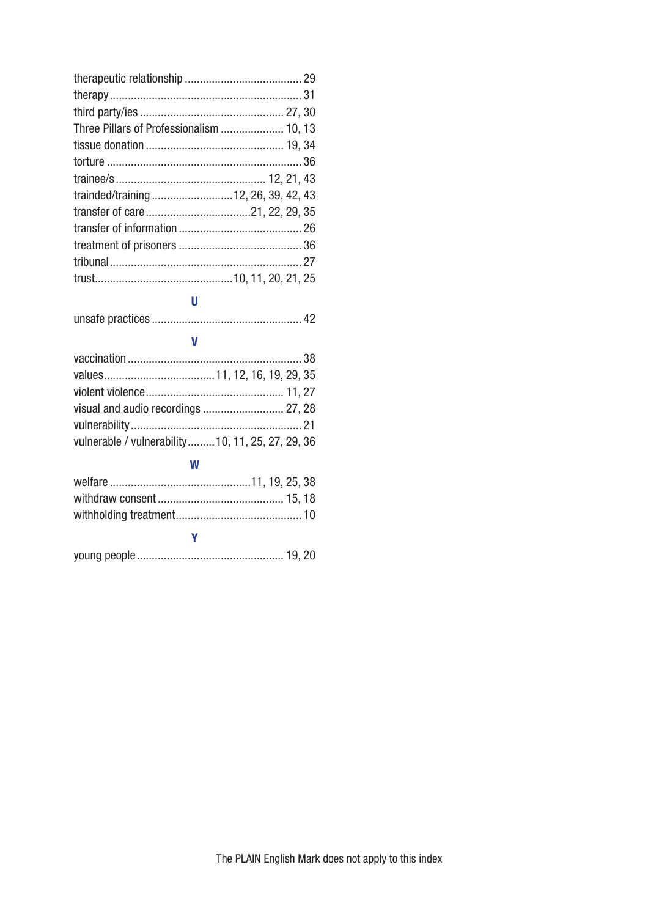therapeutic relationship ........................................ 29
therapy ................................................................ 31
third party/ies ................................................ 27, 30
Three Pillars of Professionalism ..................... 10, 13
tissue donation .............................................. 19, 34
torture .................................................................. 36
trainee/s .................................................. 12, 21, 43
trainded/training ............................12, 26, 39, 42, 43
transfer of care ...................................21, 22, 29, 35
transfer of information ......................................... 26
treatment of prisoners ......................................... 36
tribunal ................................................................ 27
trust..............................................10, 11, 20, 21, 25

## U

unsafe practices .................................................. 42

## V

vaccination .......................................................... 38
values.....................................11, 12, 16, 19, 29, 35
violent violence............................................. 11, 27
visual and audio recordings ........................... 27, 28
vulnerability ......................................................... 21
vulnerable / vulnerability.........10, 11, 25, 27, 29, 36

## W

welfare ...............................................11, 19, 25, 38
withdraw consent .......................................... 15, 18
withholding treatment.......................................... 10

## Y

young people ................................................ 19, 20

The PLAIN English Mark does not apply to this index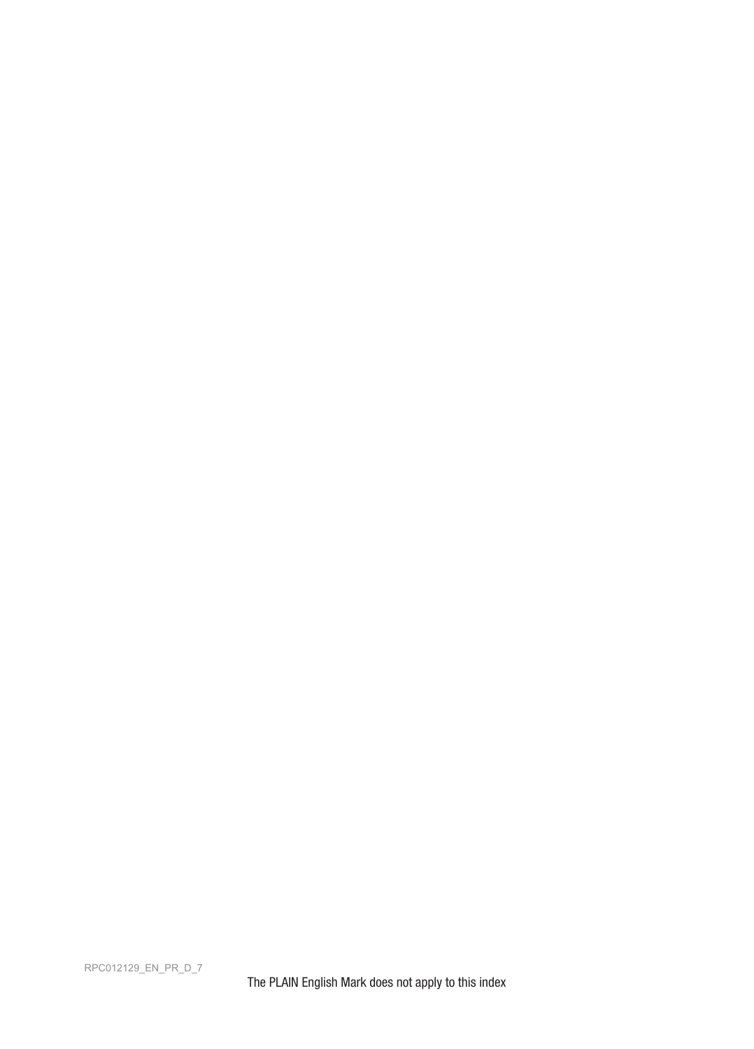RPC012129_EN_PR_D_7

The PLAIN English Mark does not apply to this index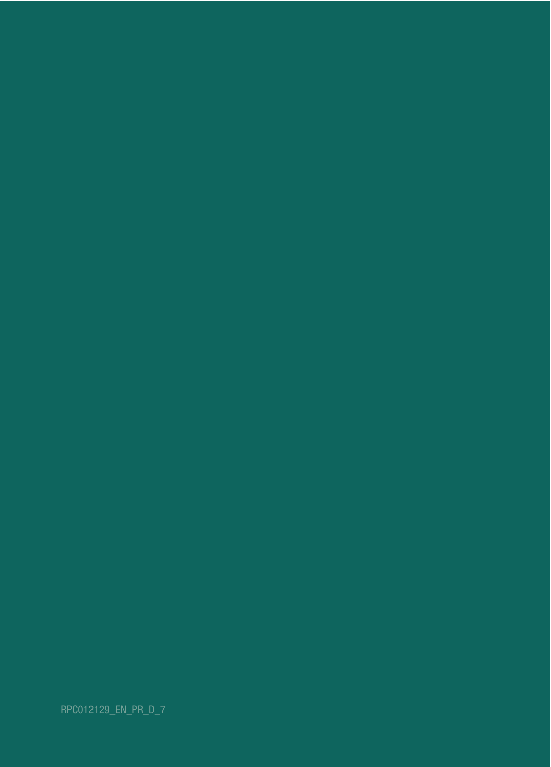RPC012129_EN_PR_D_7